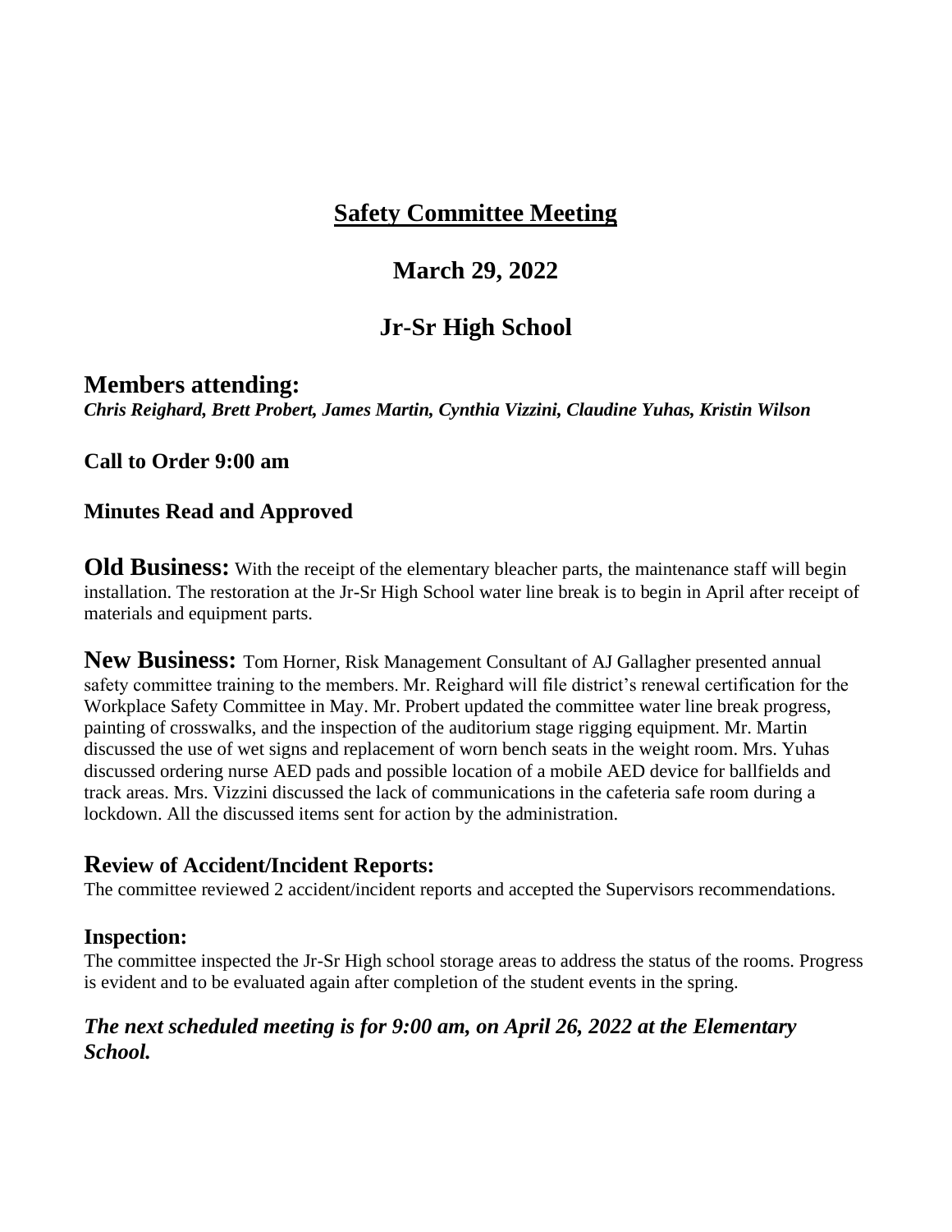# Safety Committee Meeting

## March 29, 2022

## Jr-Sr High School

### Members attending:

***Chris Reighard, Brett Probert, James Martin, Cynthia Vizzini, Claudine Yuhas, Kristin Wilson***

**Call to Order 9:00 am**

**Minutes Read and Approved**

**Old Business:** With the receipt of the elementary bleacher parts, the maintenance staff will begin installation. The restoration at the Jr-Sr High School water line break is to begin in April after receipt of materials and equipment parts.

**New Business:** Tom Horner, Risk Management Consultant of AJ Gallagher presented annual safety committee training to the members. Mr. Reighard will file district's renewal certification for the Workplace Safety Committee in May. Mr. Probert updated the committee water line break progress, painting of crosswalks, and the inspection of the auditorium stage rigging equipment. Mr. Martin discussed the use of wet signs and replacement of worn bench seats in the weight room. Mrs. Yuhas discussed ordering nurse AED pads and possible location of a mobile AED device for ballfields and track areas. Mrs. Vizzini discussed the lack of communications in the cafeteria safe room during a lockdown. All the discussed items sent for action by the administration.

### Review of Accident/Incident Reports:

The committee reviewed 2 accident/incident reports and accepted the Supervisors recommendations.

### Inspection:

The committee inspected the Jr-Sr High school storage areas to address the status of the rooms. Progress is evident and to be evaluated again after completion of the student events in the spring.

***The next scheduled meeting is for 9:00 am, on April 26, 2022 at the Elementary School.***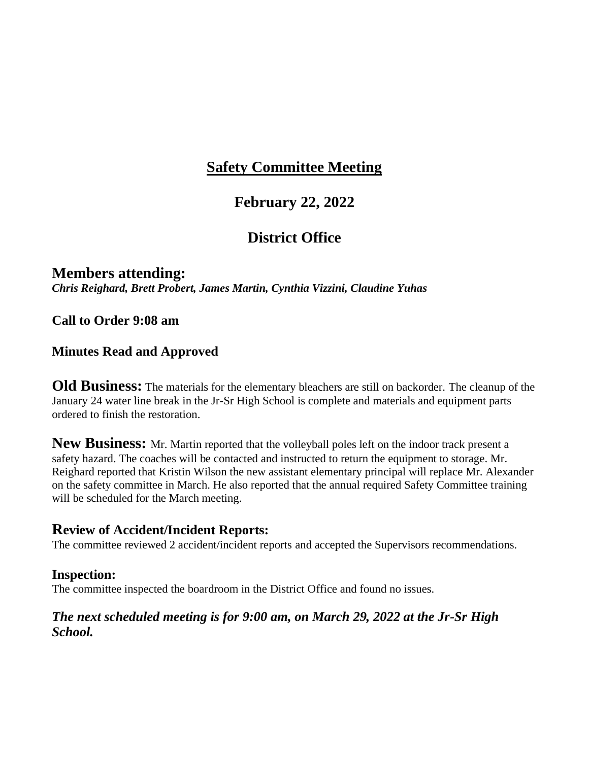# Safety Committee Meeting

## February 22, 2022

## District Office

### Members attending:

***Chris Reighard, Brett Probert, James Martin, Cynthia Vizzini, Claudine Yuhas***

**Call to Order 9:08 am**

**Minutes Read and Approved**

**Old Business:** The materials for the elementary bleachers are still on backorder. The cleanup of the January 24 water line break in the Jr-Sr High School is complete and materials and equipment parts ordered to finish the restoration.

**New Business:** Mr. Martin reported that the volleyball poles left on the indoor track present a safety hazard. The coaches will be contacted and instructed to return the equipment to storage. Mr. Reighard reported that Kristin Wilson the new assistant elementary principal will replace Mr. Alexander on the safety committee in March. He also reported that the annual required Safety Committee training will be scheduled for the March meeting.

### Review of Accident/Incident Reports:

The committee reviewed 2 accident/incident reports and accepted the Supervisors recommendations.

### Inspection:

The committee inspected the boardroom in the District Office and found no issues.

***The next scheduled meeting is for 9:00 am, on March 29, 2022 at the Jr-Sr High School.***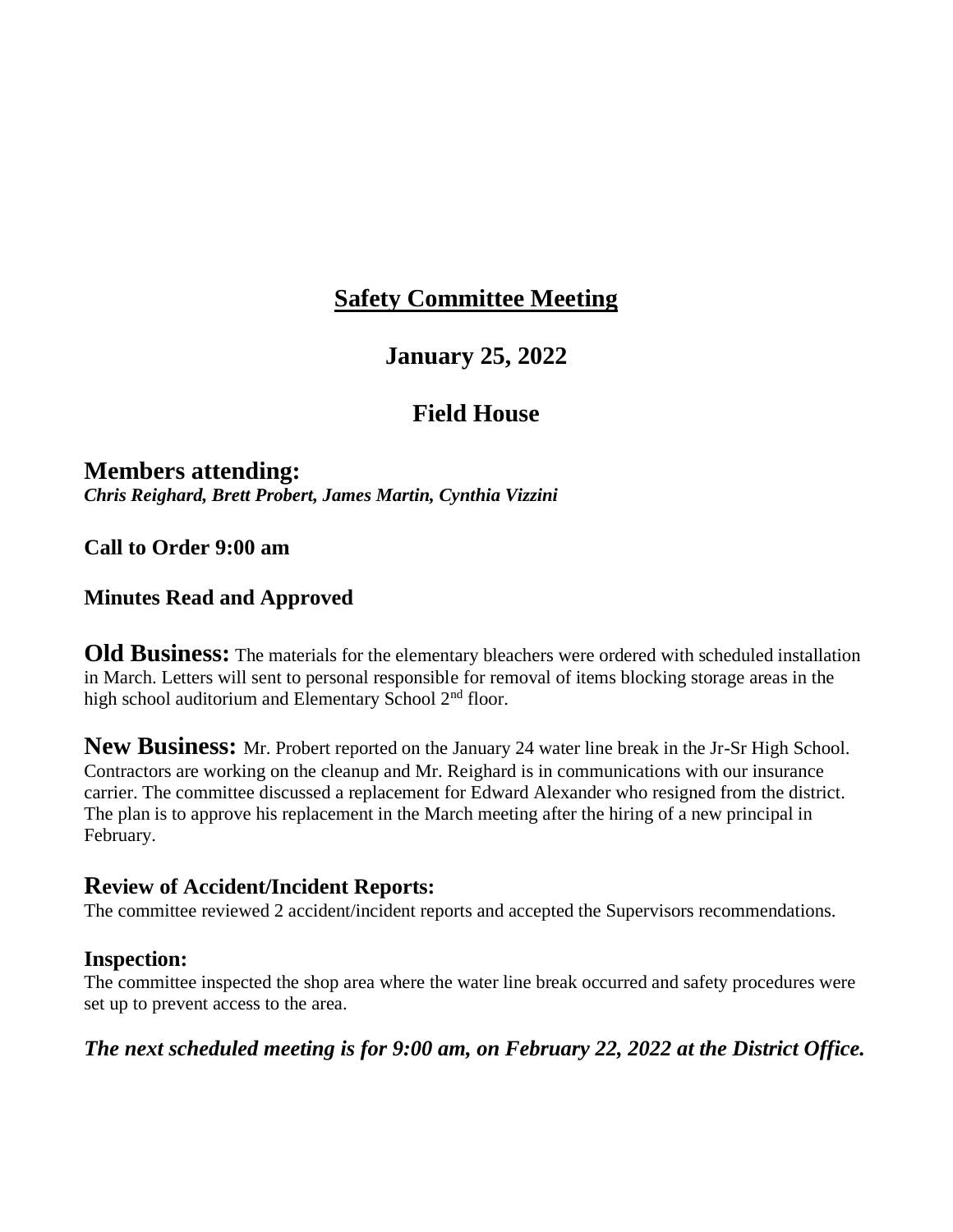# Safety Committee Meeting

## January 25, 2022

## Field House

## Members attending:

***Chris Reighard, Brett Probert, James Martin, Cynthia Vizzini***

**Call to Order 9:00 am**

**Minutes Read and Approved**

**Old Business:** The materials for the elementary bleachers were ordered with scheduled installation in March. Letters will sent to personal responsible for removal of items blocking storage areas in the high school auditorium and Elementary School 2nd floor.

**New Business:** Mr. Probert reported on the January 24 water line break in the Jr-Sr High School. Contractors are working on the cleanup and Mr. Reighard is in communications with our insurance carrier. The committee discussed a replacement for Edward Alexander who resigned from the district. The plan is to approve his replacement in the March meeting after the hiring of a new principal in February.

### Review of Accident/Incident Reports:

The committee reviewed 2 accident/incident reports and accepted the Supervisors recommendations.

### Inspection:

The committee inspected the shop area where the water line break occurred and safety procedures were set up to prevent access to the area.

***The next scheduled meeting is for 9:00 am, on February 22, 2022 at the District Office.***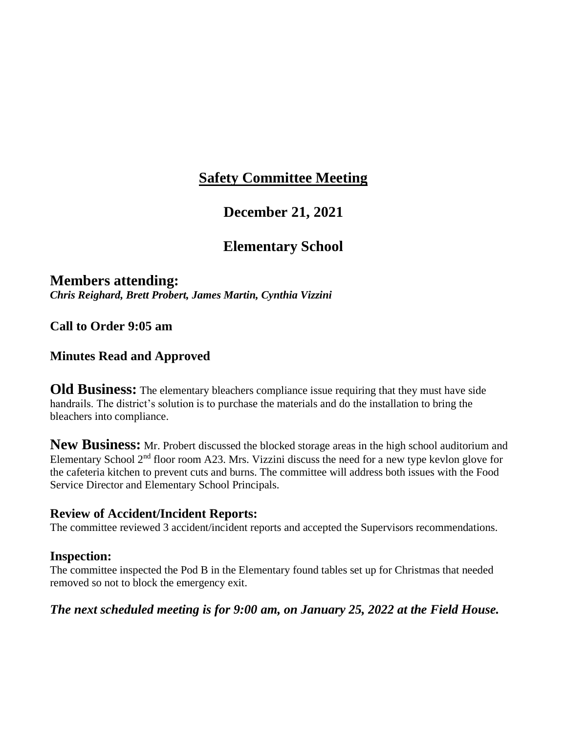# Safety Committee Meeting

## December 21, 2021

## Elementary School

### Members attending:

***Chris Reighard, Brett Probert, James Martin, Cynthia Vizzini***

**Call to Order 9:05 am**

**Minutes Read and Approved**

**Old Business:** The elementary bleachers compliance issue requiring that they must have side handrails. The district's solution is to purchase the materials and do the installation to bring the bleachers into compliance.

**New Business:** Mr. Probert discussed the blocked storage areas in the high school auditorium and Elementary School 2nd floor room A23. Mrs. Vizzini discuss the need for a new type kevlon glove for the cafeteria kitchen to prevent cuts and burns. The committee will address both issues with the Food Service Director and Elementary School Principals.

**Review of Accident/Incident Reports:**

The committee reviewed 3 accident/incident reports and accepted the Supervisors recommendations.

**Inspection:**

The committee inspected the Pod B in the Elementary found tables set up for Christmas that needed removed so not to block the emergency exit.

***The next scheduled meeting is for 9:00 am, on January 25, 2022 at the Field House.***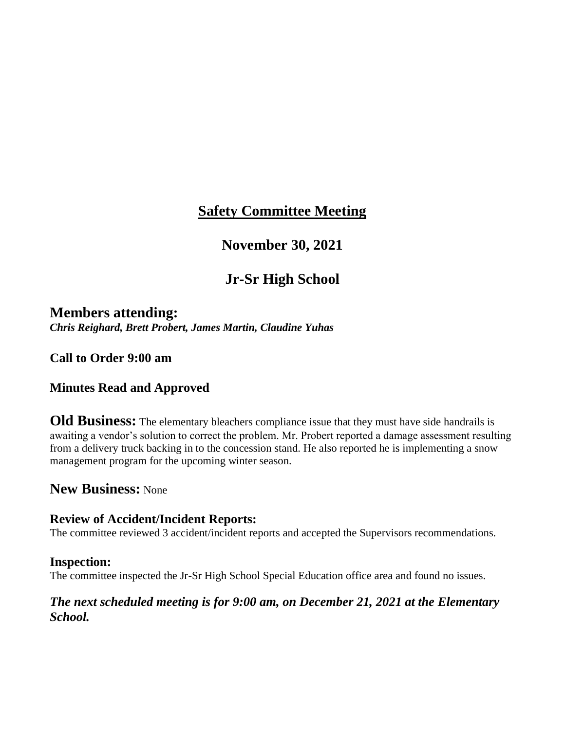# Safety Committee Meeting

## November 30, 2021

## Jr-Sr High School

## Members attending:

***Chris Reighard, Brett Probert, James Martin, Claudine Yuhas***

**Call to Order 9:00 am**

**Minutes Read and Approved**

**Old Business:** The elementary bleachers compliance issue that they must have side handrails is awaiting a vendor's solution to correct the problem. Mr. Probert reported a damage assessment resulting from a delivery truck backing in to the concession stand. He also reported he is implementing a snow management program for the upcoming winter season.

**New Business:** None

### Review of Accident/Incident Reports:

The committee reviewed 3 accident/incident reports and accepted the Supervisors recommendations.

### Inspection:

The committee inspected the Jr-Sr High School Special Education office area and found no issues.

***The next scheduled meeting is for 9:00 am, on December 21, 2021 at the Elementary School.***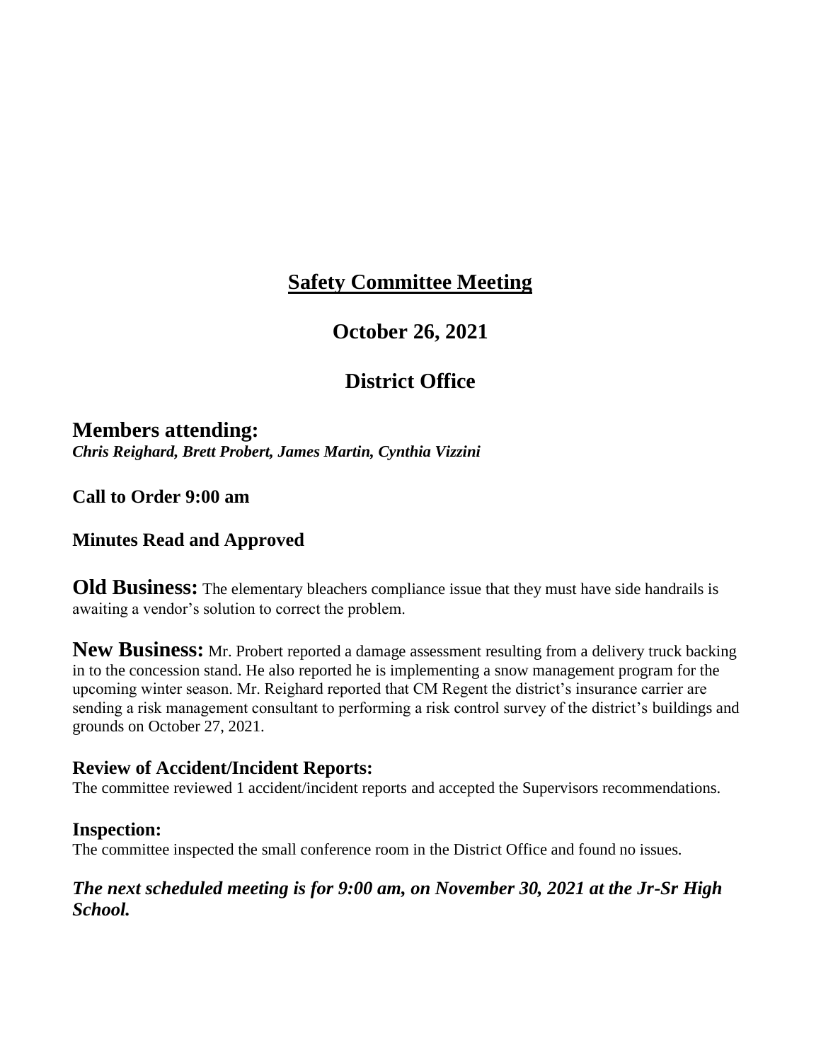# <u>Safety Committee Meeting</u>

## October 26, 2021

## District Office

## Members attending:

***Chris Reighard, Brett Probert, James Martin, Cynthia Vizzini***

### Call to Order 9:00 am

### Minutes Read and Approved

**Old Business:** The elementary bleachers compliance issue that they must have side handrails is awaiting a vendor's solution to correct the problem.

**New Business:** Mr. Probert reported a damage assessment resulting from a delivery truck backing in to the concession stand. He also reported he is implementing a snow management program for the upcoming winter season. Mr. Reighard reported that CM Regent the district's insurance carrier are sending a risk management consultant to performing a risk control survey of the district's buildings and grounds on October 27, 2021.

### Review of Accident/Incident Reports:

The committee reviewed 1 accident/incident reports and accepted the Supervisors recommendations.

### Inspection:

The committee inspected the small conference room in the District Office and found no issues.

***The next scheduled meeting is for 9:00 am, on November 30, 2021 at the Jr-Sr High School.***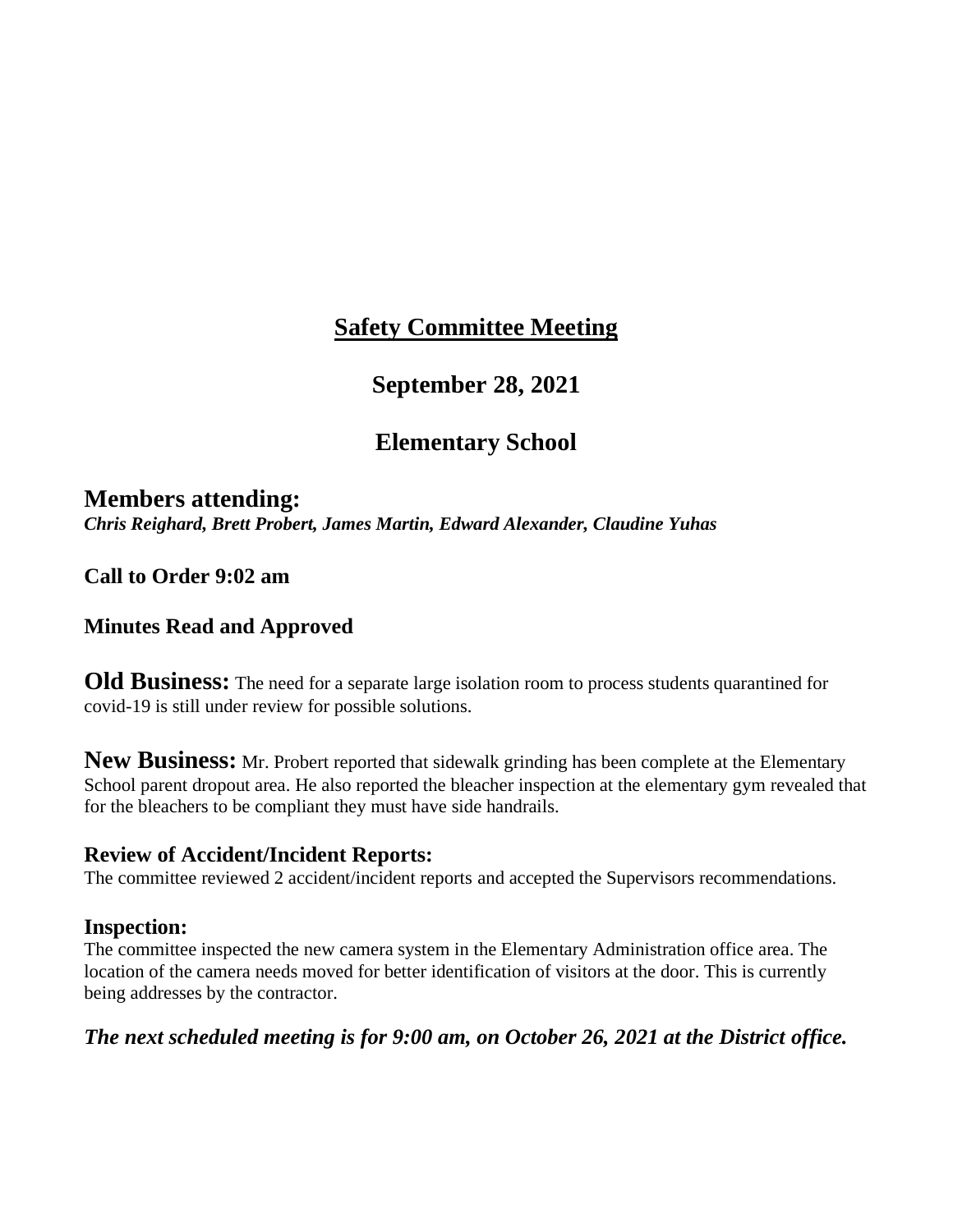# Safety Committee Meeting

## September 28, 2021

## Elementary School

## Members attending:

***Chris Reighard, Brett Probert, James Martin, Edward Alexander, Claudine Yuhas***

**Call to Order 9:02 am**

**Minutes Read and Approved**

**Old Business:** The need for a separate large isolation room to process students quarantined for covid-19 is still under review for possible solutions.

**New Business:** Mr. Probert reported that sidewalk grinding has been complete at the Elementary School parent dropout area. He also reported the bleacher inspection at the elementary gym revealed that for the bleachers to be compliant they must have side handrails.

**Review of Accident/Incident Reports:**

The committee reviewed 2 accident/incident reports and accepted the Supervisors recommendations.

**Inspection:**

The committee inspected the new camera system in the Elementary Administration office area. The location of the camera needs moved for better identification of visitors at the door. This is currently being addresses by the contractor.

***The next scheduled meeting is for 9:00 am, on October 26, 2021 at the District office.***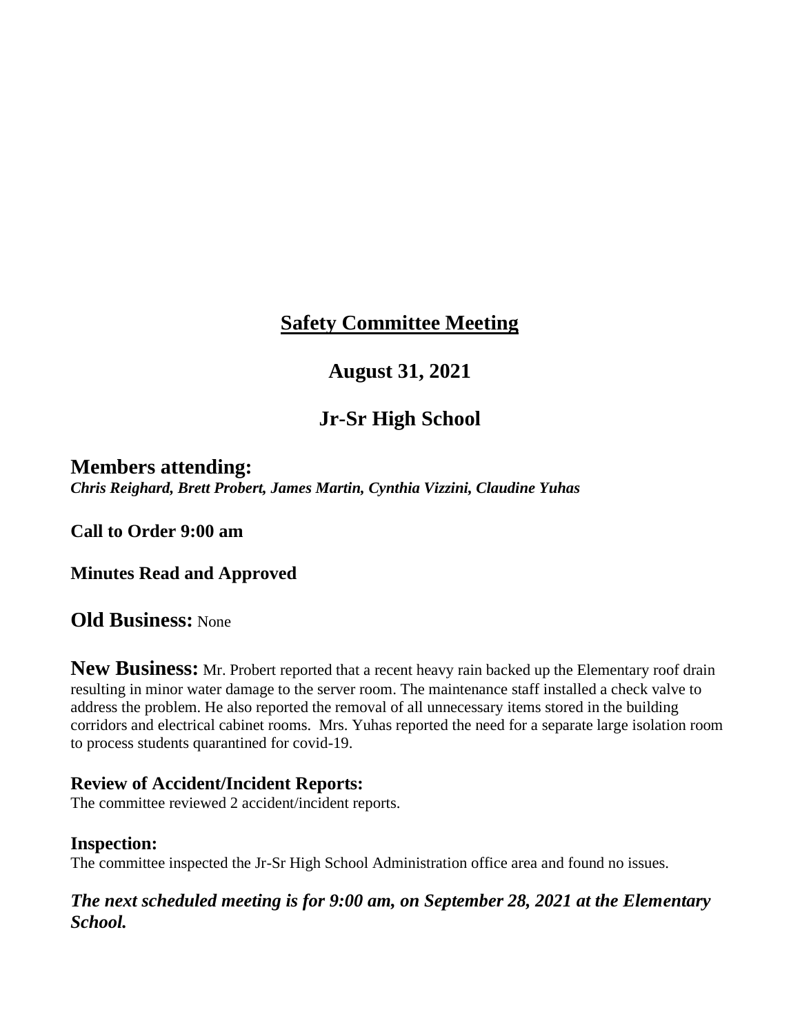# Safety Committee Meeting

## August 31, 2021

## Jr-Sr High School

## Members attending:

***Chris Reighard, Brett Probert, James Martin, Cynthia Vizzini, Claudine Yuhas***

**Call to Order 9:00 am**

**Minutes Read and Approved**

**Old Business:** None

**New Business:** Mr. Probert reported that a recent heavy rain backed up the Elementary roof drain resulting in minor water damage to the server room. The maintenance staff installed a check valve to address the problem. He also reported the removal of all unnecessary items stored in the building corridors and electrical cabinet rooms. Mrs. Yuhas reported the need for a separate large isolation room to process students quarantined for covid-19.

**Review of Accident/Incident Reports:**

The committee reviewed 2 accident/incident reports.

**Inspection:**

The committee inspected the Jr-Sr High School Administration office area and found no issues.

***The next scheduled meeting is for 9:00 am, on September 28, 2021 at the Elementary School.***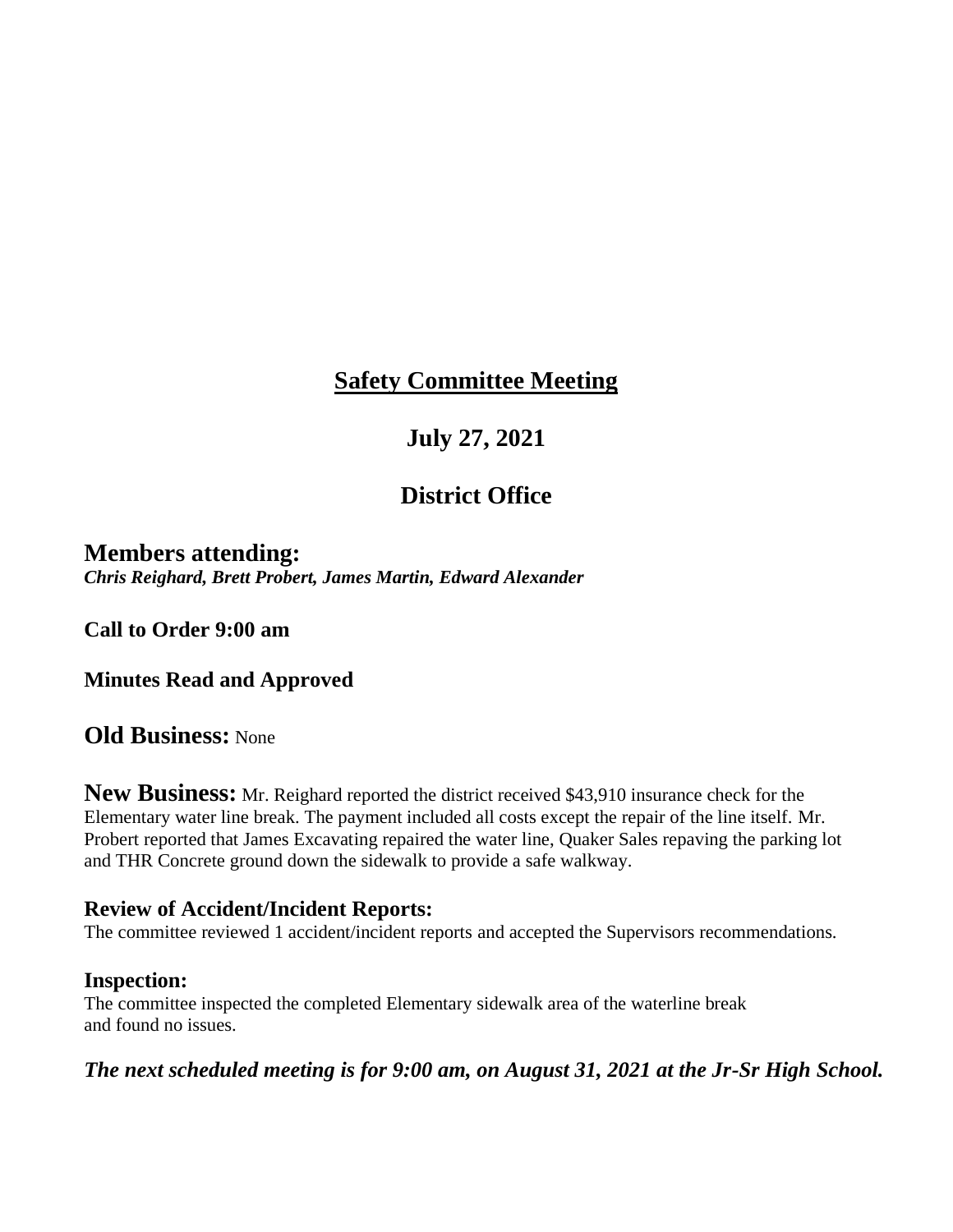# <u>Safety Committee Meeting</u>

## July 27, 2021

## District Office

**Members attending:**
***Chris Reighard, Brett Probert, James Martin, Edward Alexander***

**Call to Order 9:00 am**

**Minutes Read and Approved**

**Old Business:** None

**New Business:** Mr. Reighard reported the district received $43,910 insurance check for the Elementary water line break. The payment included all costs except the repair of the line itself. Mr. Probert reported that James Excavating repaired the water line, Quaker Sales repaving the parking lot and THR Concrete ground down the sidewalk to provide a safe walkway.

**Review of Accident/Incident Reports:**
The committee reviewed 1 accident/incident reports and accepted the Supervisors recommendations.

**Inspection:**
The committee inspected the completed Elementary sidewalk area of the waterline break and found no issues.

***The next scheduled meeting is for 9:00 am, on August 31, 2021 at the Jr-Sr High School.***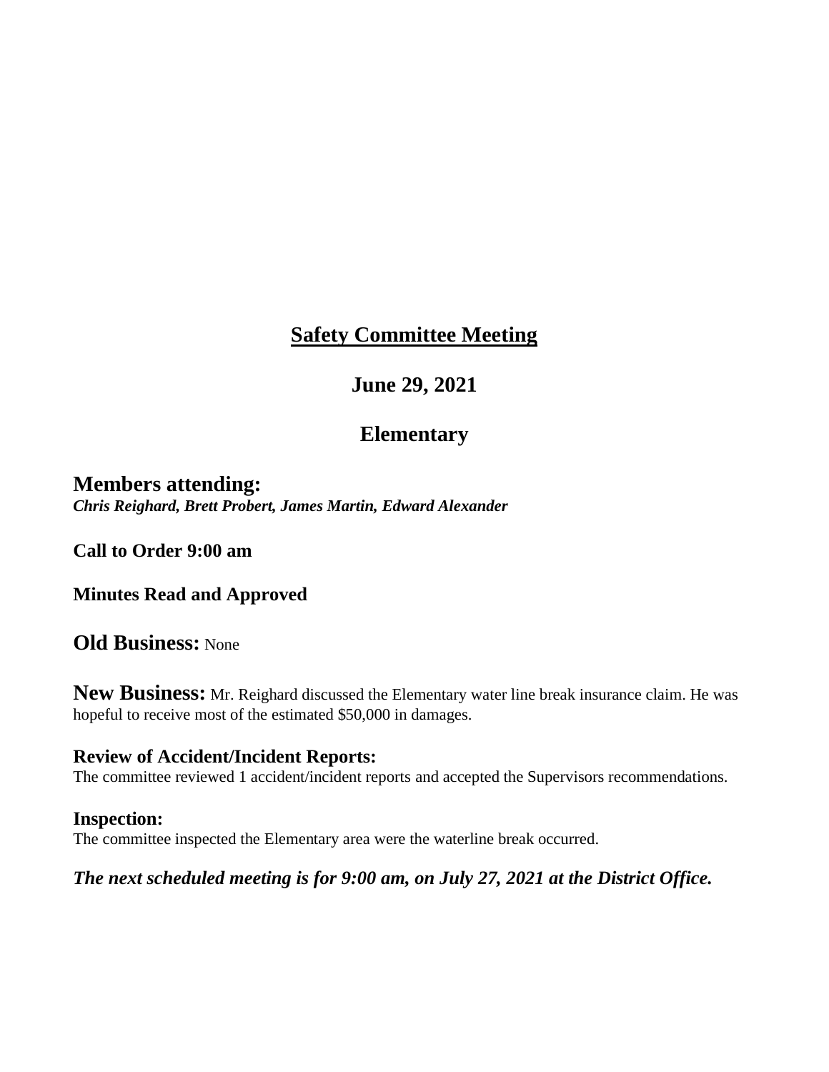# Safety Committee Meeting

## June 29, 2021

## Elementary

### Members attending:

***Chris Reighard, Brett Probert, James Martin, Edward Alexander***

**Call to Order 9:00 am**

**Minutes Read and Approved**

**Old Business:** None

**New Business:** Mr. Reighard discussed the Elementary water line break insurance claim. He was hopeful to receive most of the estimated $50,000 in damages.

**Review of Accident/Incident Reports:**
The committee reviewed 1 accident/incident reports and accepted the Supervisors recommendations.

**Inspection:**
The committee inspected the Elementary area were the waterline break occurred.

***The next scheduled meeting is for 9:00 am, on July 27, 2021 at the District Office.***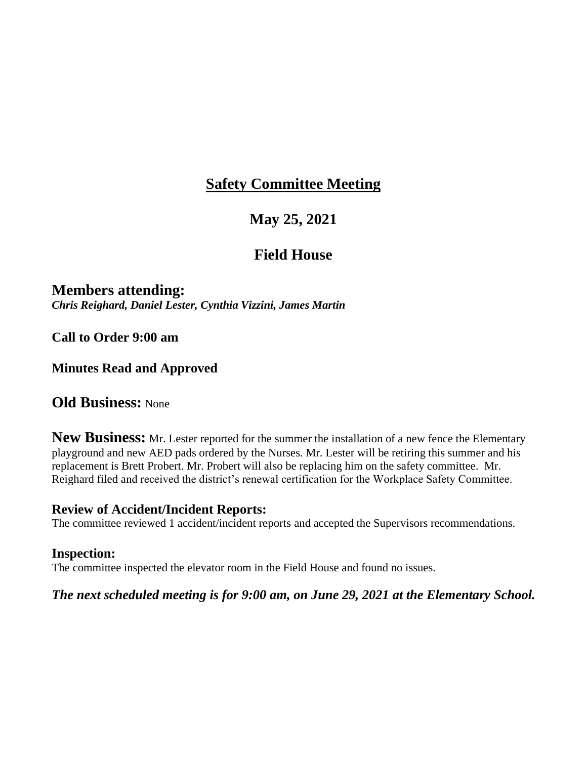# Safety Committee Meeting

## May 25, 2021

## Field House

## Members attending:

***Chris Reighard, Daniel Lester, Cynthia Vizzini, James Martin***

**Call to Order 9:00 am**

**Minutes Read and Approved**

## Old Business: None

**New Business:** Mr. Lester reported for the summer the installation of a new fence the Elementary playground and new AED pads ordered by the Nurses. Mr. Lester will be retiring this summer and his replacement is Brett Probert. Mr. Probert will also be replacing him on the safety committee. Mr. Reighard filed and received the district's renewal certification for the Workplace Safety Committee.

### Review of Accident/Incident Reports:

The committee reviewed 1 accident/incident reports and accepted the Supervisors recommendations.

### Inspection:

The committee inspected the elevator room in the Field House and found no issues.

***The next scheduled meeting is for 9:00 am, on June 29, 2021 at the Elementary School.***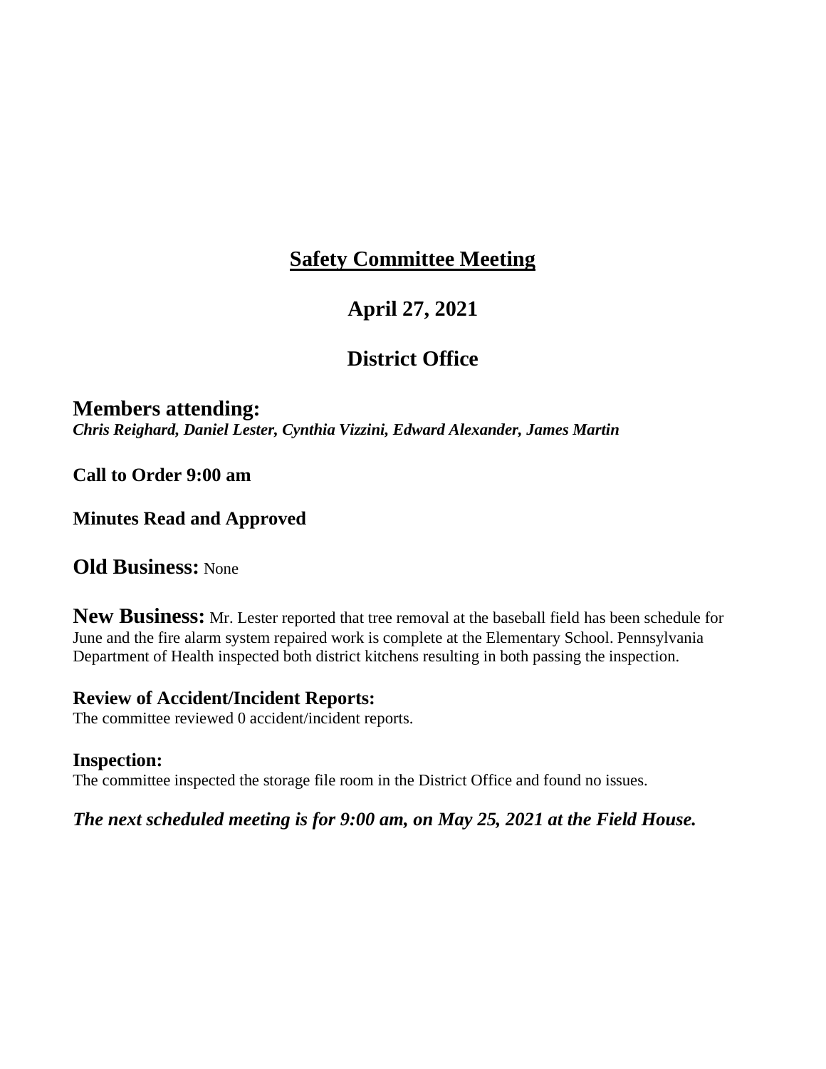# <u>Safety Committee Meeting</u>

## April 27, 2021

## District Office

## Members attending:

***Chris Reighard, Daniel Lester, Cynthia Vizzini, Edward Alexander, James Martin***

**Call to Order 9:00 am**

**Minutes Read and Approved**

**Old Business:** None

**New Business:** Mr. Lester reported that tree removal at the baseball field has been schedule for June and the fire alarm system repaired work is complete at the Elementary School. Pennsylvania Department of Health inspected both district kitchens resulting in both passing the inspection.

**Review of Accident/Incident Reports:**
The committee reviewed 0 accident/incident reports.

**Inspection:**
The committee inspected the storage file room in the District Office and found no issues.

***The next scheduled meeting is for 9:00 am, on May 25, 2021 at the Field House.***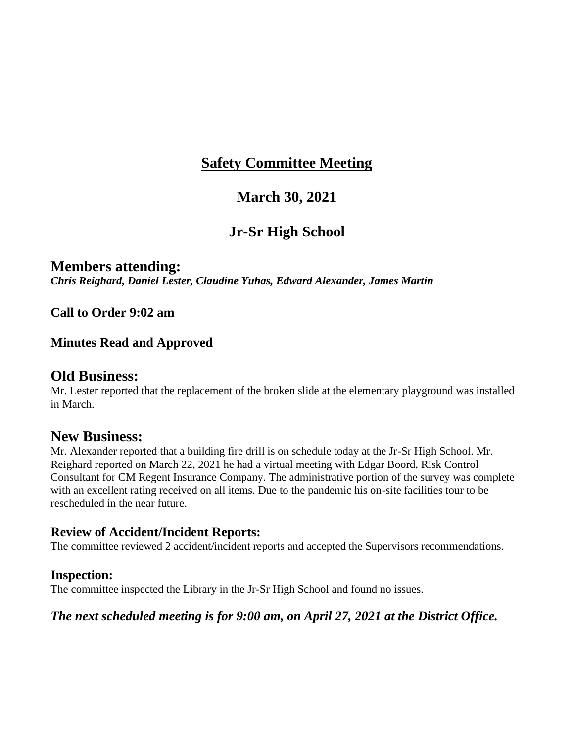# Safety Committee Meeting

## March 30, 2021

## Jr-Sr High School

## Members attending:

***Chris Reighard, Daniel Lester, Claudine Yuhas, Edward Alexander, James Martin***

**Call to Order 9:02 am**

**Minutes Read and Approved**

## Old Business:

Mr. Lester reported that the replacement of the broken slide at the elementary playground was installed in March.

## New Business:

Mr. Alexander reported that a building fire drill is on schedule today at the Jr-Sr High School. Mr. Reighard reported on March 22, 2021 he had a virtual meeting with Edgar Boord, Risk Control Consultant for CM Regent Insurance Company. The administrative portion of the survey was complete with an excellent rating received on all items. Due to the pandemic his on-site facilities tour to be rescheduled in the near future.

### Review of Accident/Incident Reports:

The committee reviewed 2 accident/incident reports and accepted the Supervisors recommendations.

### Inspection:

The committee inspected the Library in the Jr-Sr High School and found no issues.

***The next scheduled meeting is for 9:00 am, on April 27, 2021 at the District Office.***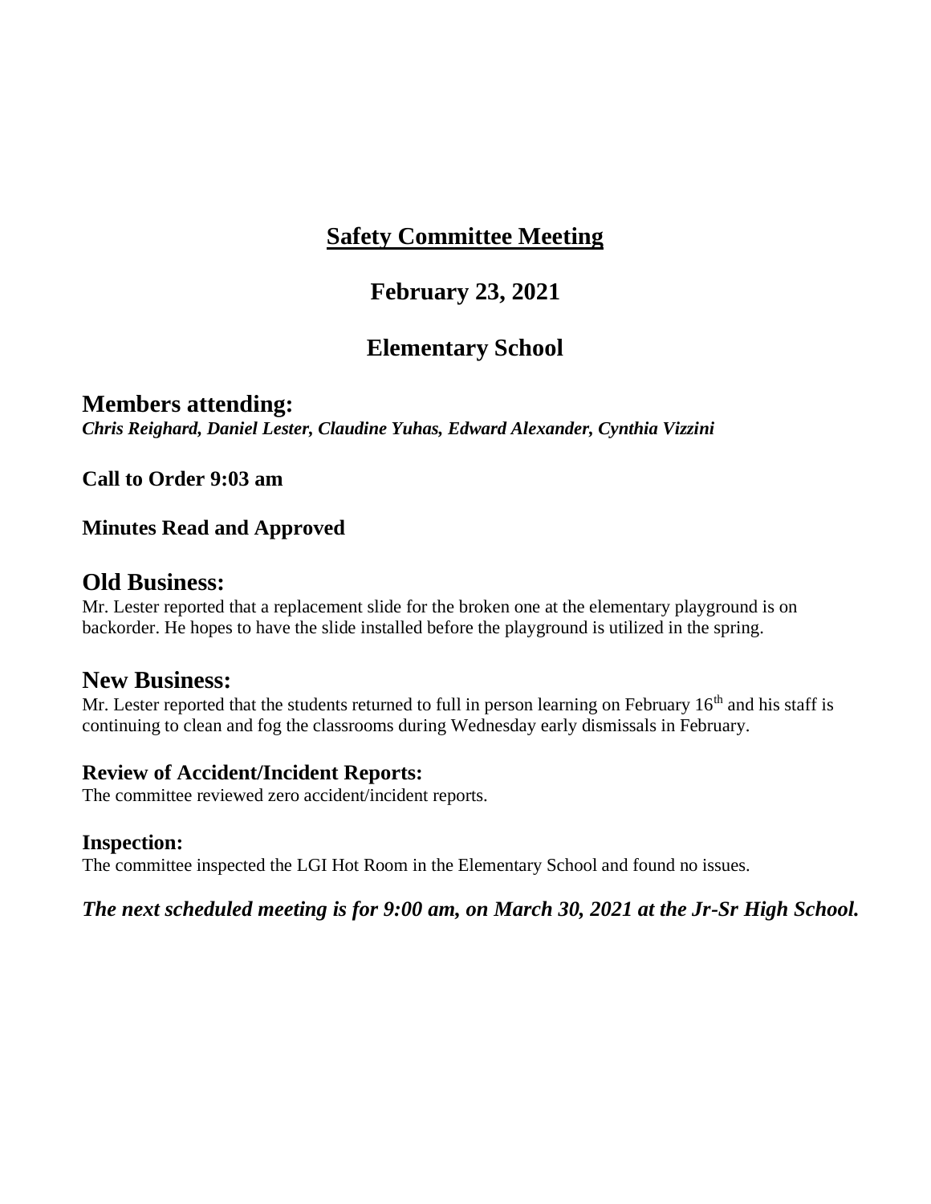# Safety Committee Meeting

## February 23, 2021

## Elementary School

## Members attending:

***Chris Reighard, Daniel Lester, Claudine Yuhas, Edward Alexander, Cynthia Vizzini***

**Call to Order 9:03 am**

**Minutes Read and Approved**

## Old Business:

Mr. Lester reported that a replacement slide for the broken one at the elementary playground is on backorder. He hopes to have the slide installed before the playground is utilized in the spring.

## New Business:

Mr. Lester reported that the students returned to full in person learning on February 16th and his staff is continuing to clean and fog the classrooms during Wednesday early dismissals in February.

### Review of Accident/Incident Reports:

The committee reviewed zero accident/incident reports.

### Inspection:

The committee inspected the LGI Hot Room in the Elementary School and found no issues.

***The next scheduled meeting is for 9:00 am, on March 30, 2021 at the Jr-Sr High School.***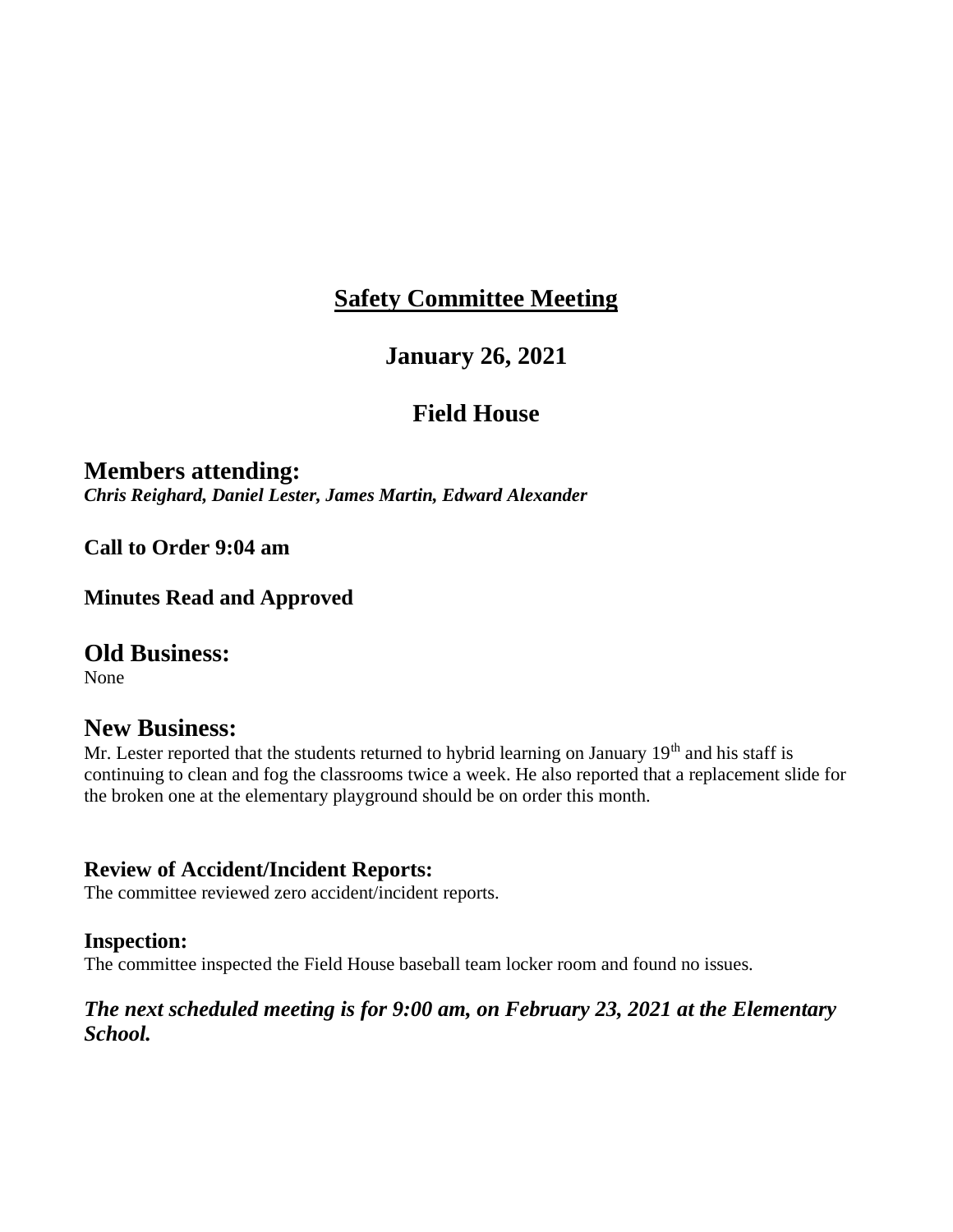# Safety Committee Meeting

## January 26, 2021

## Field House

## Members attending:

***Chris Reighard, Daniel Lester, James Martin, Edward Alexander***

**Call to Order 9:04 am**

**Minutes Read and Approved**

## Old Business:

None

## New Business:

Mr. Lester reported that the students returned to hybrid learning on January 19th and his staff is continuing to clean and fog the classrooms twice a week. He also reported that a replacement slide for the broken one at the elementary playground should be on order this month.

### Review of Accident/Incident Reports:

The committee reviewed zero accident/incident reports.

### Inspection:

The committee inspected the Field House baseball team locker room and found no issues.

***The next scheduled meeting is for 9:00 am, on February 23, 2021 at the Elementary School.***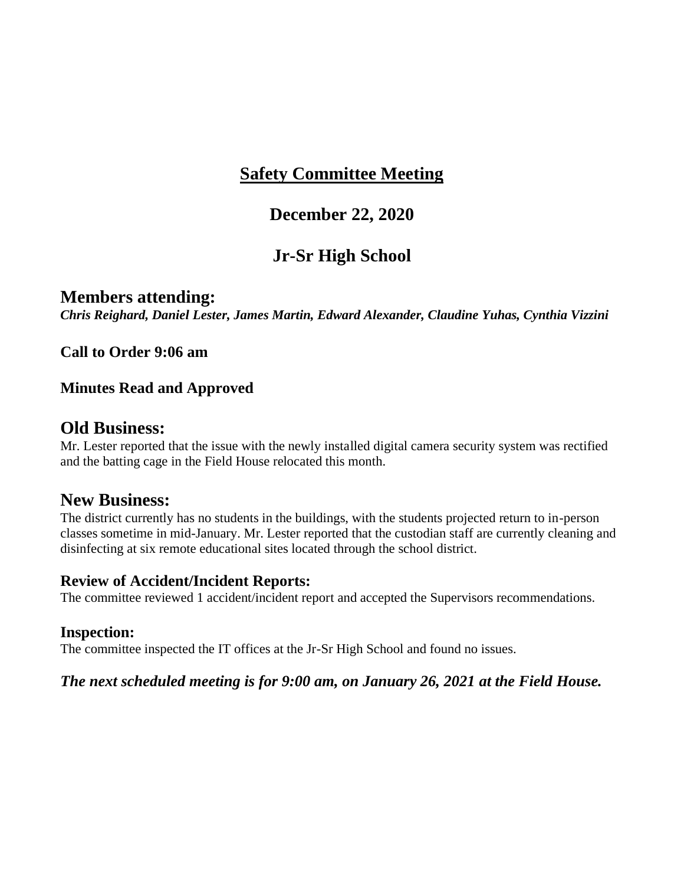# Safety Committee Meeting

## December 22, 2020

## Jr-Sr High School

## Members attending:

***Chris Reighard, Daniel Lester, James Martin, Edward Alexander, Claudine Yuhas, Cynthia Vizzini***

**Call to Order 9:06 am**

**Minutes Read and Approved**

## Old Business:

Mr. Lester reported that the issue with the newly installed digital camera security system was rectified and the batting cage in the Field House relocated this month.

## New Business:

The district currently has no students in the buildings, with the students projected return to in-person classes sometime in mid-January. Mr. Lester reported that the custodian staff are currently cleaning and disinfecting at six remote educational sites located through the school district.

### Review of Accident/Incident Reports:

The committee reviewed 1 accident/incident report and accepted the Supervisors recommendations.

### Inspection:

The committee inspected the IT offices at the Jr-Sr High School and found no issues.

***The next scheduled meeting is for 9:00 am, on January 26, 2021 at the Field House.***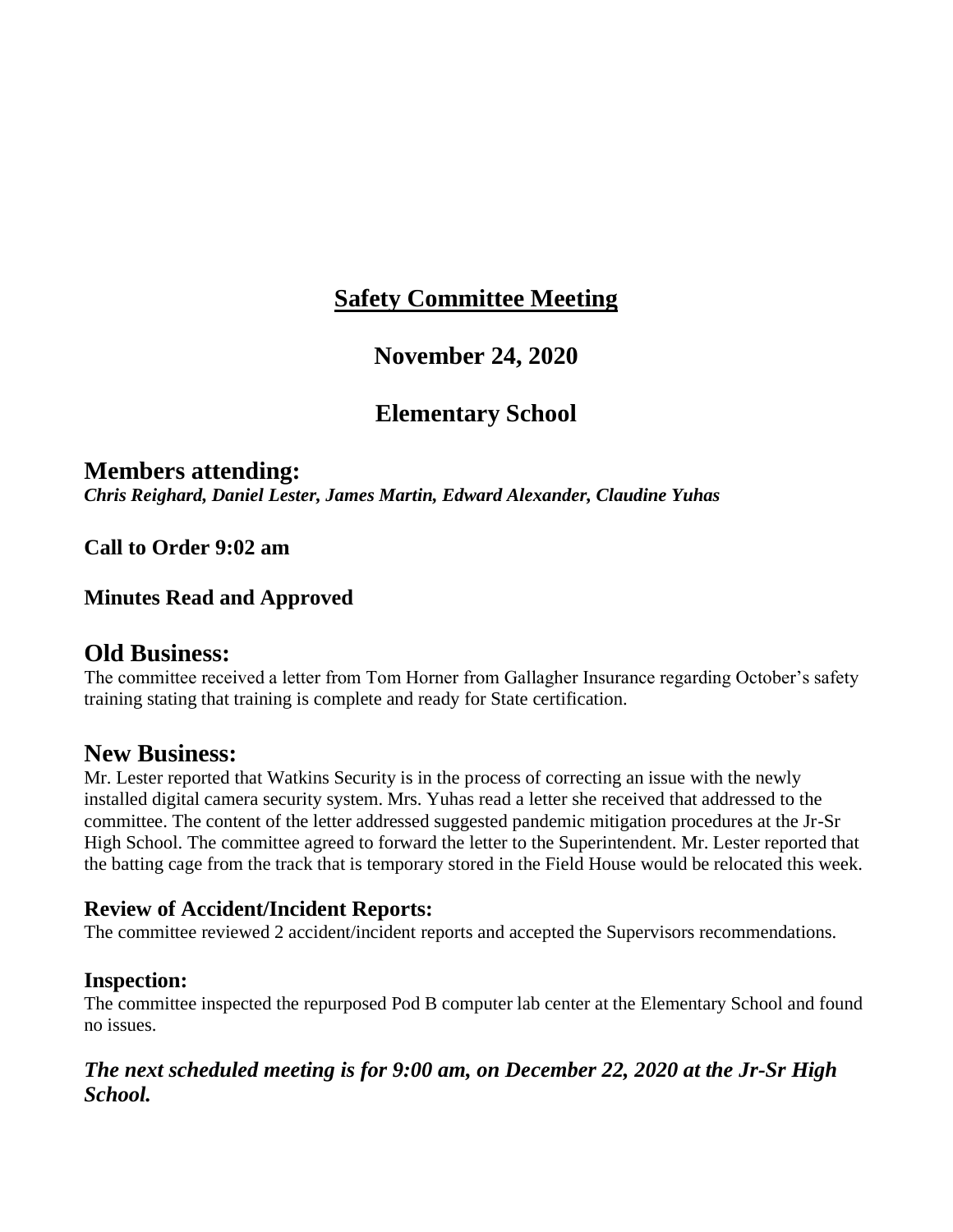# Safety Committee Meeting

## November 24, 2020

## Elementary School

## Members attending:

***Chris Reighard, Daniel Lester, James Martin, Edward Alexander, Claudine Yuhas***

**Call to Order 9:02 am**

**Minutes Read and Approved**

## Old Business:

The committee received a letter from Tom Horner from Gallagher Insurance regarding October's safety training stating that training is complete and ready for State certification.

## New Business:

Mr. Lester reported that Watkins Security is in the process of correcting an issue with the newly installed digital camera security system. Mrs. Yuhas read a letter she received that addressed to the committee. The content of the letter addressed suggested pandemic mitigation procedures at the Jr-Sr High School. The committee agreed to forward the letter to the Superintendent. Mr. Lester reported that the batting cage from the track that is temporary stored in the Field House would be relocated this week.

### Review of Accident/Incident Reports:

The committee reviewed 2 accident/incident reports and accepted the Supervisors recommendations.

### Inspection:

The committee inspected the repurposed Pod B computer lab center at the Elementary School and found no issues.

***The next scheduled meeting is for 9:00 am, on December 22, 2020 at the Jr-Sr High School.***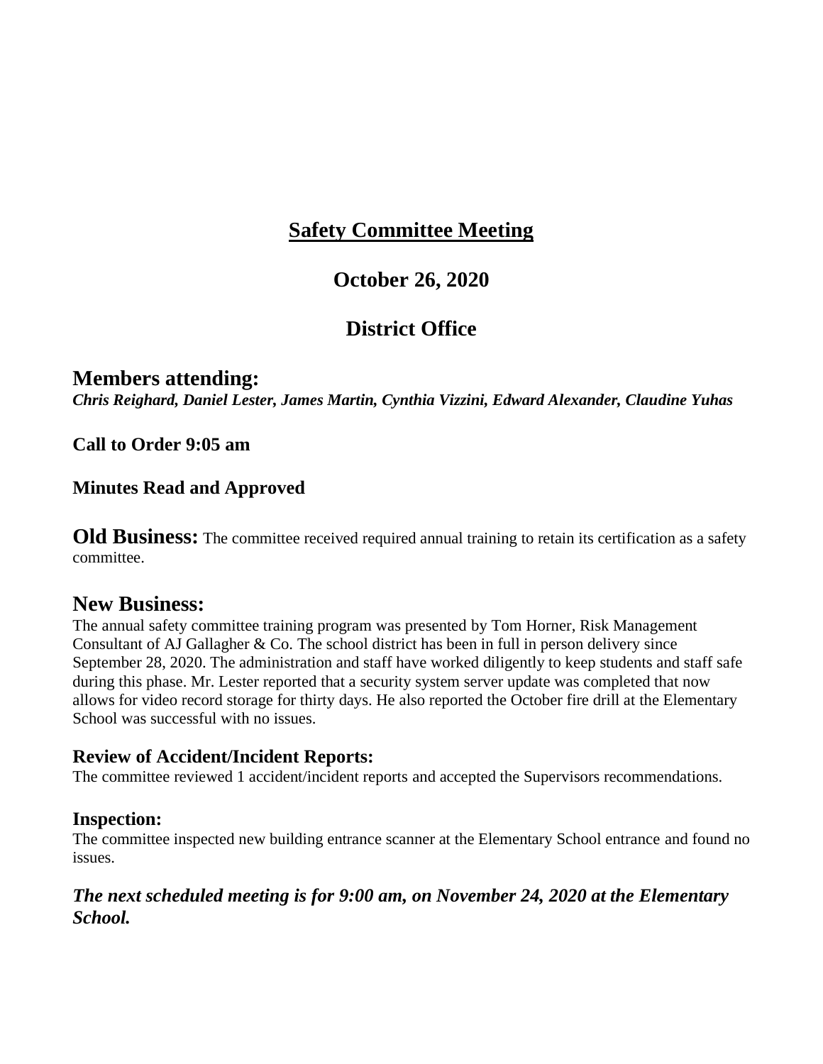# <u>Safety Committee Meeting</u>

## October 26, 2020

## District Office

## Members attending:

***Chris Reighard, Daniel Lester, James Martin, Cynthia Vizzini, Edward Alexander, Claudine Yuhas***

**Call to Order 9:05 am**

**Minutes Read and Approved**

**Old Business:** The committee received required annual training to retain its certification as a safety committee.

## New Business:

The annual safety committee training program was presented by Tom Horner, Risk Management Consultant of AJ Gallagher & Co. The school district has been in full in person delivery since September 28, 2020. The administration and staff have worked diligently to keep students and staff safe during this phase. Mr. Lester reported that a security system server update was completed that now allows for video record storage for thirty days. He also reported the October fire drill at the Elementary School was successful with no issues.

### Review of Accident/Incident Reports:

The committee reviewed 1 accident/incident reports and accepted the Supervisors recommendations.

### Inspection:

The committee inspected new building entrance scanner at the Elementary School entrance and found no issues.

***The next scheduled meeting is for 9:00 am, on November 24, 2020 at the Elementary School.***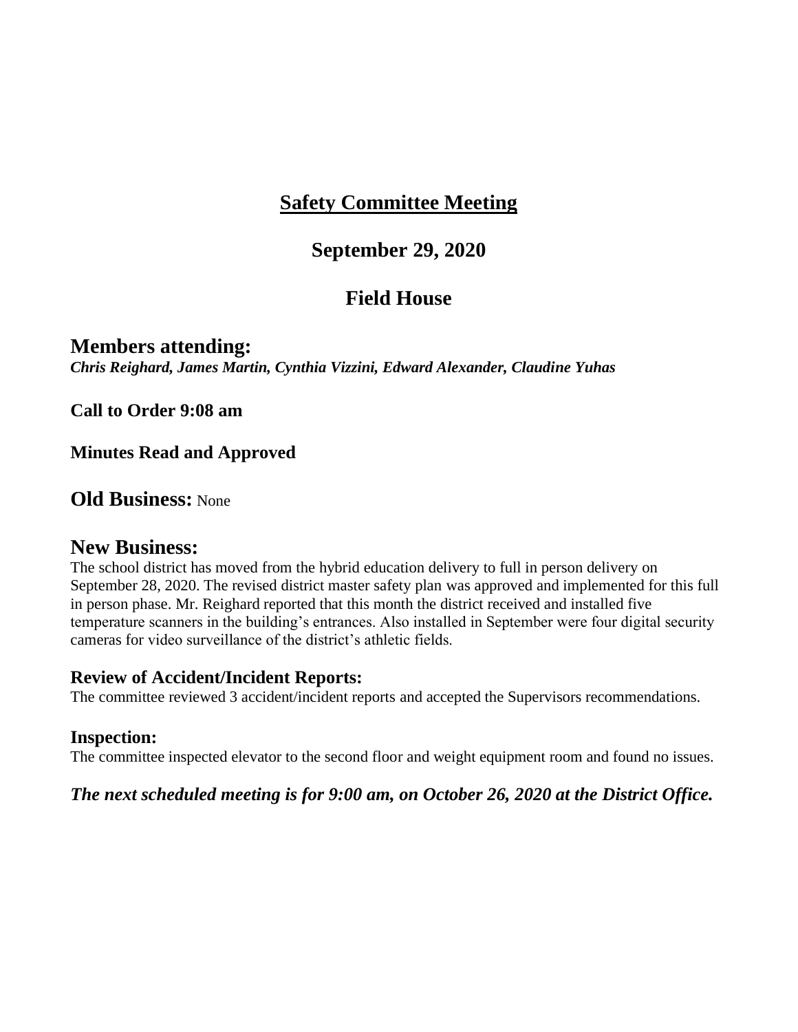# Safety Committee Meeting

## September 29, 2020

## Field House

## Members attending:

***Chris Reighard, James Martin, Cynthia Vizzini, Edward Alexander, Claudine Yuhas***

**Call to Order 9:08 am**

**Minutes Read and Approved**

## Old Business: None

## New Business:

The school district has moved from the hybrid education delivery to full in person delivery on September 28, 2020. The revised district master safety plan was approved and implemented for this full in person phase. Mr. Reighard reported that this month the district received and installed five temperature scanners in the building's entrances. Also installed in September were four digital security cameras for video surveillance of the district's athletic fields.

### Review of Accident/Incident Reports:

The committee reviewed 3 accident/incident reports and accepted the Supervisors recommendations.

### Inspection:

The committee inspected elevator to the second floor and weight equipment room and found no issues.

***The next scheduled meeting is for 9:00 am, on October 26, 2020 at the District Office.***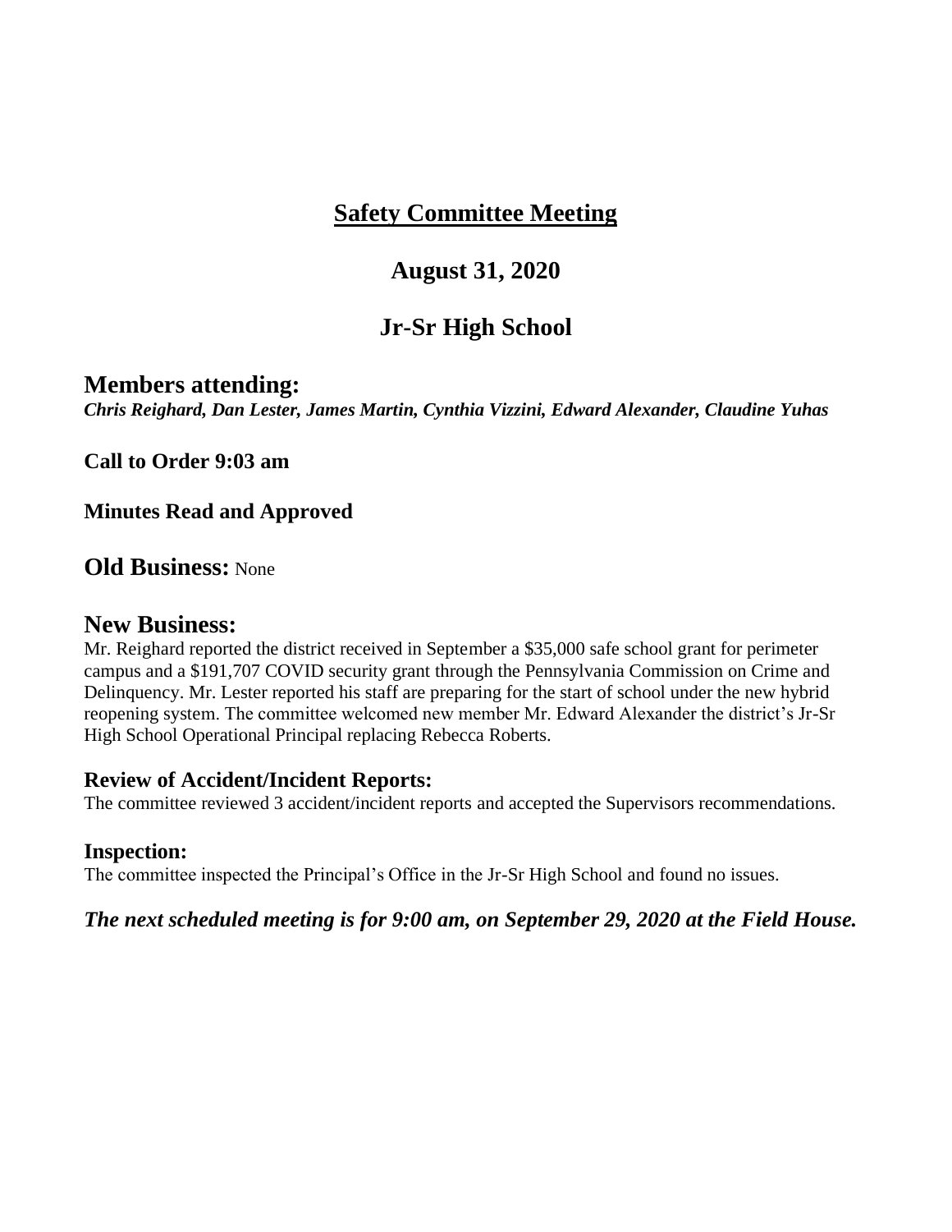# Safety Committee Meeting

## August 31, 2020

## Jr-Sr High School

## Members attending:

***Chris Reighard, Dan Lester, James Martin, Cynthia Vizzini, Edward Alexander, Claudine Yuhas***

**Call to Order 9:03 am**

**Minutes Read and Approved**

## Old Business: None

## New Business:

Mr. Reighard reported the district received in September a $35,000 safe school grant for perimeter campus and a $191,707 COVID security grant through the Pennsylvania Commission on Crime and Delinquency. Mr. Lester reported his staff are preparing for the start of school under the new hybrid reopening system. The committee welcomed new member Mr. Edward Alexander the district's Jr-Sr High School Operational Principal replacing Rebecca Roberts.

### Review of Accident/Incident Reports:

The committee reviewed 3 accident/incident reports and accepted the Supervisors recommendations.

### Inspection:

The committee inspected the Principal's Office in the Jr-Sr High School and found no issues.

***The next scheduled meeting is for 9:00 am, on September 29, 2020 at the Field House.***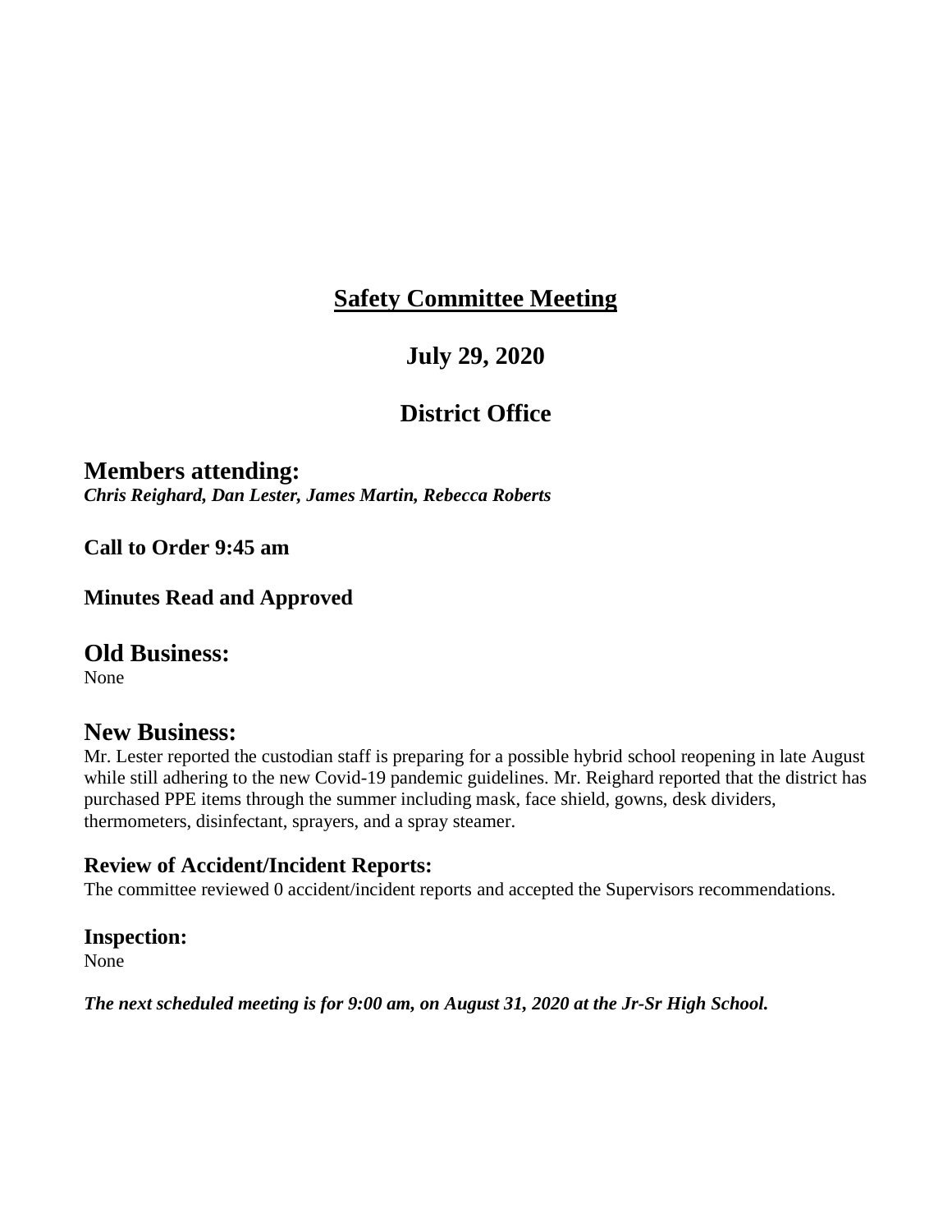# Safety Committee Meeting

## July 29, 2020

## District Office

## Members attending:

***Chris Reighard, Dan Lester, James Martin, Rebecca Roberts***

**Call to Order 9:45 am**

**Minutes Read and Approved**

## Old Business:

None

## New Business:

Mr. Lester reported the custodian staff is preparing for a possible hybrid school reopening in late August while still adhering to the new Covid-19 pandemic guidelines. Mr. Reighard reported that the district has purchased PPE items through the summer including mask, face shield, gowns, desk dividers, thermometers, disinfectant, sprayers, and a spray steamer.

### Review of Accident/Incident Reports:

The committee reviewed 0 accident/incident reports and accepted the Supervisors recommendations.

### Inspection:

None

***The next scheduled meeting is for 9:00 am, on August 31, 2020 at the Jr-Sr High School.***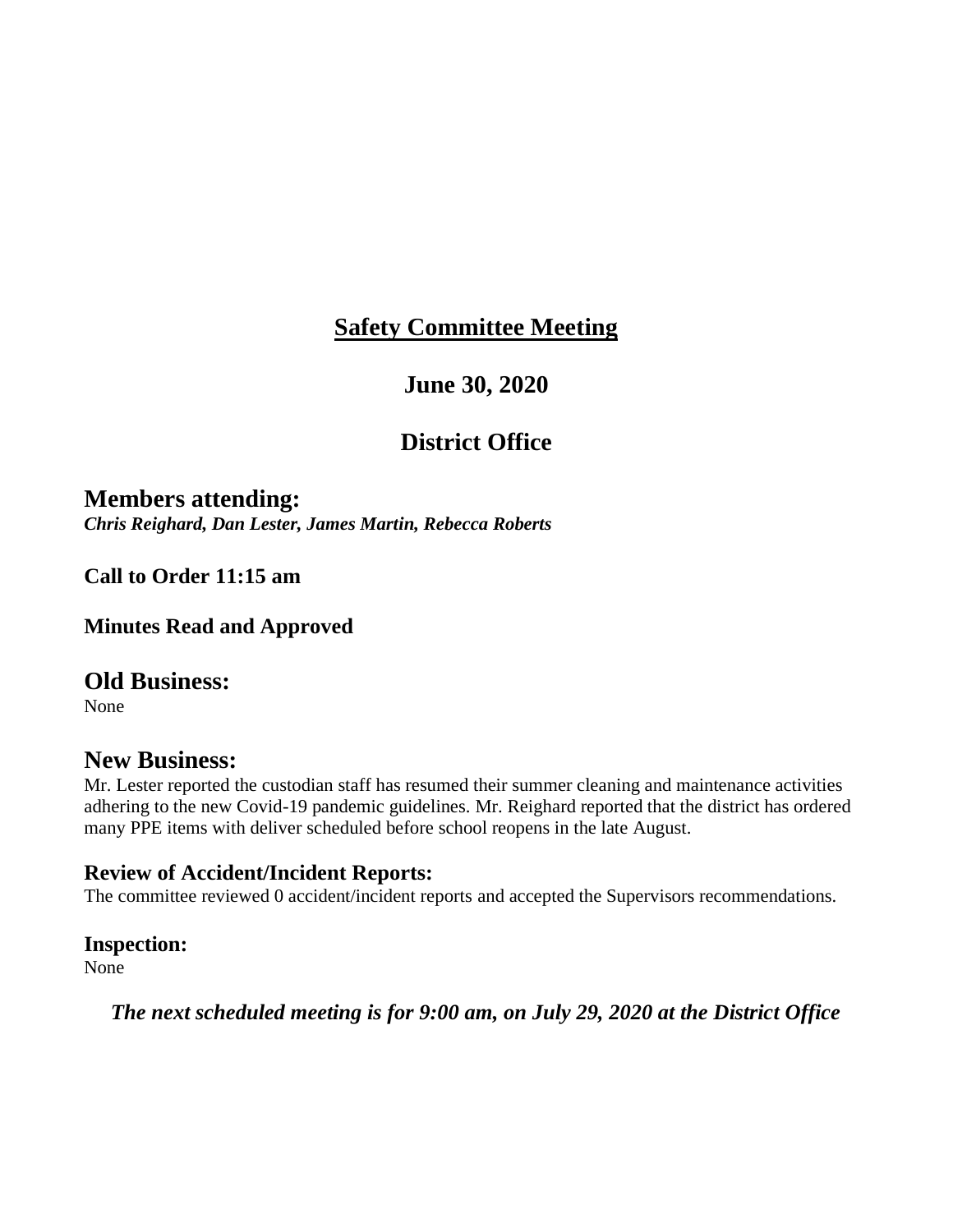# Safety Committee Meeting

## June 30, 2020

## District Office

## Members attending:

***Chris Reighard, Dan Lester, James Martin, Rebecca Roberts***

**Call to Order 11:15 am**

**Minutes Read and Approved**

## Old Business:

None

## New Business:

Mr. Lester reported the custodian staff has resumed their summer cleaning and maintenance activities adhering to the new Covid-19 pandemic guidelines. Mr. Reighard reported that the district has ordered many PPE items with deliver scheduled before school reopens in the late August.

### Review of Accident/Incident Reports:

The committee reviewed 0 accident/incident reports and accepted the Supervisors recommendations.

### Inspection:

None

***The next scheduled meeting is for 9:00 am, on July 29, 2020 at the District Office***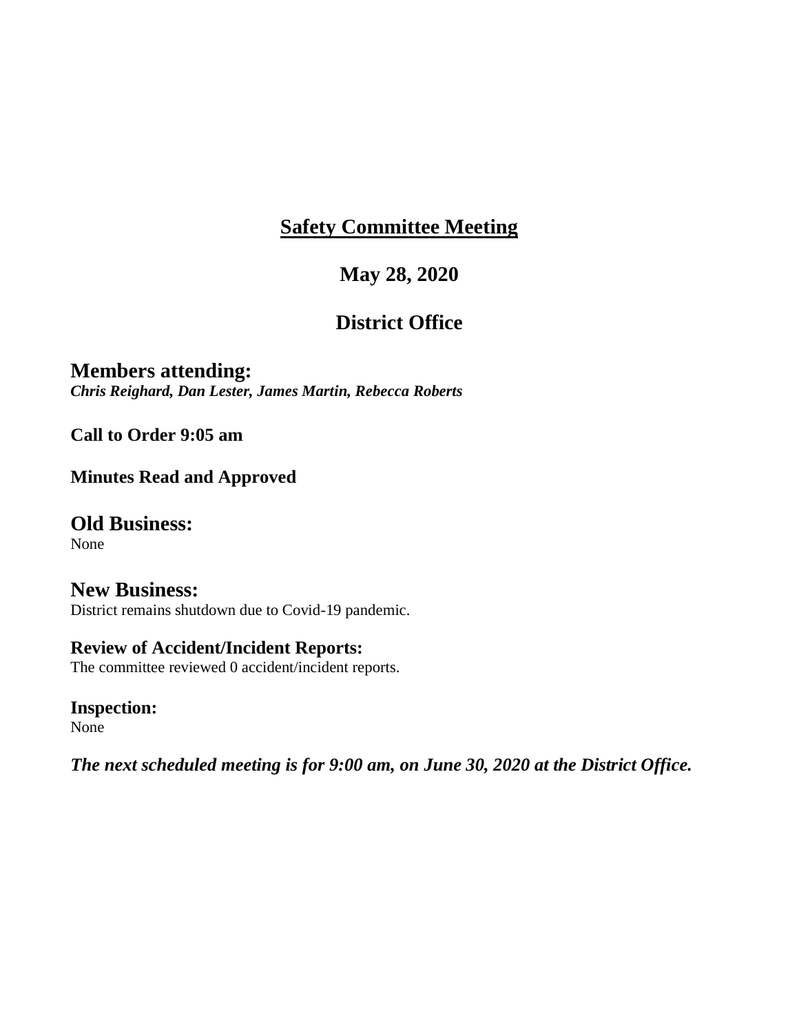# <u>Safety Committee Meeting</u>

## May 28, 2020

## District Office

## Members attending:

***Chris Reighard, Dan Lester, James Martin, Rebecca Roberts***

**Call to Order 9:05 am**

**Minutes Read and Approved**

## Old Business:

None

## New Business:

District remains shutdown due to Covid-19 pandemic.

### Review of Accident/Incident Reports:

The committee reviewed 0 accident/incident reports.

### Inspection:

None

***The next scheduled meeting is for 9:00 am, on June 30, 2020 at the District Office.***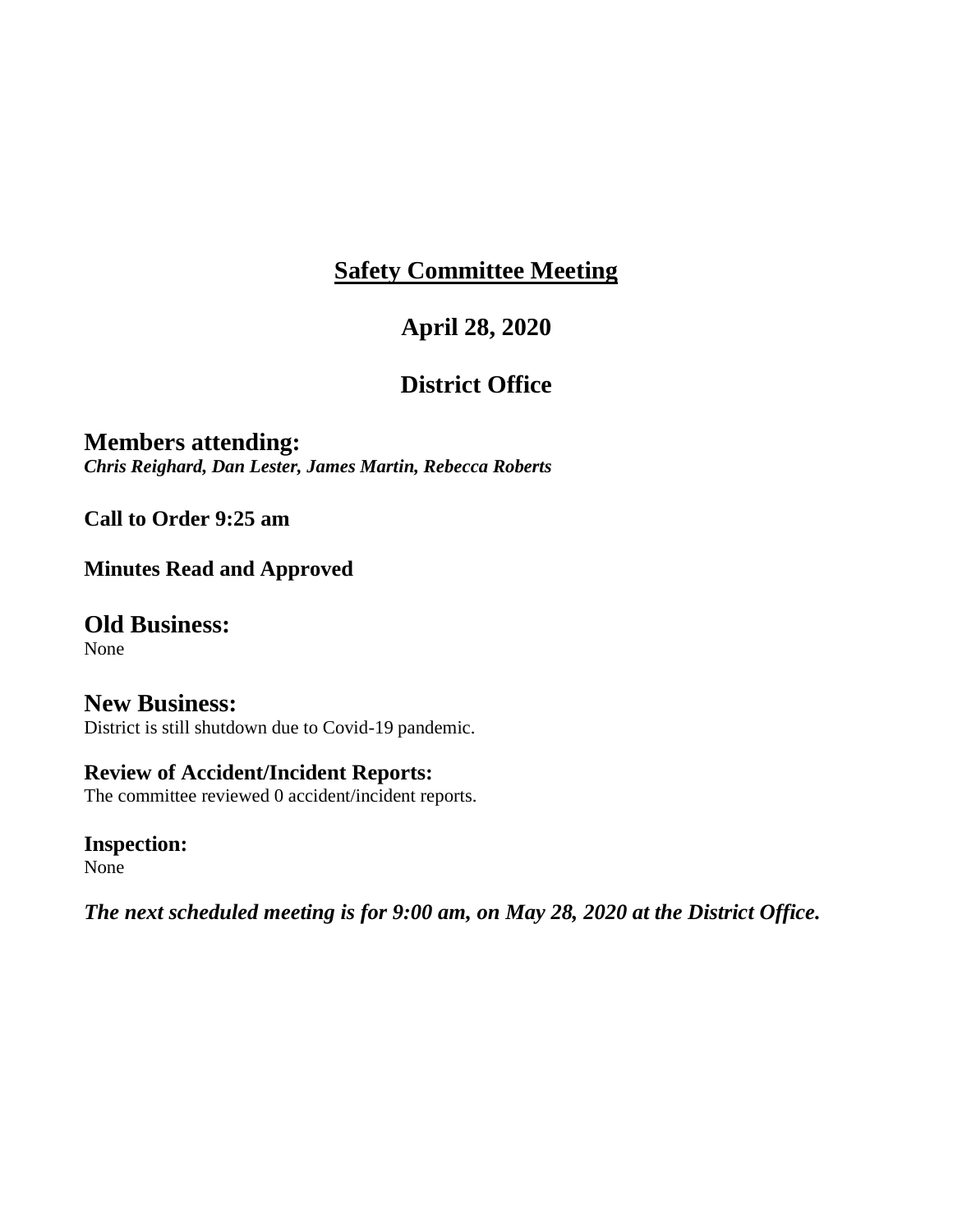# Safety Committee Meeting

## April 28, 2020

## District Office

### Members attending:

***Chris Reighard, Dan Lester, James Martin, Rebecca Roberts***

**Call to Order 9:25 am**

**Minutes Read and Approved**

### Old Business:

None

### New Business:

District is still shutdown due to Covid-19 pandemic.

**Review of Accident/Incident Reports:**

The committee reviewed 0 accident/incident reports.

**Inspection:**

None

***The next scheduled meeting is for 9:00 am, on May 28, 2020 at the District Office.***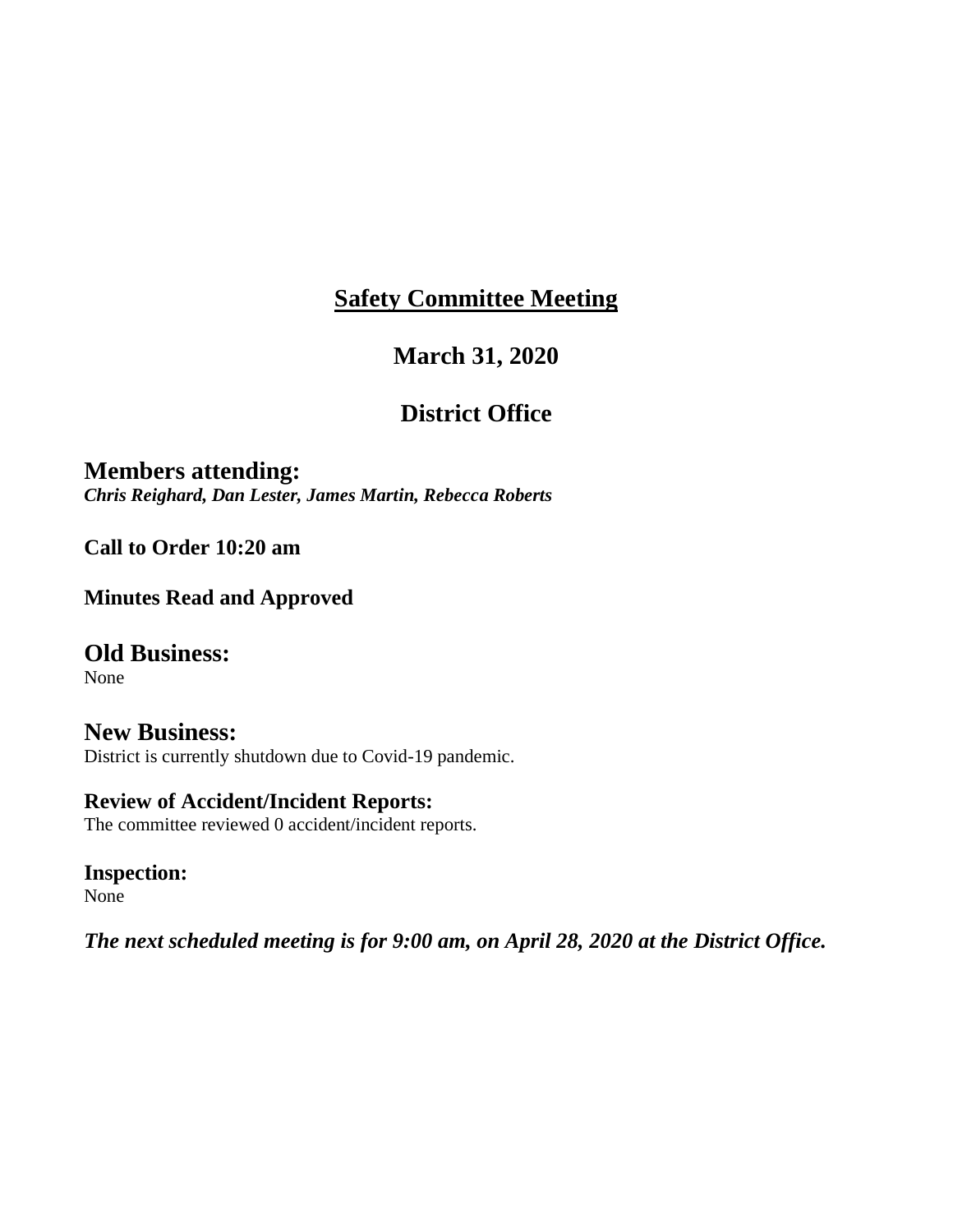# <u>Safety Committee Meeting</u>

## March 31, 2020

## District Office

### Members attending:

***Chris Reighard, Dan Lester, James Martin, Rebecca Roberts***

**Call to Order 10:20 am**

**Minutes Read and Approved**

### Old Business:

None

### New Business:

District is currently shutdown due to Covid-19 pandemic.

**Review of Accident/Incident Reports:**

The committee reviewed 0 accident/incident reports.

**Inspection:**

None

***The next scheduled meeting is for 9:00 am, on April 28, 2020 at the District Office.***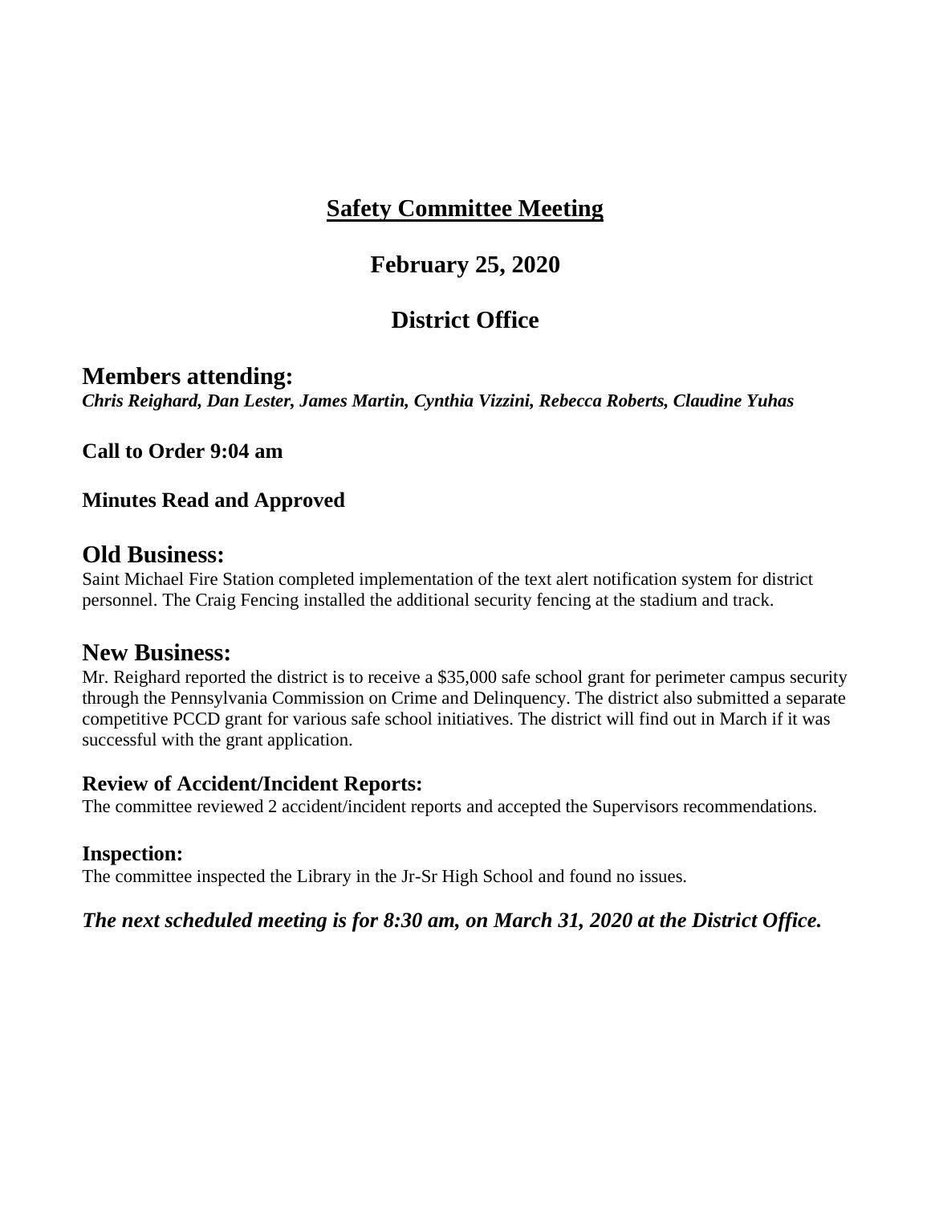# <u>Safety Committee Meeting</u>

## February 25, 2020

## District Office

## Members attending:

***Chris Reighard, Dan Lester, James Martin, Cynthia Vizzini, Rebecca Roberts, Claudine Yuhas***

**Call to Order 9:04 am**

**Minutes Read and Approved**

## Old Business:

Saint Michael Fire Station completed implementation of the text alert notification system for district personnel. The Craig Fencing installed the additional security fencing at the stadium and track.

## New Business:

Mr. Reighard reported the district is to receive a $35,000 safe school grant for perimeter campus security through the Pennsylvania Commission on Crime and Delinquency. The district also submitted a separate competitive PCCD grant for various safe school initiatives. The district will find out in March if it was successful with the grant application.

### Review of Accident/Incident Reports:

The committee reviewed 2 accident/incident reports and accepted the Supervisors recommendations.

### Inspection:

The committee inspected the Library in the Jr-Sr High School and found no issues.

***The next scheduled meeting is for 8:30 am, on March 31, 2020 at the District Office.***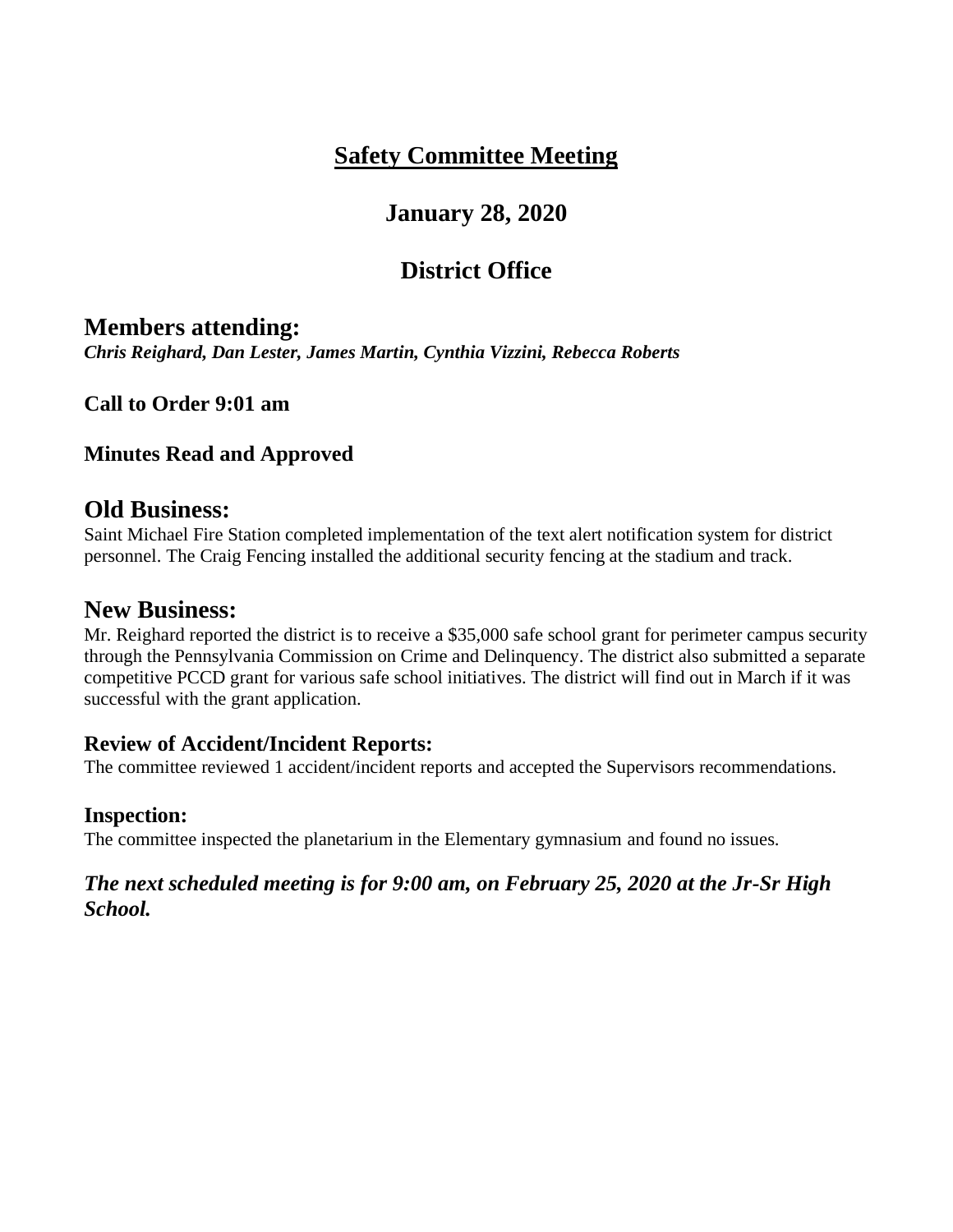# Safety Committee Meeting

## January 28, 2020

## District Office

## Members attending:

***Chris Reighard, Dan Lester, James Martin, Cynthia Vizzini, Rebecca Roberts***

**Call to Order 9:01 am**

**Minutes Read and Approved**

## Old Business:

Saint Michael Fire Station completed implementation of the text alert notification system for district personnel. The Craig Fencing installed the additional security fencing at the stadium and track.

## New Business:

Mr. Reighard reported the district is to receive a $35,000 safe school grant for perimeter campus security through the Pennsylvania Commission on Crime and Delinquency. The district also submitted a separate competitive PCCD grant for various safe school initiatives. The district will find out in March if it was successful with the grant application.

### Review of Accident/Incident Reports:

The committee reviewed 1 accident/incident reports and accepted the Supervisors recommendations.

### Inspection:

The committee inspected the planetarium in the Elementary gymnasium and found no issues.

***The next scheduled meeting is for 9:00 am, on February 25, 2020 at the Jr-Sr High School.***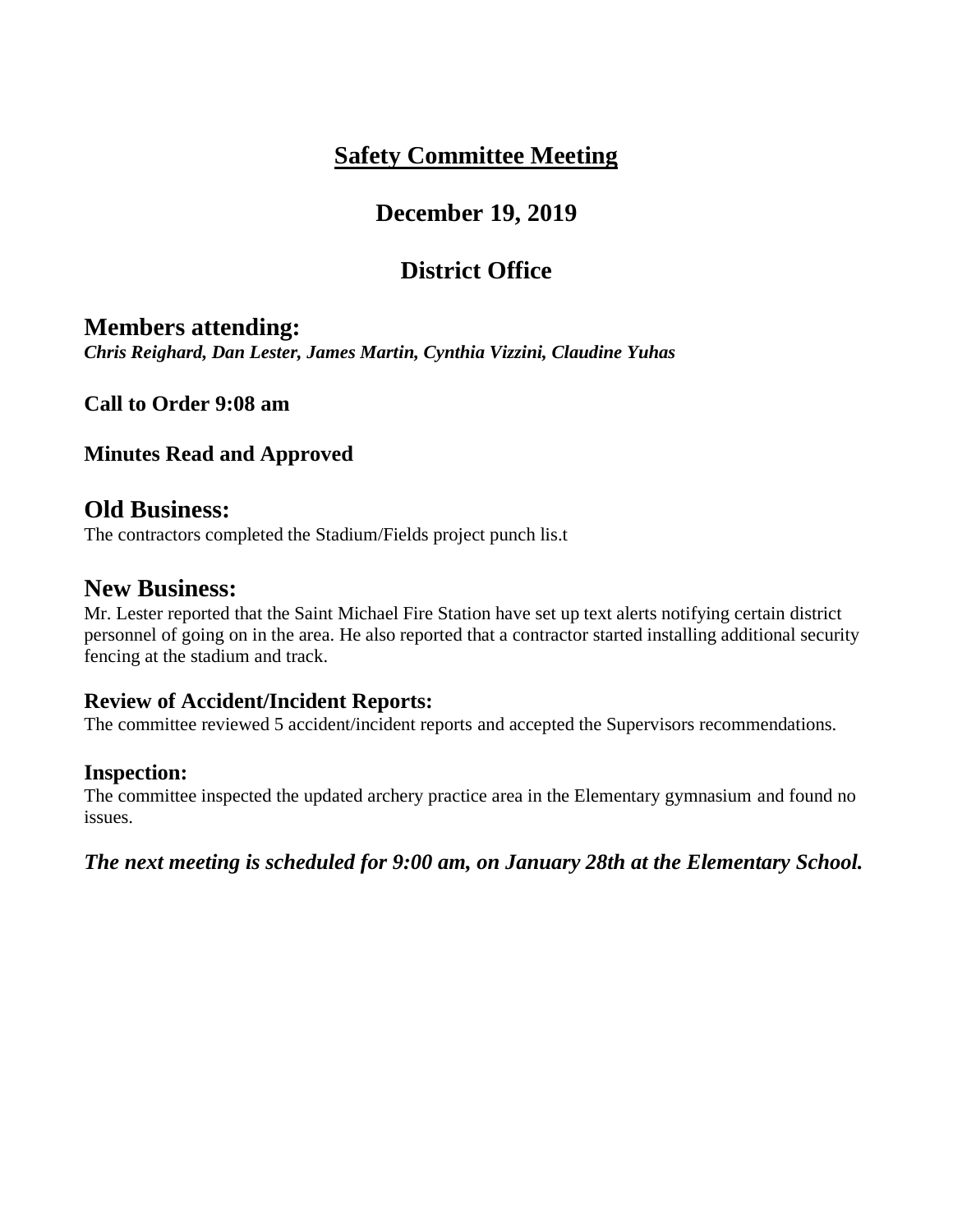# Safety Committee Meeting

## December 19, 2019

## District Office

## Members attending:

***Chris Reighard, Dan Lester, James Martin, Cynthia Vizzini, Claudine Yuhas***

**Call to Order 9:08 am**

**Minutes Read and Approved**

## Old Business:

The contractors completed the Stadium/Fields project punch lis.t

## New Business:

Mr. Lester reported that the Saint Michael Fire Station have set up text alerts notifying certain district personnel of going on in the area. He also reported that a contractor started installing additional security fencing at the stadium and track.

### Review of Accident/Incident Reports:

The committee reviewed 5 accident/incident reports and accepted the Supervisors recommendations.

### Inspection:

The committee inspected the updated archery practice area in the Elementary gymnasium and found no issues.

***The next meeting is scheduled for 9:00 am, on January 28th at the Elementary School.***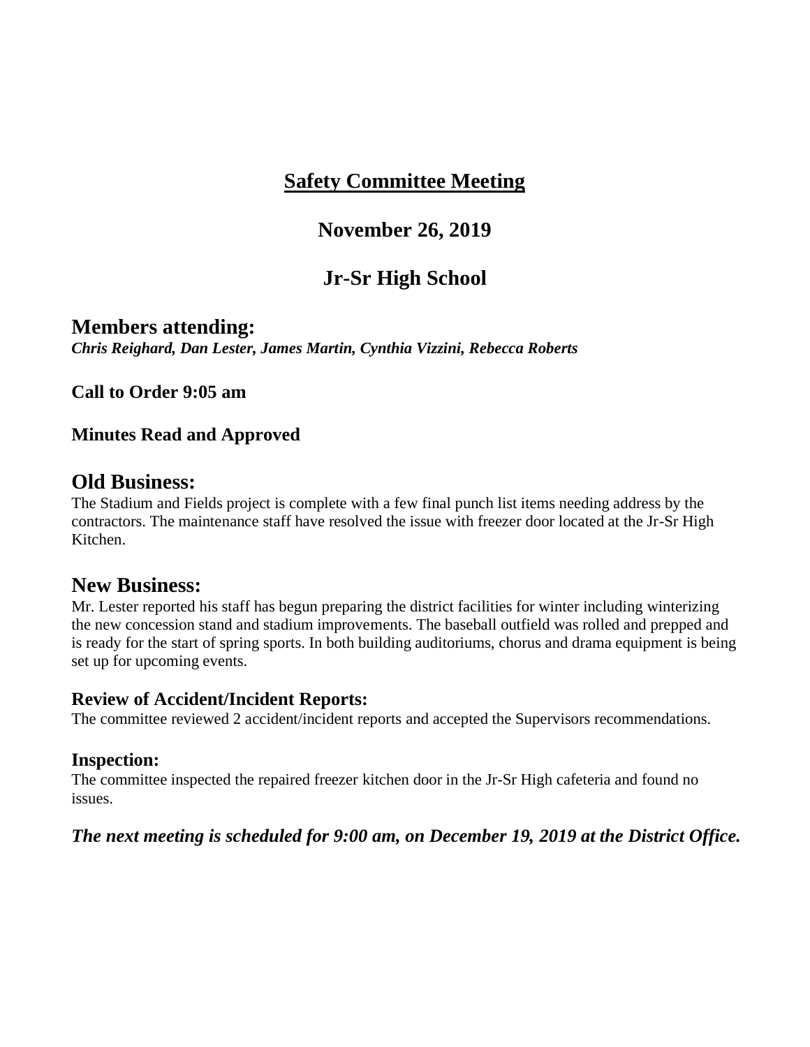# Safety Committee Meeting

## November 26, 2019

## Jr-Sr High School

## Members attending:

***Chris Reighard, Dan Lester, James Martin, Cynthia Vizzini, Rebecca Roberts***

**Call to Order 9:05 am**

**Minutes Read and Approved**

## Old Business:

The Stadium and Fields project is complete with a few final punch list items needing address by the contractors. The maintenance staff have resolved the issue with freezer door located at the Jr-Sr High Kitchen.

## New Business:

Mr. Lester reported his staff has begun preparing the district facilities for winter including winterizing the new concession stand and stadium improvements. The baseball outfield was rolled and prepped and is ready for the start of spring sports. In both building auditoriums, chorus and drama equipment is being set up for upcoming events.

### Review of Accident/Incident Reports:

The committee reviewed 2 accident/incident reports and accepted the Supervisors recommendations.

### Inspection:

The committee inspected the repaired freezer kitchen door in the Jr-Sr High cafeteria and found no issues.

***The next meeting is scheduled for 9:00 am, on December 19, 2019 at the District Office.***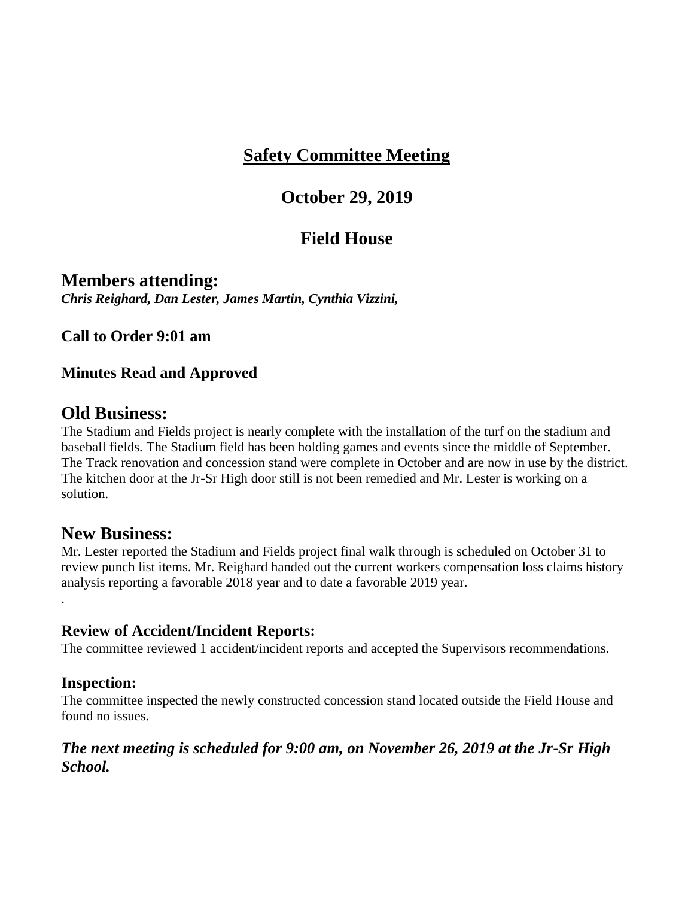# Safety Committee Meeting

## October 29, 2019

## Field House

## Members attending:

***Chris Reighard, Dan Lester, James Martin, Cynthia Vizzini,***

**Call to Order 9:01 am**

**Minutes Read and Approved**

## Old Business:

The Stadium and Fields project is nearly complete with the installation of the turf on the stadium and baseball fields. The Stadium field has been holding games and events since the middle of September. The Track renovation and concession stand were complete in October and are now in use by the district. The kitchen door at the Jr-Sr High door still is not been remedied and Mr. Lester is working on a solution.

## New Business:

Mr. Lester reported the Stadium and Fields project final walk through is scheduled on October 31 to review punch list items. Mr. Reighard handed out the current workers compensation loss claims history analysis reporting a favorable 2018 year and to date a favorable 2019 year.

.

### Review of Accident/Incident Reports:

The committee reviewed 1 accident/incident reports and accepted the Supervisors recommendations.

### Inspection:

The committee inspected the newly constructed concession stand located outside the Field House and found no issues.

***The next meeting is scheduled for 9:00 am, on November 26, 2019 at the Jr-Sr High School.***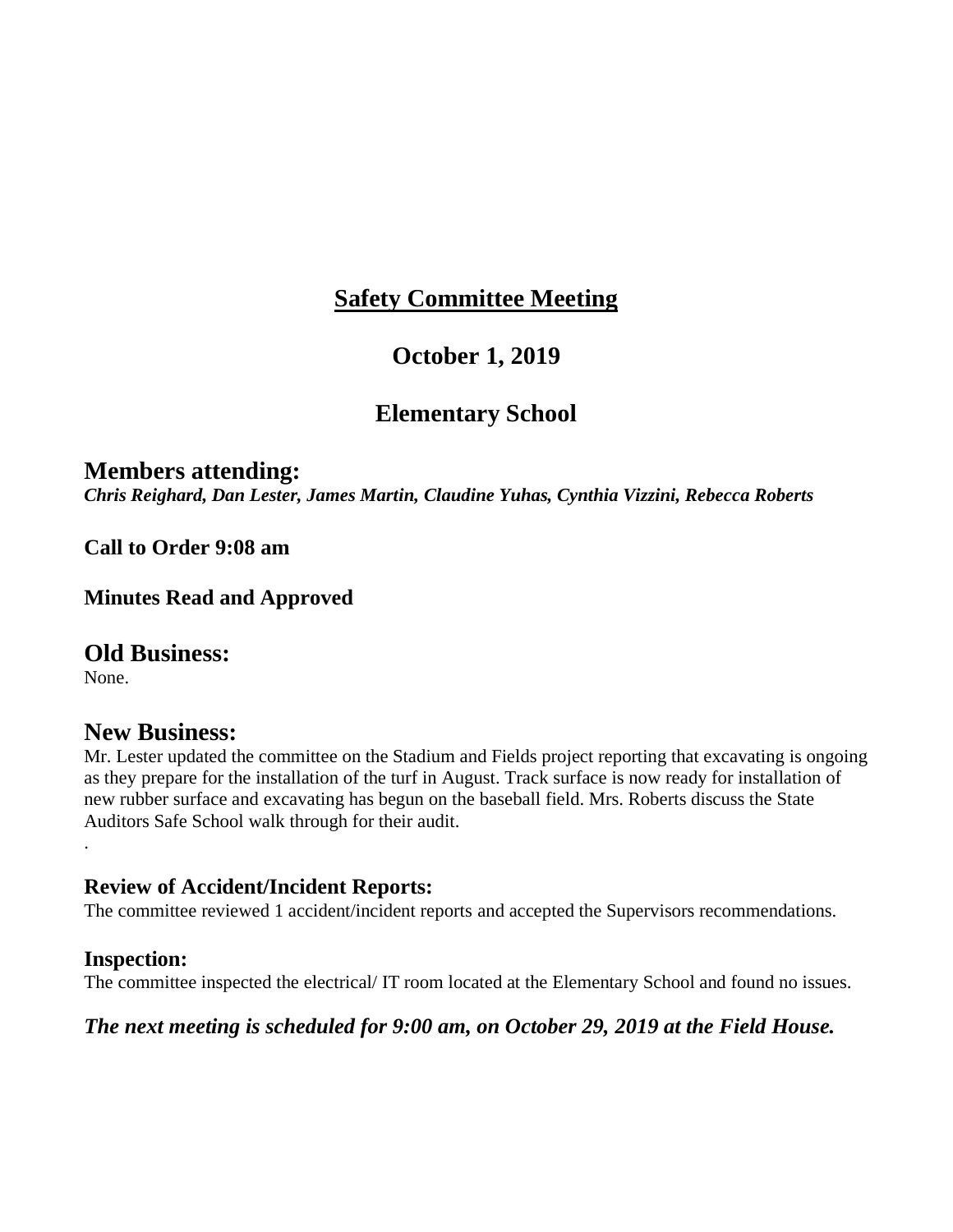# Safety Committee Meeting

## October 1, 2019

## Elementary School

## Members attending:

***Chris Reighard, Dan Lester, James Martin, Claudine Yuhas, Cynthia Vizzini, Rebecca Roberts***

**Call to Order 9:08 am**

**Minutes Read and Approved**

## Old Business:

None.

## New Business:

Mr. Lester updated the committee on the Stadium and Fields project reporting that excavating is ongoing as they prepare for the installation of the turf in August. Track surface is now ready for installation of new rubber surface and excavating has begun on the baseball field. Mrs. Roberts discuss the State Auditors Safe School walk through for their audit.

.

### Review of Accident/Incident Reports:

The committee reviewed 1 accident/incident reports and accepted the Supervisors recommendations.

### Inspection:

The committee inspected the electrical/ IT room located at the Elementary School and found no issues.

***The next meeting is scheduled for 9:00 am, on October 29, 2019 at the Field House.***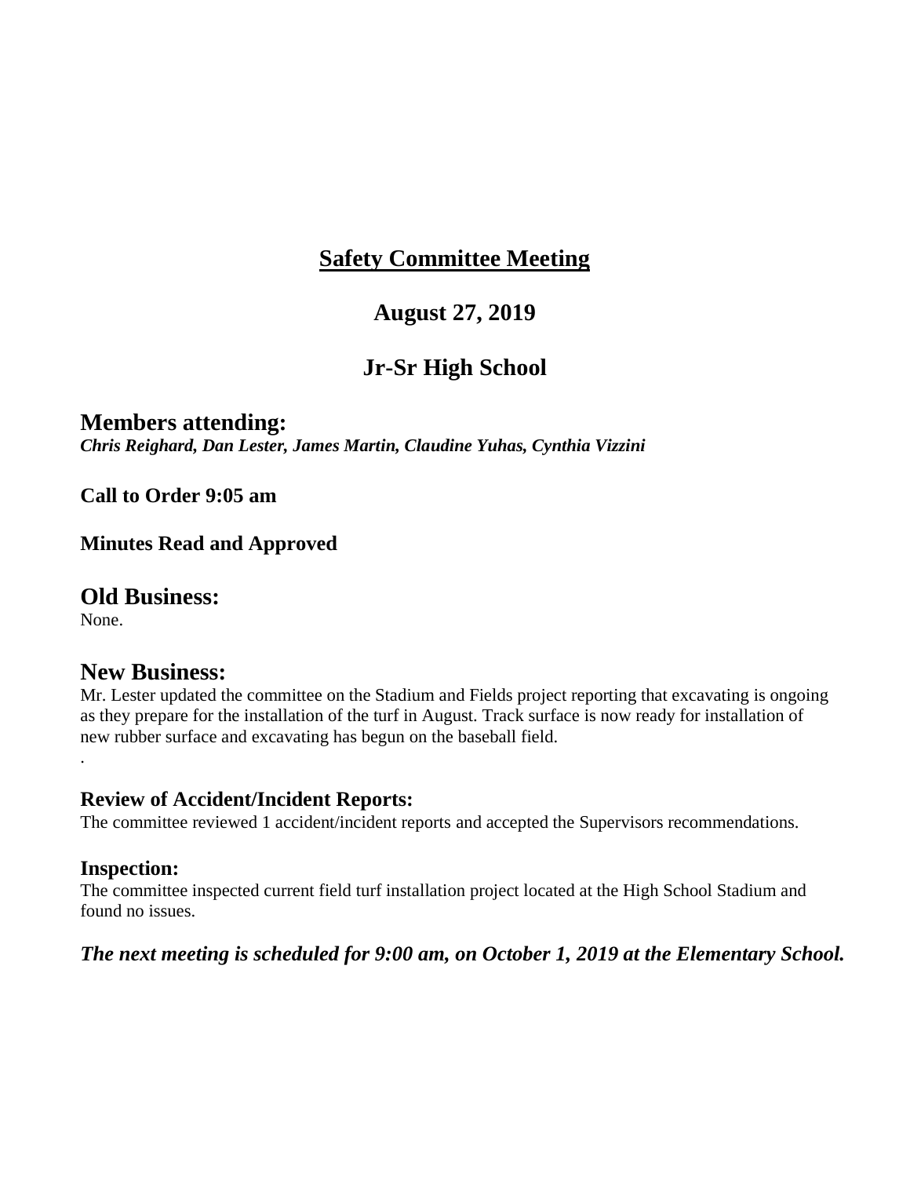# <u>Safety Committee Meeting</u>

## August 27, 2019

## Jr-Sr High School

## Members attending:

***Chris Reighard, Dan Lester, James Martin, Claudine Yuhas, Cynthia Vizzini***

**Call to Order 9:05 am**

**Minutes Read and Approved**

## Old Business:

None.

## New Business:

Mr. Lester updated the committee on the Stadium and Fields project reporting that excavating is ongoing as they prepare for the installation of the turf in August. Track surface is now ready for installation of new rubber surface and excavating has begun on the baseball field.

.

### Review of Accident/Incident Reports:

The committee reviewed 1 accident/incident reports and accepted the Supervisors recommendations.

### Inspection:

The committee inspected current field turf installation project located at the High School Stadium and found no issues.

***The next meeting is scheduled for 9:00 am, on October 1, 2019 at the Elementary School.***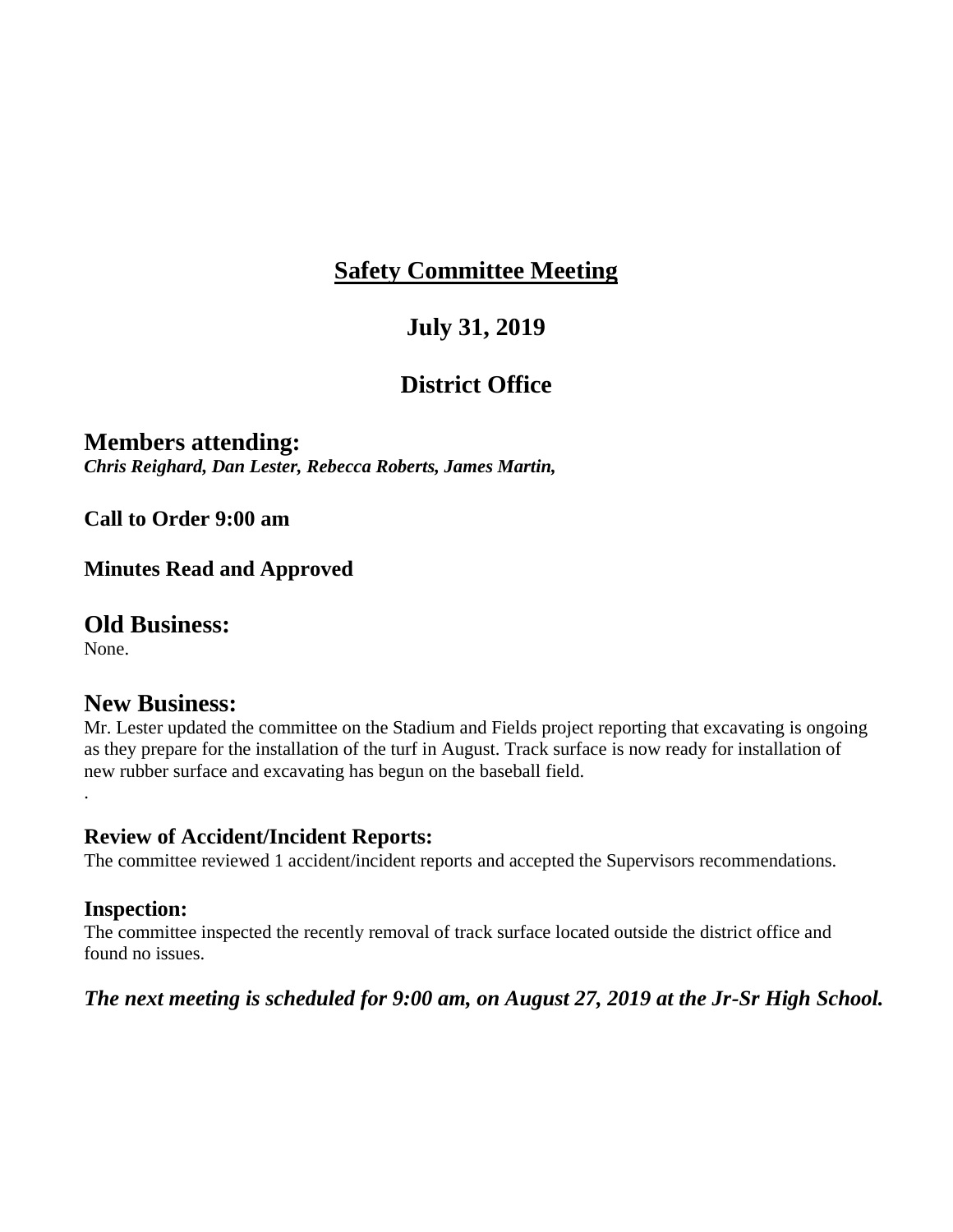# Safety Committee Meeting

## July 31, 2019

## District Office

## Members attending:

***Chris Reighard, Dan Lester, Rebecca Roberts, James Martin,***

**Call to Order 9:00 am**

**Minutes Read and Approved**

## Old Business:

None.

## New Business:

Mr. Lester updated the committee on the Stadium and Fields project reporting that excavating is ongoing as they prepare for the installation of the turf in August. Track surface is now ready for installation of new rubber surface and excavating has begun on the baseball field.

.

### Review of Accident/Incident Reports:

The committee reviewed 1 accident/incident reports and accepted the Supervisors recommendations.

### Inspection:

The committee inspected the recently removal of track surface located outside the district office and found no issues.

***The next meeting is scheduled for 9:00 am, on August 27, 2019 at the Jr-Sr High School.***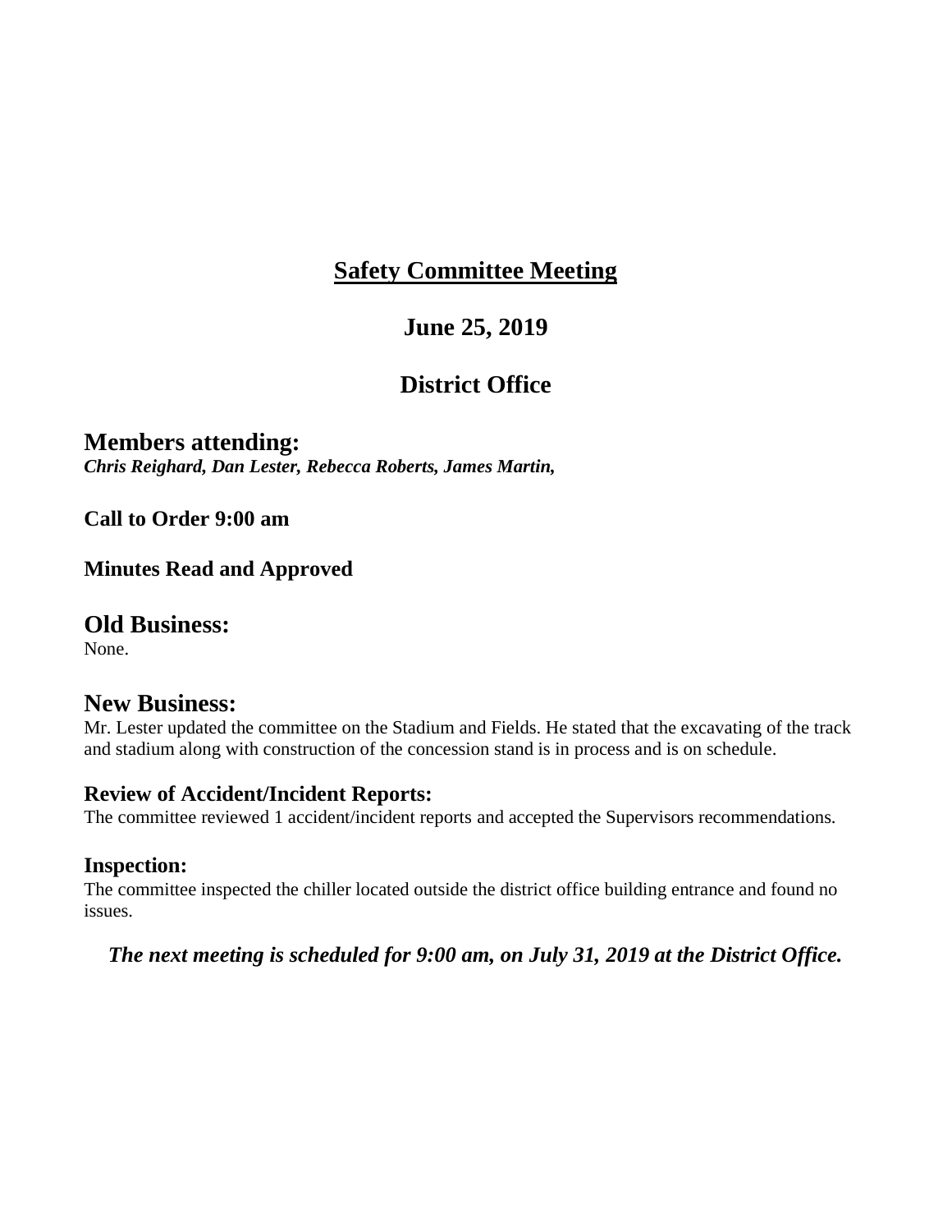# Safety Committee Meeting

## June 25, 2019

## District Office

## Members attending:

***Chris Reighard, Dan Lester, Rebecca Roberts, James Martin,***

**Call to Order 9:00 am**

**Minutes Read and Approved**

## Old Business:

None.

## New Business:

Mr. Lester updated the committee on the Stadium and Fields. He stated that the excavating of the track and stadium along with construction of the concession stand is in process and is on schedule.

### Review of Accident/Incident Reports:

The committee reviewed 1 accident/incident reports and accepted the Supervisors recommendations.

### Inspection:

The committee inspected the chiller located outside the district office building entrance and found no issues.

***The next meeting is scheduled for 9:00 am, on July 31, 2019 at the District Office.***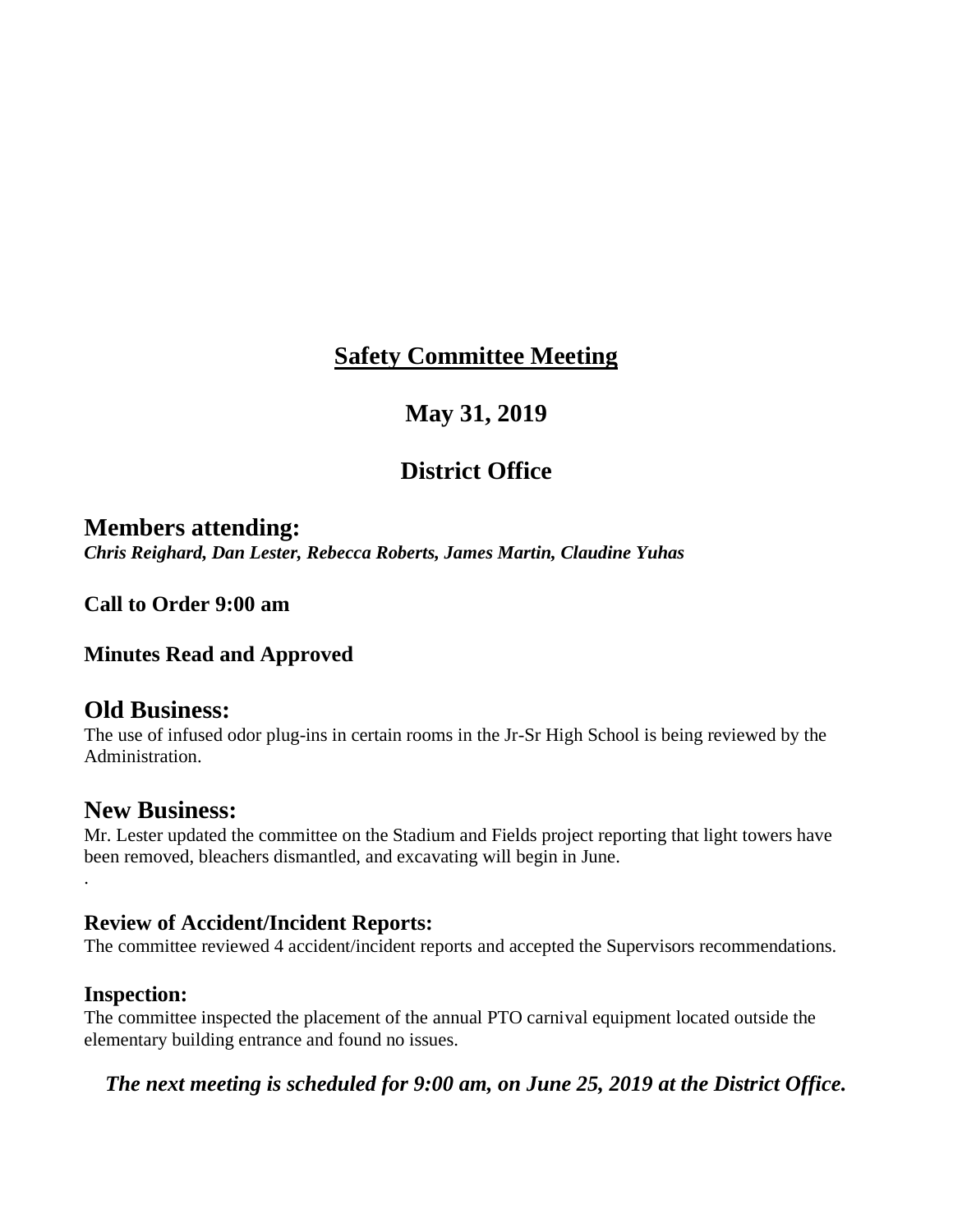# Safety Committee Meeting

## May 31, 2019

## District Office

## Members attending:

***Chris Reighard, Dan Lester, Rebecca Roberts, James Martin, Claudine Yuhas***

**Call to Order 9:00 am**

**Minutes Read and Approved**

## Old Business:

The use of infused odor plug-ins in certain rooms in the Jr-Sr High School is being reviewed by the Administration.

## New Business:

Mr. Lester updated the committee on the Stadium and Fields project reporting that light towers have been removed, bleachers dismantled, and excavating will begin in June.

.

### Review of Accident/Incident Reports:

The committee reviewed 4 accident/incident reports and accepted the Supervisors recommendations.

### Inspection:

The committee inspected the placement of the annual PTO carnival equipment located outside the elementary building entrance and found no issues.

***The next meeting is scheduled for 9:00 am, on June 25, 2019 at the District Office.***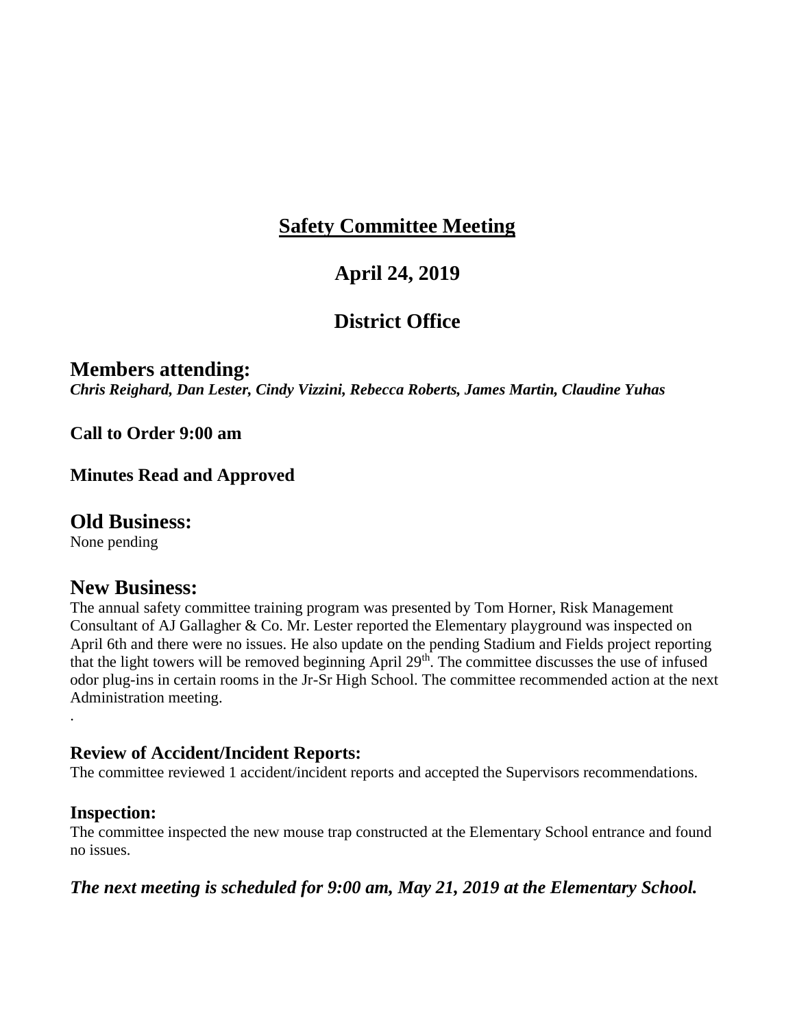# Safety Committee Meeting

## April 24, 2019

## District Office

## Members attending:

***Chris Reighard, Dan Lester, Cindy Vizzini, Rebecca Roberts, James Martin, Claudine Yuhas***

**Call to Order 9:00 am**

**Minutes Read and Approved**

## Old Business:

None pending

## New Business:

The annual safety committee training program was presented by Tom Horner, Risk Management Consultant of AJ Gallagher & Co. Mr. Lester reported the Elementary playground was inspected on April 6th and there were no issues. He also update on the pending Stadium and Fields project reporting that the light towers will be removed beginning April 29th. The committee discusses the use of infused odor plug-ins in certain rooms in the Jr-Sr High School. The committee recommended action at the next Administration meeting.

.

### Review of Accident/Incident Reports:

The committee reviewed 1 accident/incident reports and accepted the Supervisors recommendations.

### Inspection:

The committee inspected the new mouse trap constructed at the Elementary School entrance and found no issues.

***The next meeting is scheduled for 9:00 am, May 21, 2019 at the Elementary School.***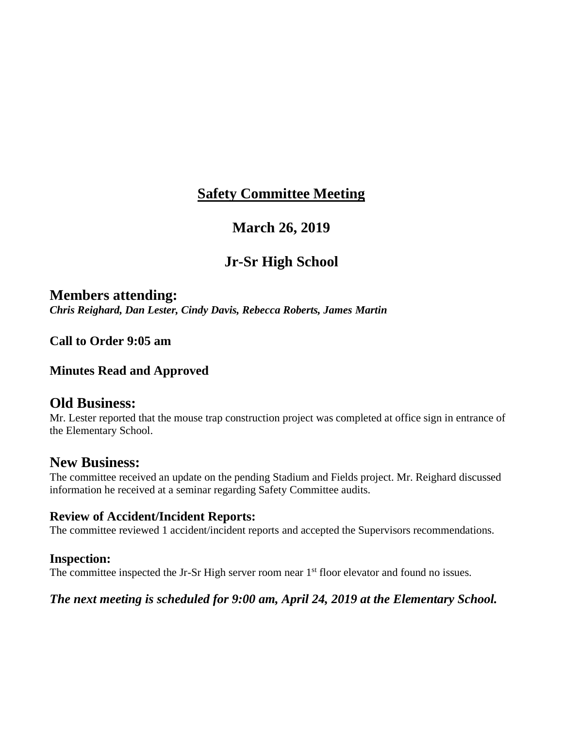# **Safety Committee Meeting**

## March 26, 2019

## Jr-Sr High School

## Members attending:

***Chris Reighard, Dan Lester, Cindy Davis, Rebecca Roberts, James Martin***

**Call to Order 9:05 am**

**Minutes Read and Approved**

## Old Business:

Mr. Lester reported that the mouse trap construction project was completed at office sign in entrance of the Elementary School.

## New Business:

The committee received an update on the pending Stadium and Fields project. Mr. Reighard discussed information he received at a seminar regarding Safety Committee audits.

### Review of Accident/Incident Reports:

The committee reviewed 1 accident/incident reports and accepted the Supervisors recommendations.

### Inspection:

The committee inspected the Jr-Sr High server room near 1st floor elevator and found no issues.

***The next meeting is scheduled for 9:00 am, April 24, 2019 at the Elementary School.***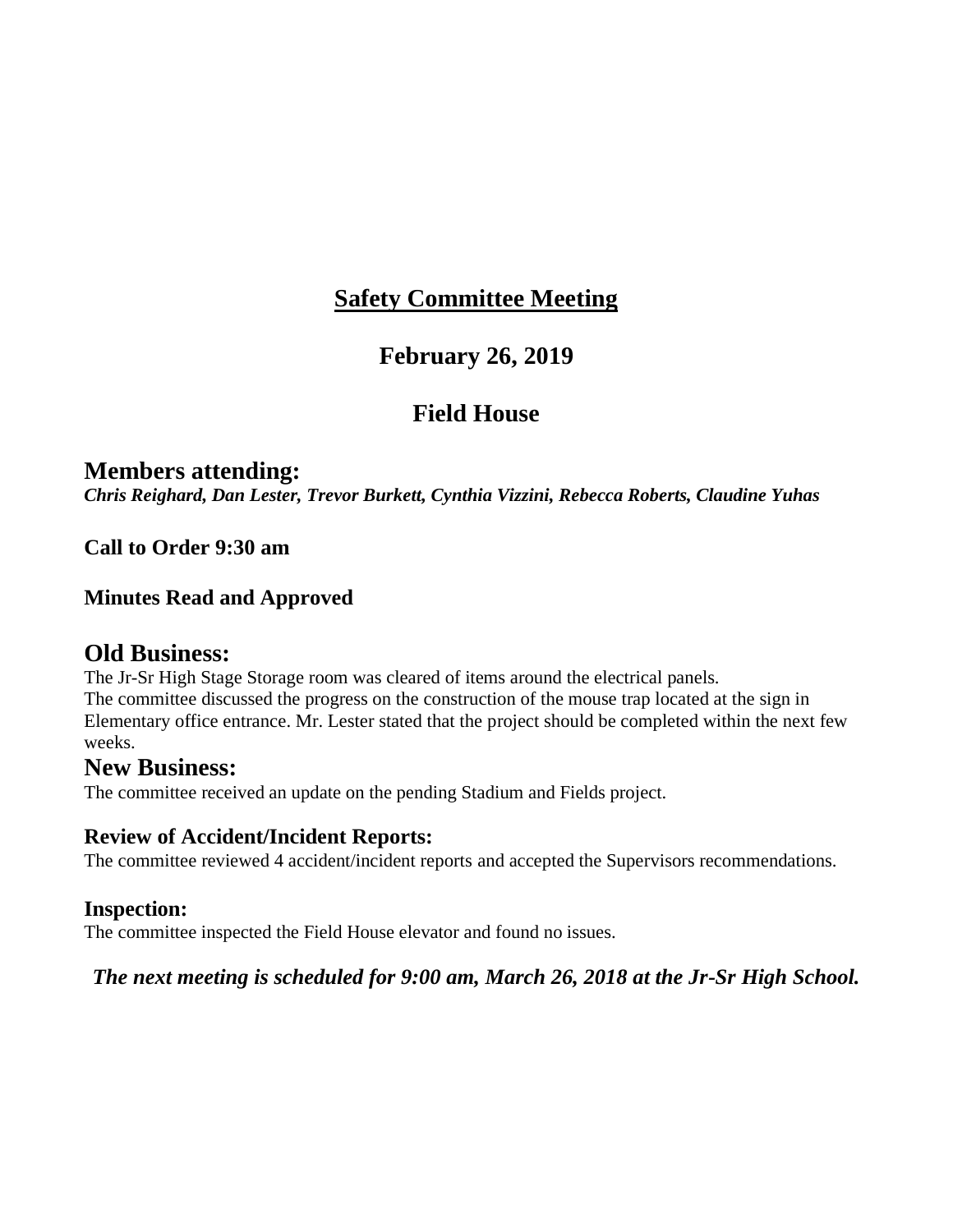# Safety Committee Meeting

## February 26, 2019

## Field House

### Members attending:

***Chris Reighard, Dan Lester, Trevor Burkett, Cynthia Vizzini, Rebecca Roberts, Claudine Yuhas***

**Call to Order 9:30 am**

**Minutes Read and Approved**

### Old Business:

The Jr-Sr High Stage Storage room was cleared of items around the electrical panels.
The committee discussed the progress on the construction of the mouse trap located at the sign in Elementary office entrance. Mr. Lester stated that the project should be completed within the next few weeks.

### New Business:

The committee received an update on the pending Stadium and Fields project.

**Review of Accident/Incident Reports:**

The committee reviewed 4 accident/incident reports and accepted the Supervisors recommendations.

**Inspection:**

The committee inspected the Field House elevator and found no issues.

***The next meeting is scheduled for 9:00 am, March 26, 2018 at the Jr-Sr High School.***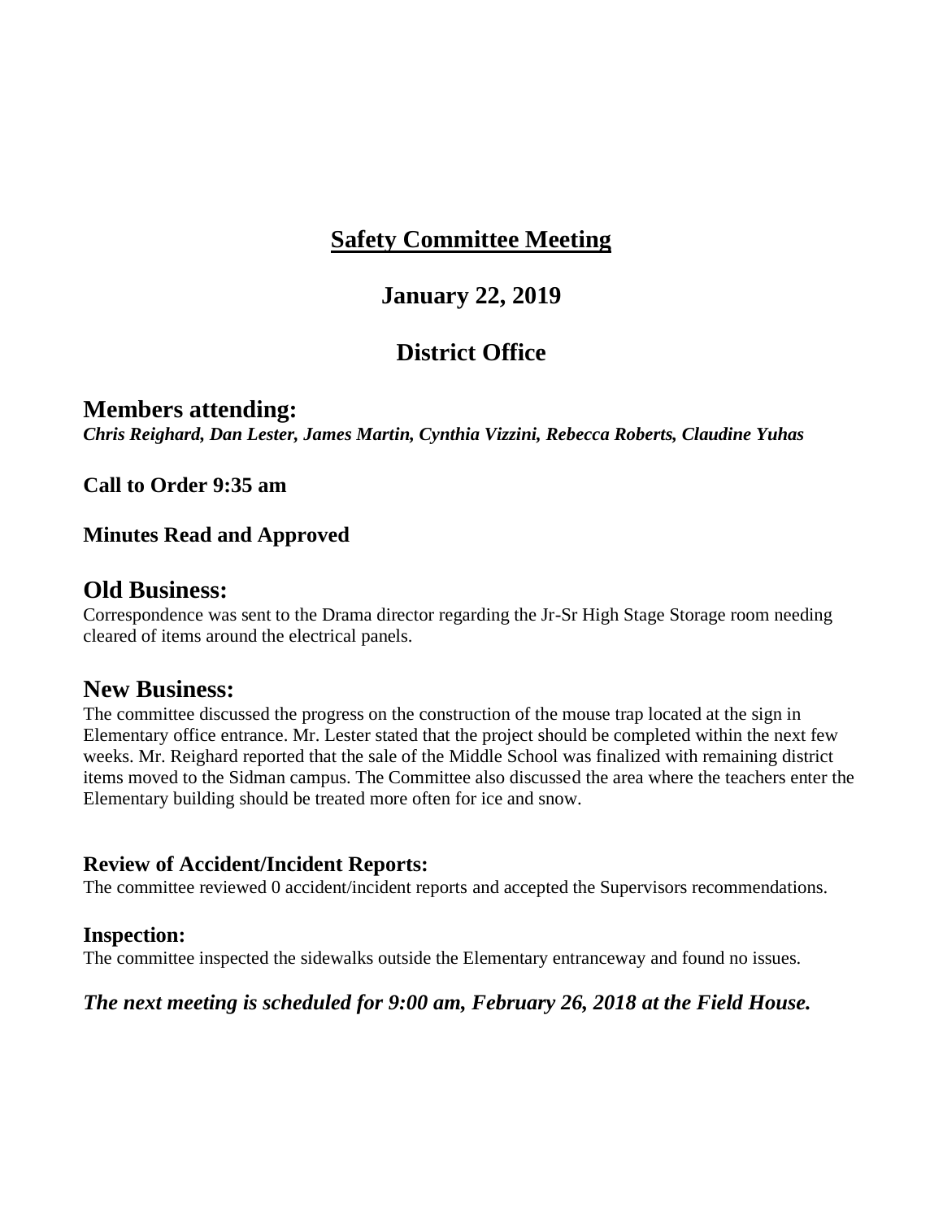# Safety Committee Meeting

## January 22, 2019

## District Office

## Members attending:

***Chris Reighard, Dan Lester, James Martin, Cynthia Vizzini, Rebecca Roberts, Claudine Yuhas***

**Call to Order 9:35 am**

**Minutes Read and Approved**

## Old Business:

Correspondence was sent to the Drama director regarding the Jr-Sr High Stage Storage room needing cleared of items around the electrical panels.

## New Business:

The committee discussed the progress on the construction of the mouse trap located at the sign in Elementary office entrance. Mr. Lester stated that the project should be completed within the next few weeks. Mr. Reighard reported that the sale of the Middle School was finalized with remaining district items moved to the Sidman campus. The Committee also discussed the area where the teachers enter the Elementary building should be treated more often for ice and snow.

### Review of Accident/Incident Reports:

The committee reviewed 0 accident/incident reports and accepted the Supervisors recommendations.

### Inspection:

The committee inspected the sidewalks outside the Elementary entranceway and found no issues.

***The next meeting is scheduled for 9:00 am, February 26, 2018 at the Field House.***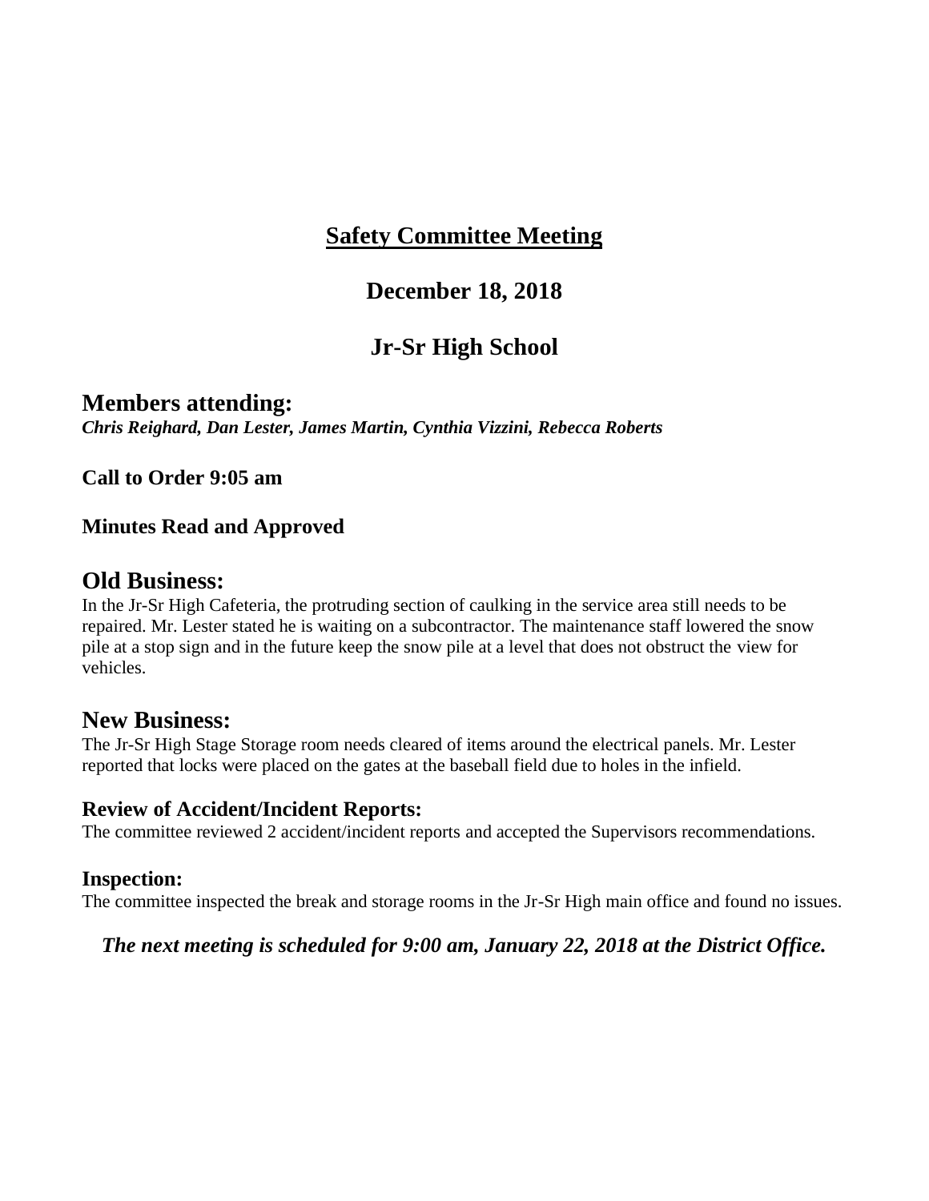# Safety Committee Meeting

## December 18, 2018

## Jr-Sr High School

## Members attending:

***Chris Reighard, Dan Lester, James Martin, Cynthia Vizzini, Rebecca Roberts***

**Call to Order 9:05 am**

**Minutes Read and Approved**

## Old Business:

In the Jr-Sr High Cafeteria, the protruding section of caulking in the service area still needs to be repaired. Mr. Lester stated he is waiting on a subcontractor. The maintenance staff lowered the snow pile at a stop sign and in the future keep the snow pile at a level that does not obstruct the view for vehicles.

## New Business:

The Jr-Sr High Stage Storage room needs cleared of items around the electrical panels. Mr. Lester reported that locks were placed on the gates at the baseball field due to holes in the infield.

### Review of Accident/Incident Reports:

The committee reviewed 2 accident/incident reports and accepted the Supervisors recommendations.

### Inspection:

The committee inspected the break and storage rooms in the Jr-Sr High main office and found no issues.

***The next meeting is scheduled for 9:00 am, January 22, 2018 at the District Office.***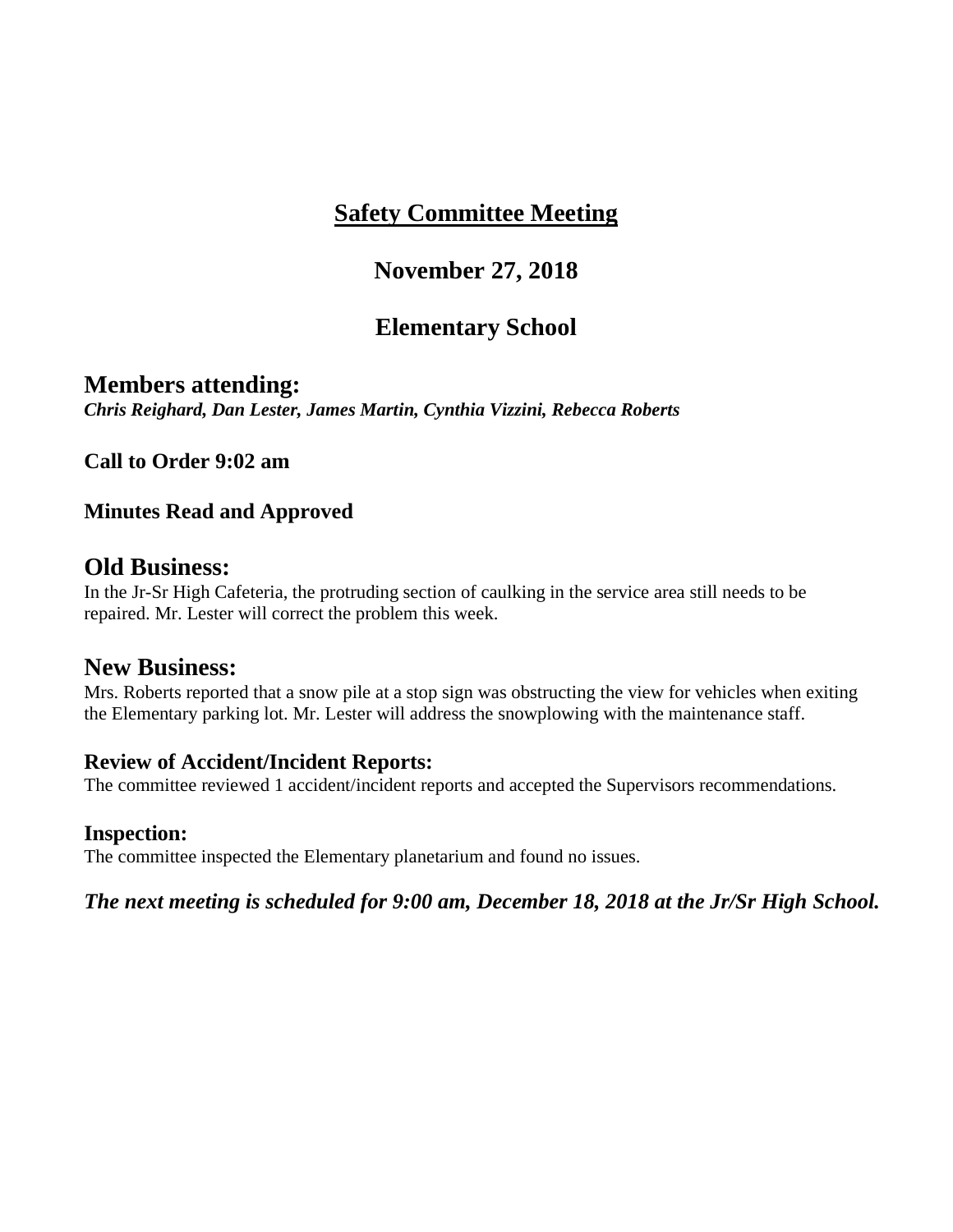# Safety Committee Meeting

## November 27, 2018

## Elementary School

## Members attending:

***Chris Reighard, Dan Lester, James Martin, Cynthia Vizzini, Rebecca Roberts***

**Call to Order 9:02 am**

**Minutes Read and Approved**

## Old Business:

In the Jr-Sr High Cafeteria, the protruding section of caulking in the service area still needs to be repaired. Mr. Lester will correct the problem this week.

## New Business:

Mrs. Roberts reported that a snow pile at a stop sign was obstructing the view for vehicles when exiting the Elementary parking lot. Mr. Lester will address the snowplowing with the maintenance staff.

### Review of Accident/Incident Reports:

The committee reviewed 1 accident/incident reports and accepted the Supervisors recommendations.

### Inspection:

The committee inspected the Elementary planetarium and found no issues.

***The next meeting is scheduled for 9:00 am, December 18, 2018 at the Jr/Sr High School.***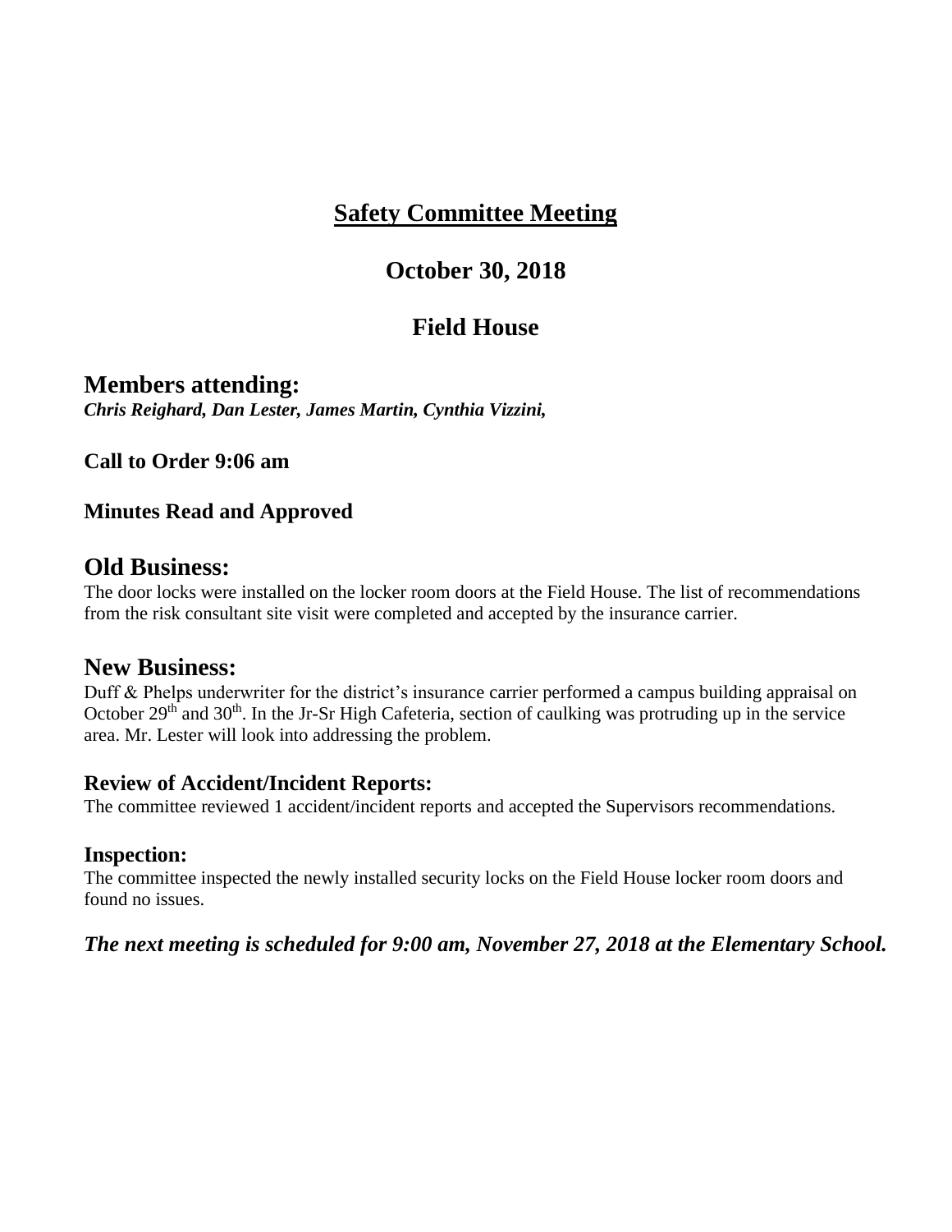# Safety Committee Meeting

## October 30, 2018

## Field House

## Members attending:

***Chris Reighard, Dan Lester, James Martin, Cynthia Vizzini,***

**Call to Order 9:06 am**

**Minutes Read and Approved**

## Old Business:

The door locks were installed on the locker room doors at the Field House. The list of recommendations from the risk consultant site visit were completed and accepted by the insurance carrier.

## New Business:

Duff & Phelps underwriter for the district's insurance carrier performed a campus building appraisal on October 29th and 30th. In the Jr-Sr High Cafeteria, section of caulking was protruding up in the service area. Mr. Lester will look into addressing the problem.

### Review of Accident/Incident Reports:

The committee reviewed 1 accident/incident reports and accepted the Supervisors recommendations.

### Inspection:

The committee inspected the newly installed security locks on the Field House locker room doors and found no issues.

***The next meeting is scheduled for 9:00 am, November 27, 2018 at the Elementary School.***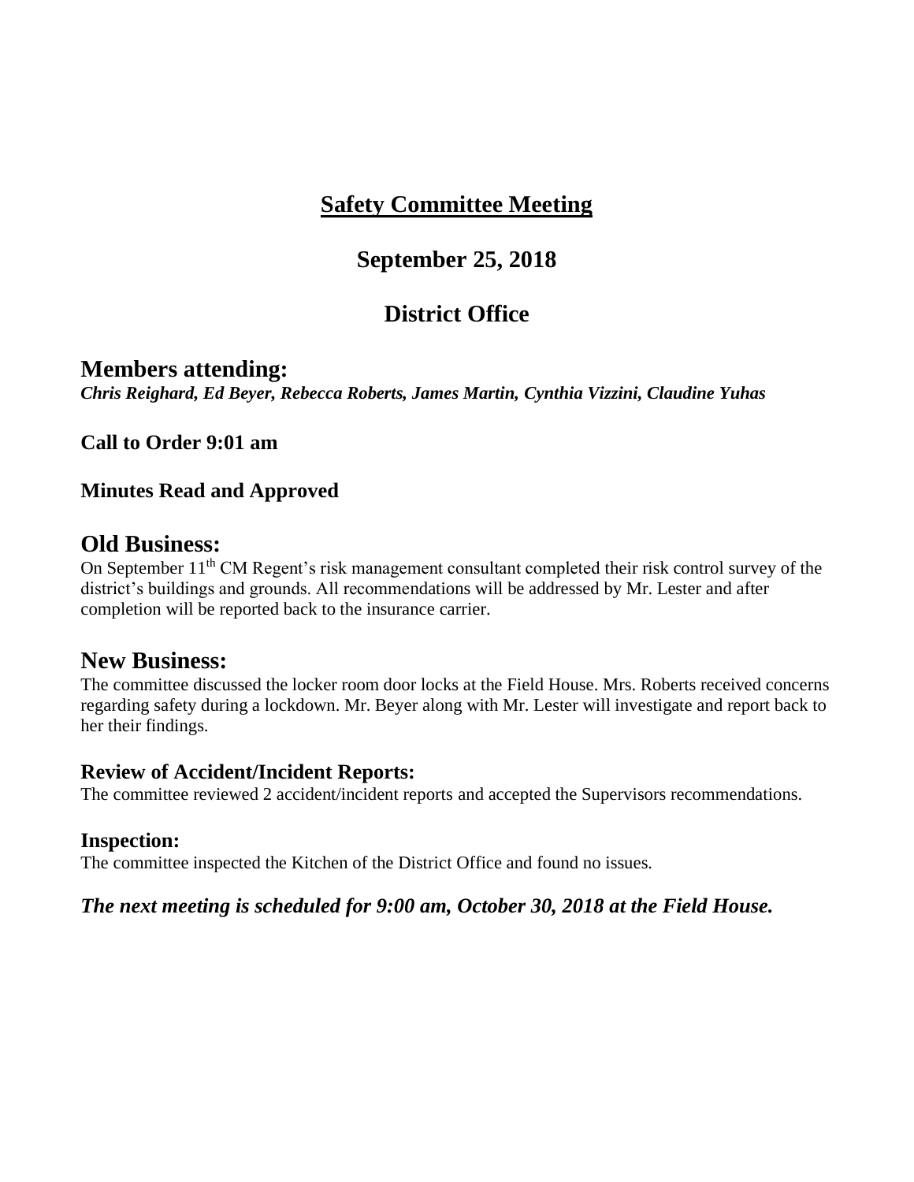# Safety Committee Meeting

## September 25, 2018

## District Office

## Members attending:

***Chris Reighard, Ed Beyer, Rebecca Roberts, James Martin, Cynthia Vizzini, Claudine Yuhas***

**Call to Order 9:01 am**

**Minutes Read and Approved**

## Old Business:

On September 11th CM Regent's risk management consultant completed their risk control survey of the district's buildings and grounds. All recommendations will be addressed by Mr. Lester and after completion will be reported back to the insurance carrier.

## New Business:

The committee discussed the locker room door locks at the Field House. Mrs. Roberts received concerns regarding safety during a lockdown. Mr. Beyer along with Mr. Lester will investigate and report back to her their findings.

### Review of Accident/Incident Reports:

The committee reviewed 2 accident/incident reports and accepted the Supervisors recommendations.

### Inspection:

The committee inspected the Kitchen of the District Office and found no issues.

***The next meeting is scheduled for 9:00 am, October 30, 2018 at the Field House.***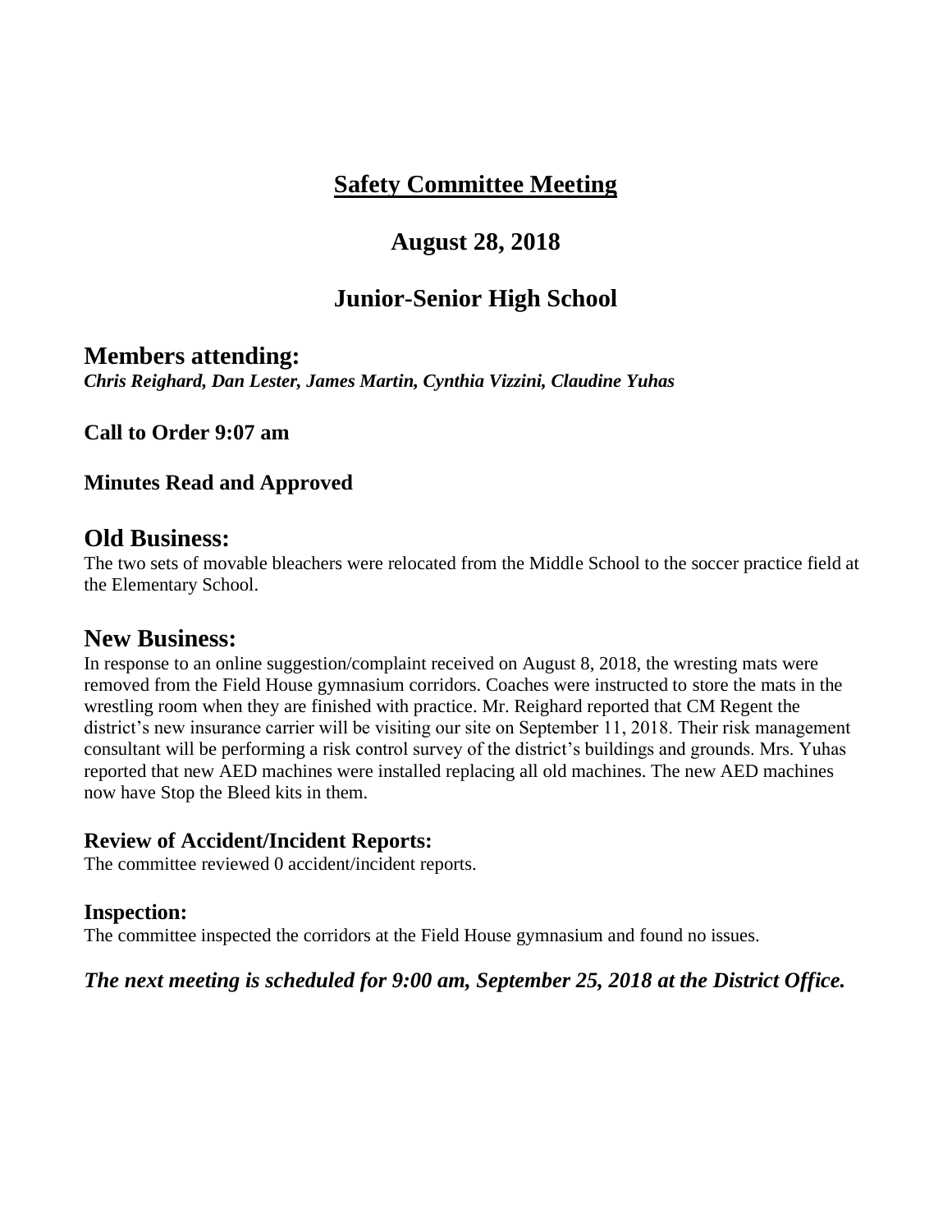# Safety Committee Meeting

## August 28, 2018

## Junior-Senior High School

## Members attending:

***Chris Reighard, Dan Lester, James Martin, Cynthia Vizzini, Claudine Yuhas***

**Call to Order 9:07 am**

**Minutes Read and Approved**

## Old Business:

The two sets of movable bleachers were relocated from the Middle School to the soccer practice field at the Elementary School.

## New Business:

In response to an online suggestion/complaint received on August 8, 2018, the wresting mats were removed from the Field House gymnasium corridors. Coaches were instructed to store the mats in the wrestling room when they are finished with practice. Mr. Reighard reported that CM Regent the district's new insurance carrier will be visiting our site on September 11, 2018. Their risk management consultant will be performing a risk control survey of the district's buildings and grounds. Mrs. Yuhas reported that new AED machines were installed replacing all old machines. The new AED machines now have Stop the Bleed kits in them.

### Review of Accident/Incident Reports:

The committee reviewed 0 accident/incident reports.

### Inspection:

The committee inspected the corridors at the Field House gymnasium and found no issues.

***The next meeting is scheduled for 9:00 am, September 25, 2018 at the District Office.***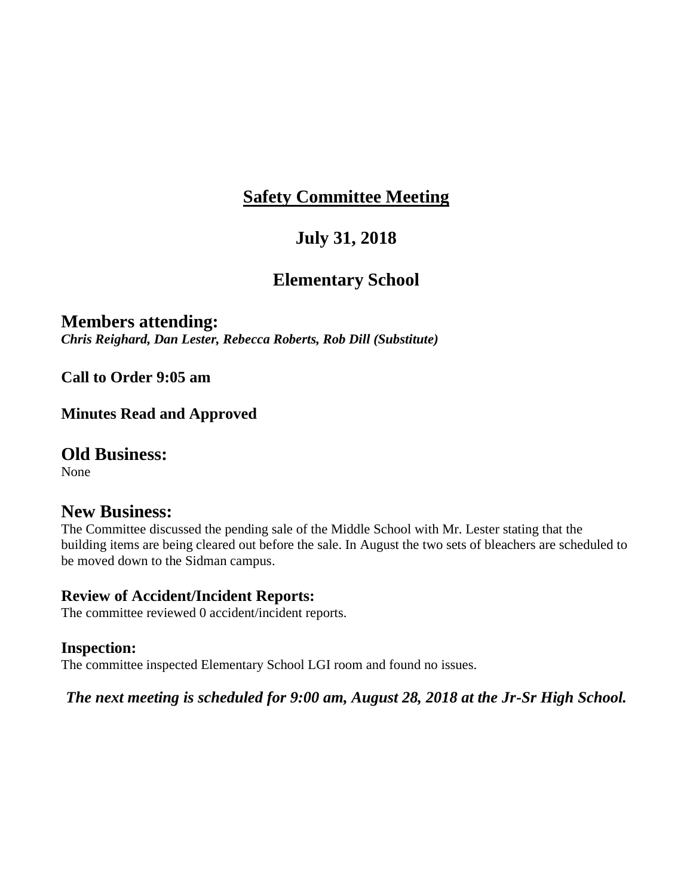## Safety Committee Meeting

## July 31, 2018

## Elementary School

## Members attending:

***Chris Reighard, Dan Lester, Rebecca Roberts, Rob Dill (Substitute)***

**Call to Order 9:05 am**

**Minutes Read and Approved**

## Old Business:

None

## New Business:

The Committee discussed the pending sale of the Middle School with Mr. Lester stating that the building items are being cleared out before the sale. In August the two sets of bleachers are scheduled to be moved down to the Sidman campus.

### Review of Accident/Incident Reports:

The committee reviewed 0 accident/incident reports.

### Inspection:

The committee inspected Elementary School LGI room and found no issues.

***The next meeting is scheduled for 9:00 am, August 28, 2018 at the Jr-Sr High School.***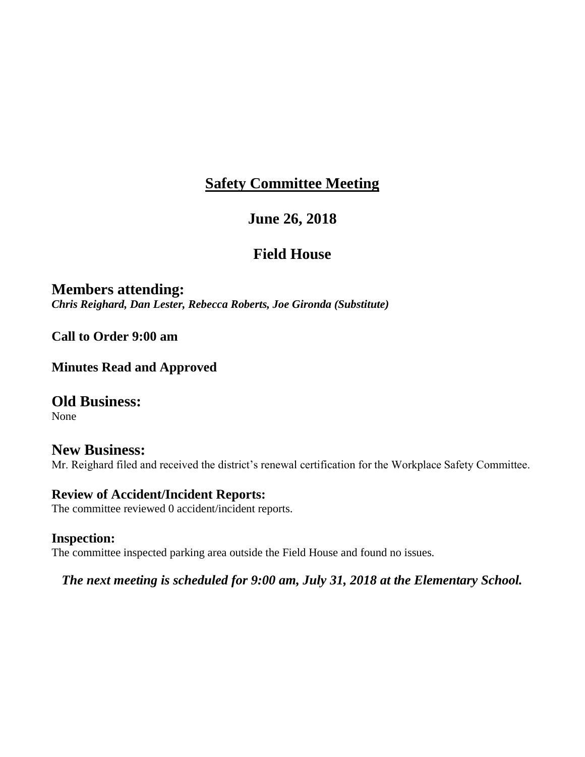# <u>Safety Committee Meeting</u>

## June 26, 2018

## Field House

### Members attending:

***Chris Reighard, Dan Lester, Rebecca Roberts, Joe Gironda (Substitute)***

**Call to Order 9:00 am**

**Minutes Read and Approved**

### Old Business:

None

### New Business:

Mr. Reighard filed and received the district's renewal certification for the Workplace Safety Committee.

**Review of Accident/Incident Reports:**

The committee reviewed 0 accident/incident reports.

**Inspection:**

The committee inspected parking area outside the Field House and found no issues.

***The next meeting is scheduled for 9:00 am, July 31, 2018 at the Elementary School.***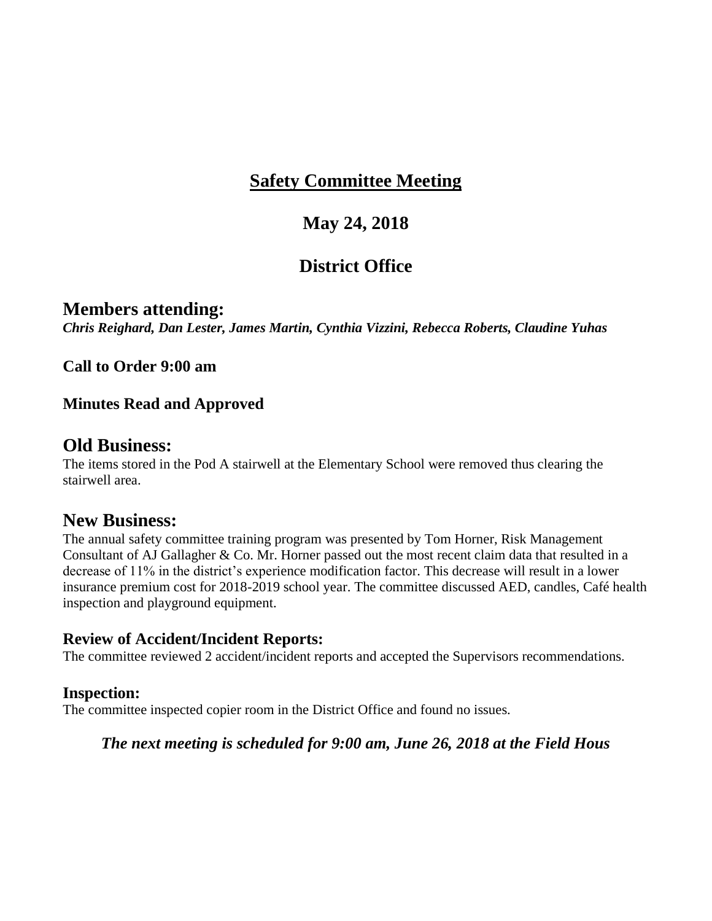# Safety Committee Meeting

## May 24, 2018

## District Office

## Members attending:

***Chris Reighard, Dan Lester, James Martin, Cynthia Vizzini, Rebecca Roberts, Claudine Yuhas***

**Call to Order 9:00 am**

**Minutes Read and Approved**

## Old Business:

The items stored in the Pod A stairwell at the Elementary School were removed thus clearing the stairwell area.

## New Business:

The annual safety committee training program was presented by Tom Horner, Risk Management Consultant of AJ Gallagher & Co. Mr. Horner passed out the most recent claim data that resulted in a decrease of 11% in the district's experience modification factor. This decrease will result in a lower insurance premium cost for 2018-2019 school year. The committee discussed AED, candles, Café health inspection and playground equipment.

### Review of Accident/Incident Reports:

The committee reviewed 2 accident/incident reports and accepted the Supervisors recommendations.

### Inspection:

The committee inspected copier room in the District Office and found no issues.

***The next meeting is scheduled for 9:00 am, June 26, 2018 at the Field Hous***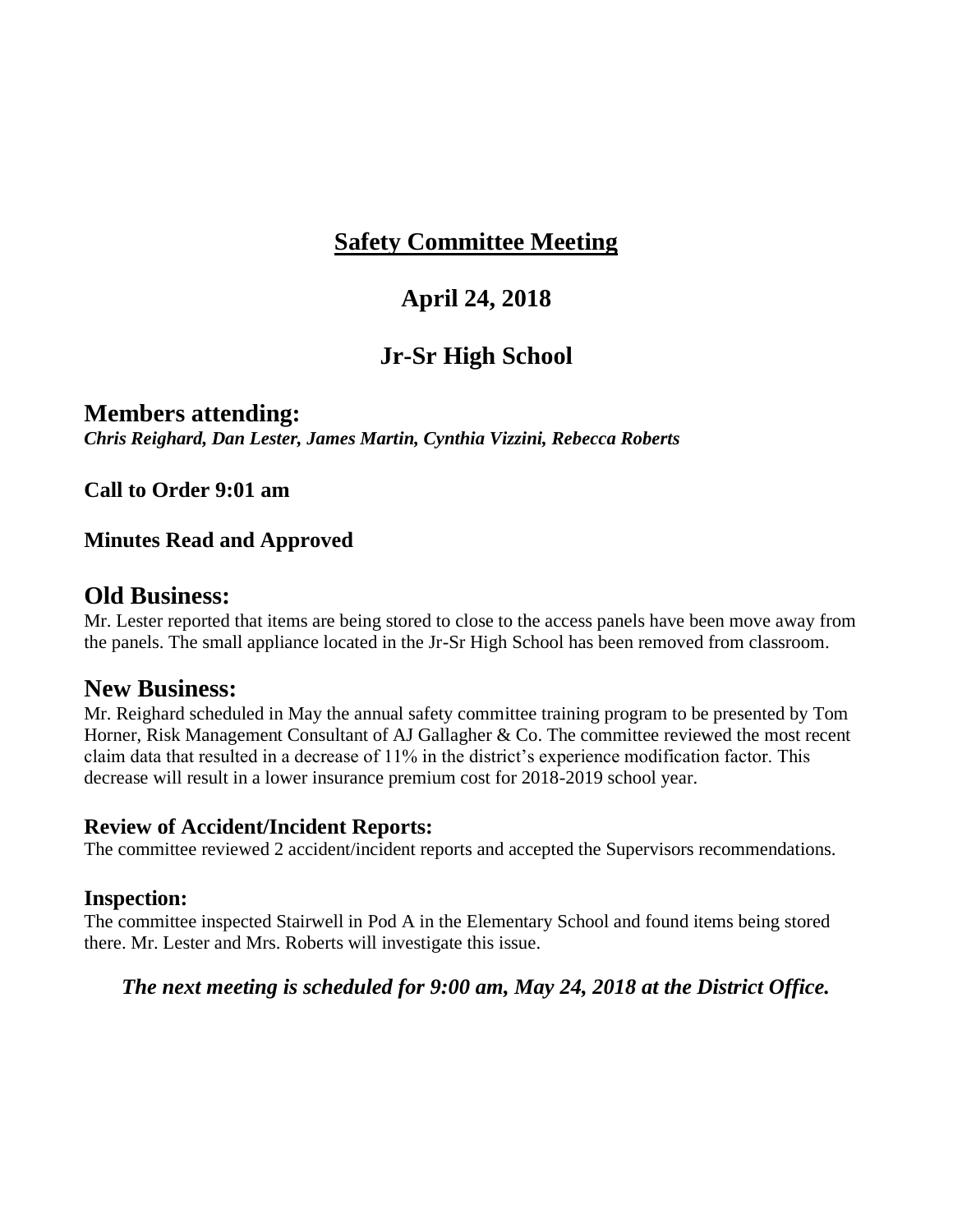# Safety Committee Meeting

## April 24, 2018

## Jr-Sr High School

## Members attending:

***Chris Reighard, Dan Lester, James Martin, Cynthia Vizzini, Rebecca Roberts***

**Call to Order 9:01 am**

**Minutes Read and Approved**

## Old Business:

Mr. Lester reported that items are being stored to close to the access panels have been move away from the panels. The small appliance located in the Jr-Sr High School has been removed from classroom.

## New Business:

Mr. Reighard scheduled in May the annual safety committee training program to be presented by Tom Horner, Risk Management Consultant of AJ Gallagher & Co. The committee reviewed the most recent claim data that resulted in a decrease of 11% in the district's experience modification factor. This decrease will result in a lower insurance premium cost for 2018-2019 school year.

### Review of Accident/Incident Reports:

The committee reviewed 2 accident/incident reports and accepted the Supervisors recommendations.

### Inspection:

The committee inspected Stairwell in Pod A in the Elementary School and found items being stored there. Mr. Lester and Mrs. Roberts will investigate this issue.

***The next meeting is scheduled for 9:00 am, May 24, 2018 at the District Office.***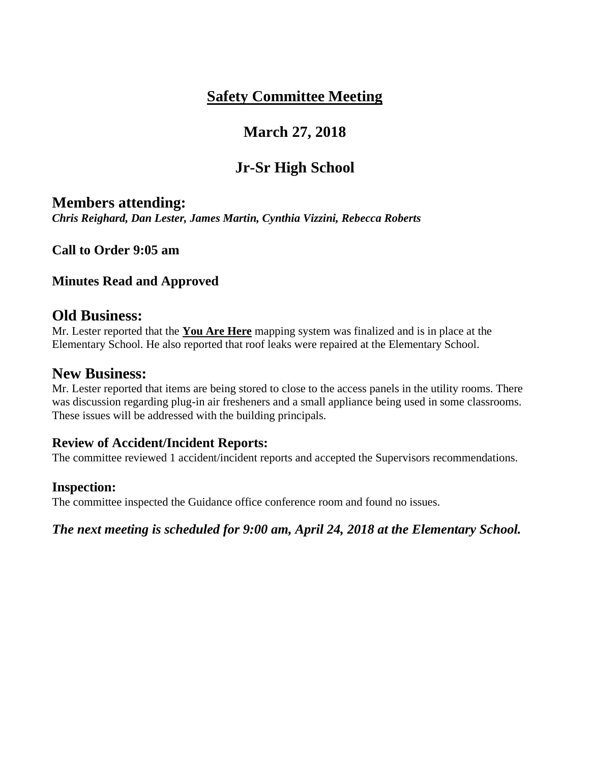# <u>Safety Committee Meeting</u>

## March 27, 2018

## Jr-Sr High School

## Members attending:

***Chris Reighard, Dan Lester, James Martin, Cynthia Vizzini, Rebecca Roberts***

**Call to Order 9:05 am**

**Minutes Read and Approved**

## Old Business:

Mr. Lester reported that the **<u>You Are Here</u>** mapping system was finalized and is in place at the Elementary School. He also reported that roof leaks were repaired at the Elementary School.

## New Business:

Mr. Lester reported that items are being stored to close to the access panels in the utility rooms. There was discussion regarding plug-in air fresheners and a small appliance being used in some classrooms. These issues will be addressed with the building principals.

### Review of Accident/Incident Reports:

The committee reviewed 1 accident/incident reports and accepted the Supervisors recommendations.

### Inspection:

The committee inspected the Guidance office conference room and found no issues.

***The next meeting is scheduled for 9:00 am, April 24, 2018 at the Elementary School.***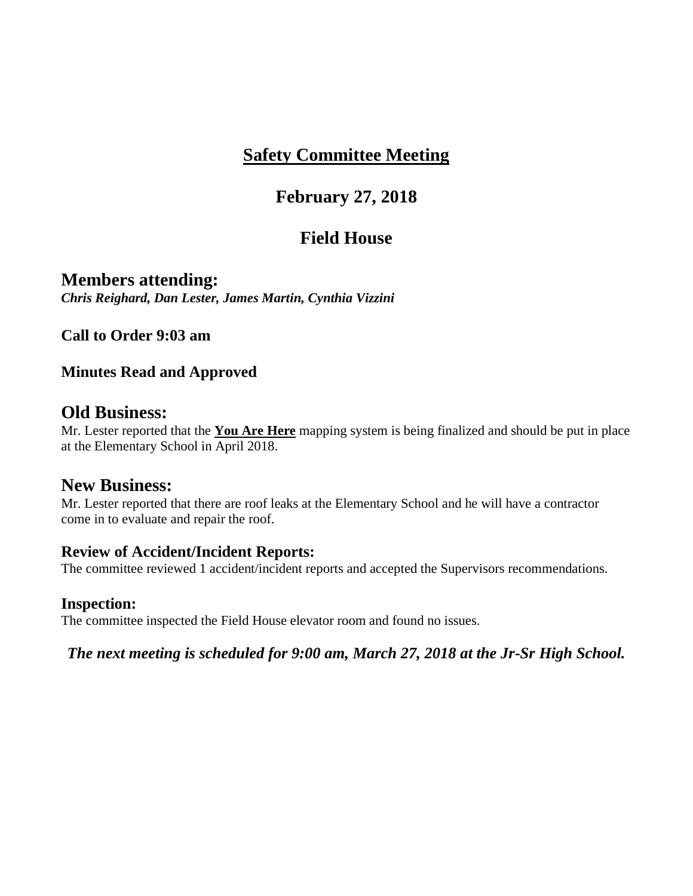# Safety Committee Meeting

## February 27, 2018

## Field House

## Members attending:

***Chris Reighard, Dan Lester, James Martin, Cynthia Vizzini***

**Call to Order 9:03 am**

**Minutes Read and Approved**

## Old Business:

Mr. Lester reported that the **You Are Here** mapping system is being finalized and should be put in place at the Elementary School in April 2018.

## New Business:

Mr. Lester reported that there are roof leaks at the Elementary School and he will have a contractor come in to evaluate and repair the roof.

### Review of Accident/Incident Reports:

The committee reviewed 1 accident/incident reports and accepted the Supervisors recommendations.

### Inspection:

The committee inspected the Field House elevator room and found no issues.

***The next meeting is scheduled for 9:00 am, March 27, 2018 at the Jr-Sr High School.***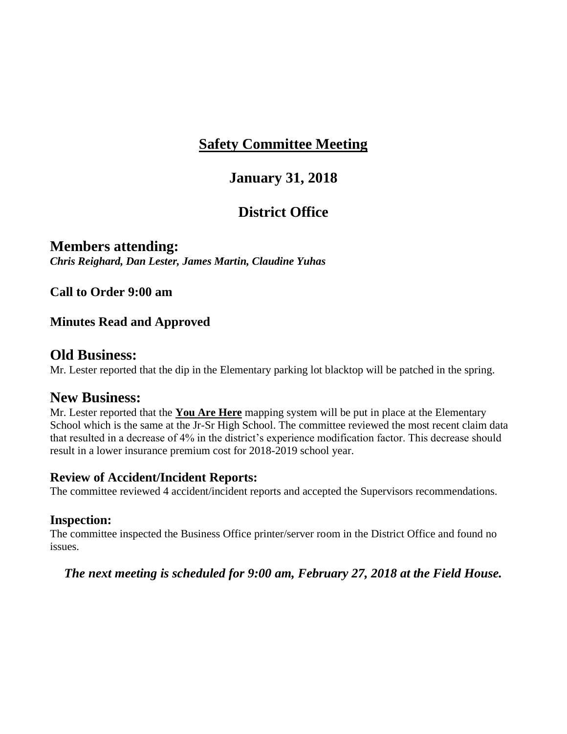# Safety Committee Meeting

## January 31, 2018

## District Office

## Members attending:

***Chris Reighard, Dan Lester, James Martin, Claudine Yuhas***

**Call to Order 9:00 am**

**Minutes Read and Approved**

## Old Business:

Mr. Lester reported that the dip in the Elementary parking lot blacktop will be patched in the spring.

## New Business:

Mr. Lester reported that the **You Are Here** mapping system will be put in place at the Elementary School which is the same at the Jr-Sr High School. The committee reviewed the most recent claim data that resulted in a decrease of 4% in the district's experience modification factor. This decrease should result in a lower insurance premium cost for 2018-2019 school year.

### Review of Accident/Incident Reports:

The committee reviewed 4 accident/incident reports and accepted the Supervisors recommendations.

### Inspection:

The committee inspected the Business Office printer/server room in the District Office and found no issues.

***The next meeting is scheduled for 9:00 am, February 27, 2018 at the Field House.***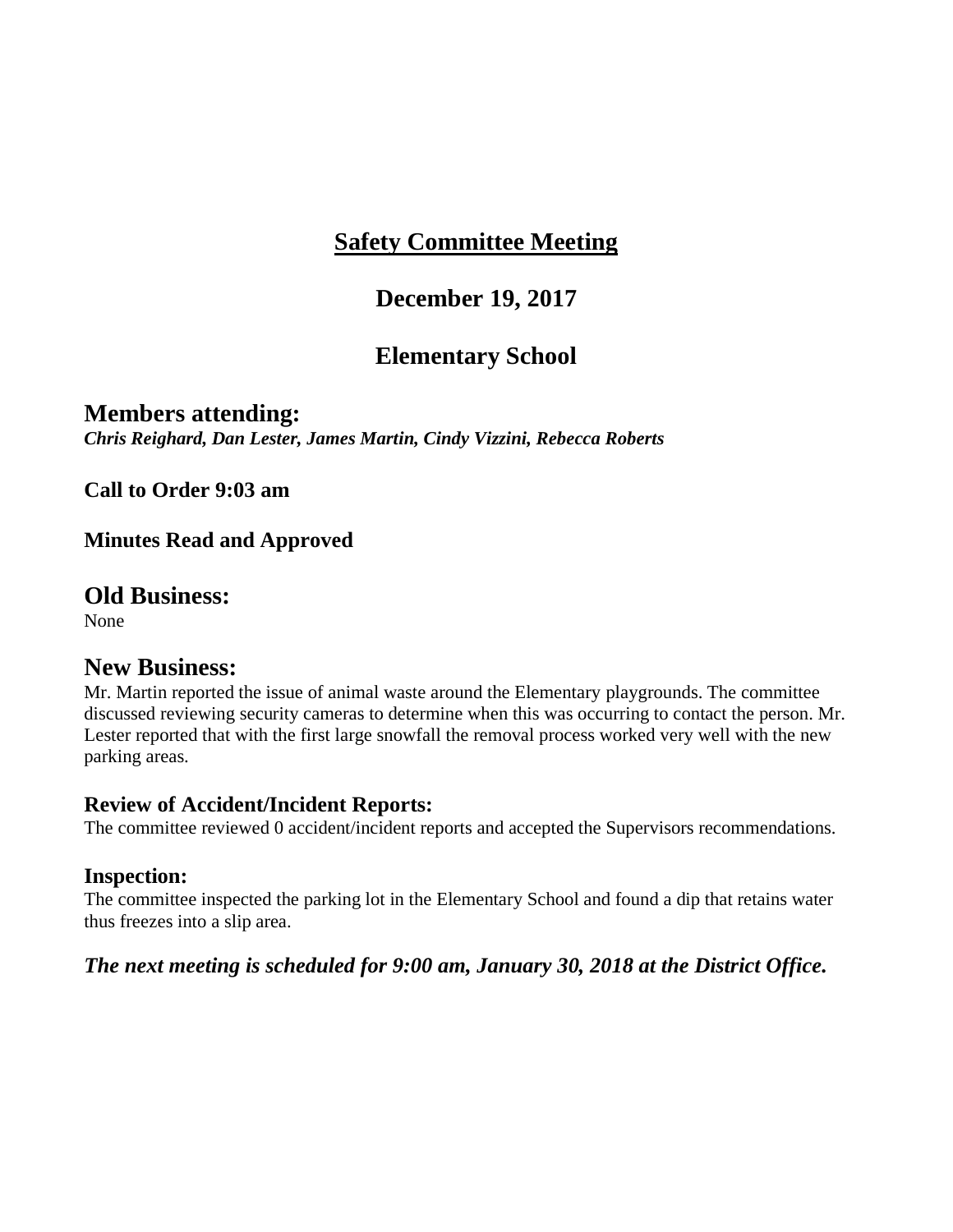# <u>Safety Committee Meeting</u>

## December 19, 2017

## Elementary School

## Members attending:

***Chris Reighard, Dan Lester, James Martin, Cindy Vizzini, Rebecca Roberts***

**Call to Order 9:03 am**

**Minutes Read and Approved**

## Old Business:

None

## New Business:

Mr. Martin reported the issue of animal waste around the Elementary playgrounds. The committee discussed reviewing security cameras to determine when this was occurring to contact the person. Mr. Lester reported that with the first large snowfall the removal process worked very well with the new parking areas.

### Review of Accident/Incident Reports:

The committee reviewed 0 accident/incident reports and accepted the Supervisors recommendations.

### Inspection:

The committee inspected the parking lot in the Elementary School and found a dip that retains water thus freezes into a slip area.

***The next meeting is scheduled for 9:00 am, January 30, 2018 at the District Office.***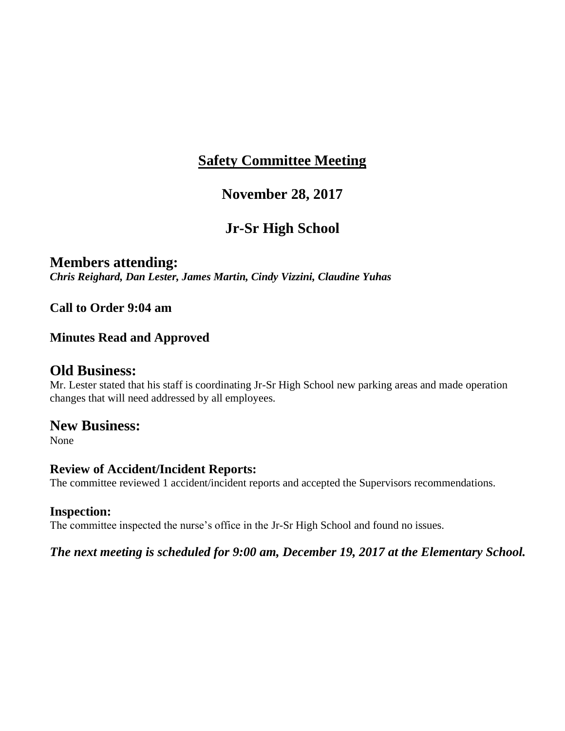# Safety Committee Meeting

## November 28, 2017

## Jr-Sr High School

## Members attending:

***Chris Reighard, Dan Lester, James Martin, Cindy Vizzini, Claudine Yuhas***

**Call to Order 9:04 am**

**Minutes Read and Approved**

## Old Business:

Mr. Lester stated that his staff is coordinating Jr-Sr High School new parking areas and made operation changes that will need addressed by all employees.

## New Business:

None

### Review of Accident/Incident Reports:

The committee reviewed 1 accident/incident reports and accepted the Supervisors recommendations.

### Inspection:

The committee inspected the nurse's office in the Jr-Sr High School and found no issues.

***The next meeting is scheduled for 9:00 am, December 19, 2017 at the Elementary School.***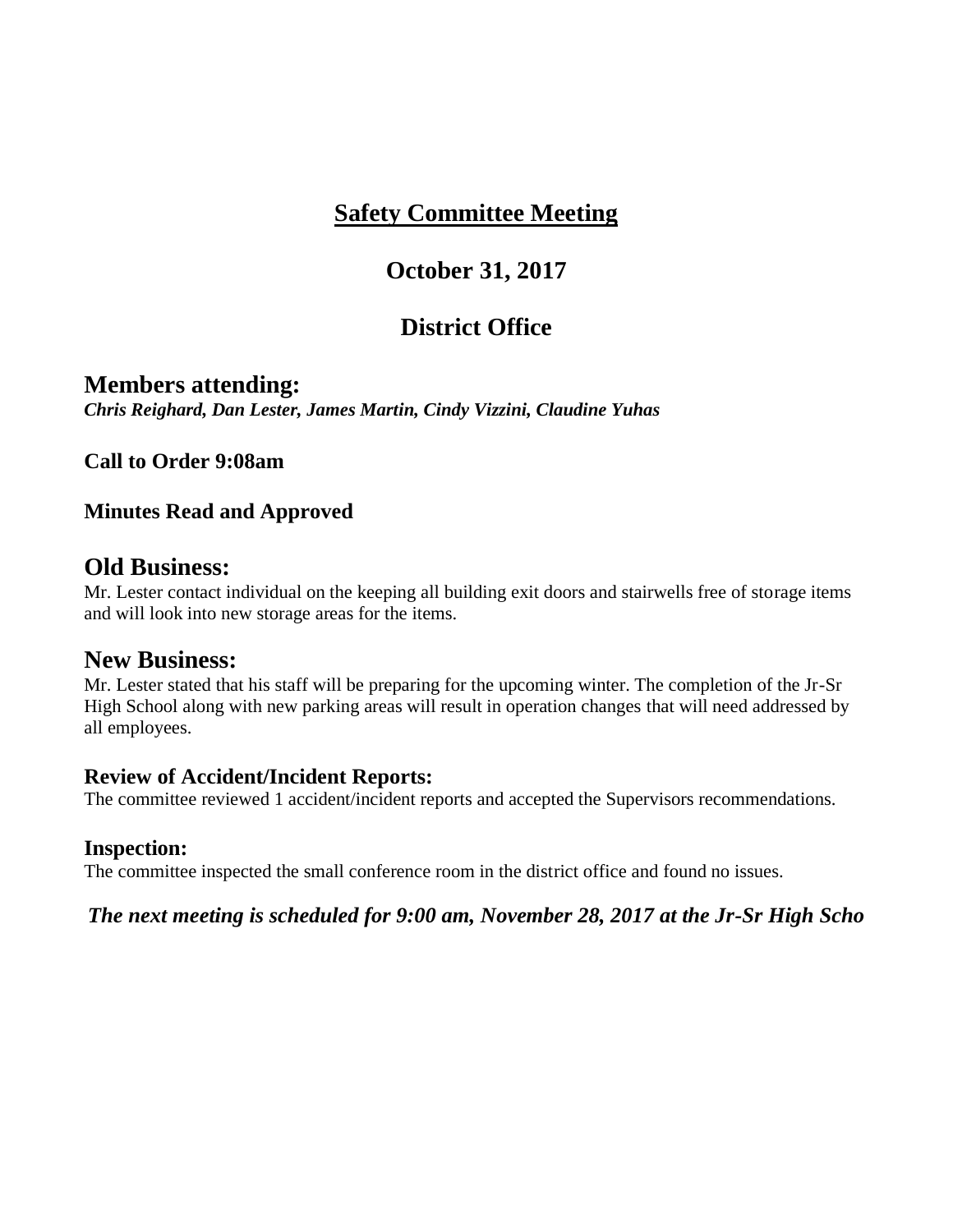# Safety Committee Meeting

## October 31, 2017

## District Office

## Members attending:

***Chris Reighard, Dan Lester, James Martin, Cindy Vizzini, Claudine Yuhas***

**Call to Order 9:08am**

**Minutes Read and Approved**

## Old Business:

Mr. Lester contact individual on the keeping all building exit doors and stairwells free of storage items and will look into new storage areas for the items.

## New Business:

Mr. Lester stated that his staff will be preparing for the upcoming winter. The completion of the Jr-Sr High School along with new parking areas will result in operation changes that will need addressed by all employees.

### Review of Accident/Incident Reports:

The committee reviewed 1 accident/incident reports and accepted the Supervisors recommendations.

### Inspection:

The committee inspected the small conference room in the district office and found no issues.

***The next meeting is scheduled for 9:00 am, November 28, 2017 at the Jr-Sr High Scho***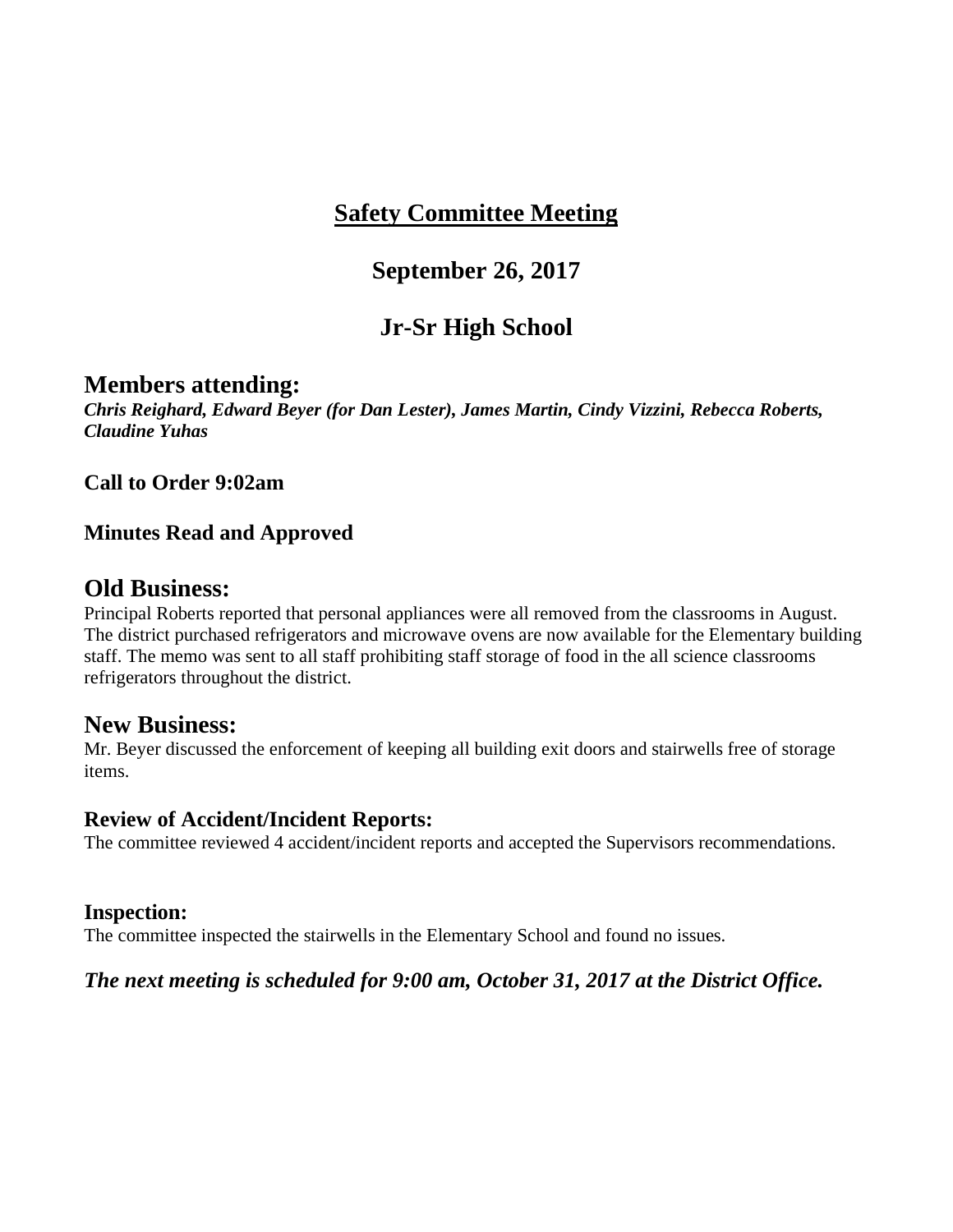# Safety Committee Meeting

## September 26, 2017

## Jr-Sr High School

## Members attending:

***Chris Reighard, Edward Beyer (for Dan Lester), James Martin, Cindy Vizzini, Rebecca Roberts, Claudine Yuhas***

**Call to Order 9:02am**

**Minutes Read and Approved**

## Old Business:

Principal Roberts reported that personal appliances were all removed from the classrooms in August. The district purchased refrigerators and microwave ovens are now available for the Elementary building staff. The memo was sent to all staff prohibiting staff storage of food in the all science classrooms refrigerators throughout the district.

## New Business:

Mr. Beyer discussed the enforcement of keeping all building exit doors and stairwells free of storage items.

### Review of Accident/Incident Reports:

The committee reviewed 4 accident/incident reports and accepted the Supervisors recommendations.

### Inspection:

The committee inspected the stairwells in the Elementary School and found no issues.

***The next meeting is scheduled for 9:00 am, October 31, 2017 at the District Office.***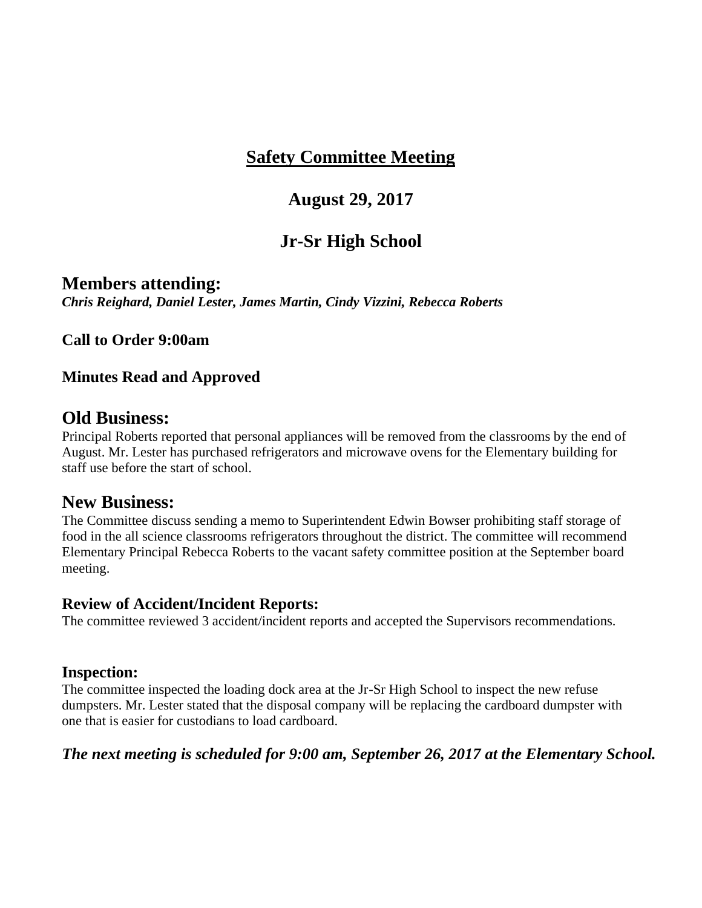# Safety Committee Meeting

## August 29, 2017

## Jr-Sr High School

## Members attending:

***Chris Reighard, Daniel Lester, James Martin, Cindy Vizzini, Rebecca Roberts***

**Call to Order 9:00am**

**Minutes Read and Approved**

## Old Business:

Principal Roberts reported that personal appliances will be removed from the classrooms by the end of August. Mr. Lester has purchased refrigerators and microwave ovens for the Elementary building for staff use before the start of school.

## New Business:

The Committee discuss sending a memo to Superintendent Edwin Bowser prohibiting staff storage of food in the all science classrooms refrigerators throughout the district. The committee will recommend Elementary Principal Rebecca Roberts to the vacant safety committee position at the September board meeting.

### Review of Accident/Incident Reports:

The committee reviewed 3 accident/incident reports and accepted the Supervisors recommendations.

### Inspection:

The committee inspected the loading dock area at the Jr-Sr High School to inspect the new refuse dumpsters. Mr. Lester stated that the disposal company will be replacing the cardboard dumpster with one that is easier for custodians to load cardboard.

***The next meeting is scheduled for 9:00 am, September 26, 2017 at the Elementary School.***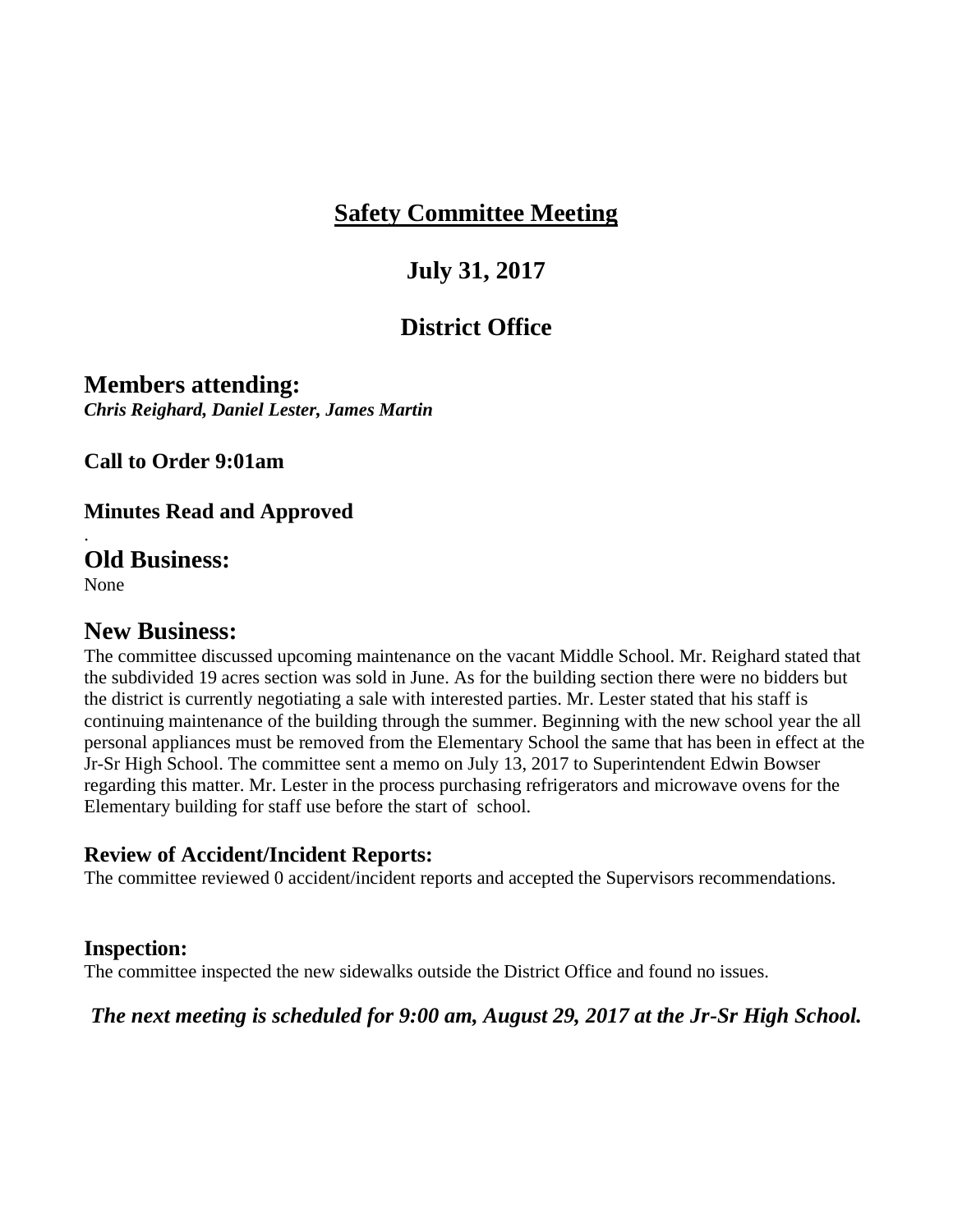# Safety Committee Meeting

## July 31, 2017

## District Office

## Members attending:

***Chris Reighard, Daniel Lester, James Martin***

**Call to Order 9:01am**

**Minutes Read and Approved**

.

## Old Business:

None

## New Business:

The committee discussed upcoming maintenance on the vacant Middle School. Mr. Reighard stated that the subdivided 19 acres section was sold in June. As for the building section there were no bidders but the district is currently negotiating a sale with interested parties. Mr. Lester stated that his staff is continuing maintenance of the building through the summer. Beginning with the new school year the all personal appliances must be removed from the Elementary School the same that has been in effect at the Jr-Sr High School. The committee sent a memo on July 13, 2017 to Superintendent Edwin Bowser regarding this matter. Mr. Lester in the process purchasing refrigerators and microwave ovens for the Elementary building for staff use before the start of school.

### Review of Accident/Incident Reports:

The committee reviewed 0 accident/incident reports and accepted the Supervisors recommendations.

### Inspection:

The committee inspected the new sidewalks outside the District Office and found no issues.

***The next meeting is scheduled for 9:00 am, August 29, 2017 at the Jr-Sr High School.***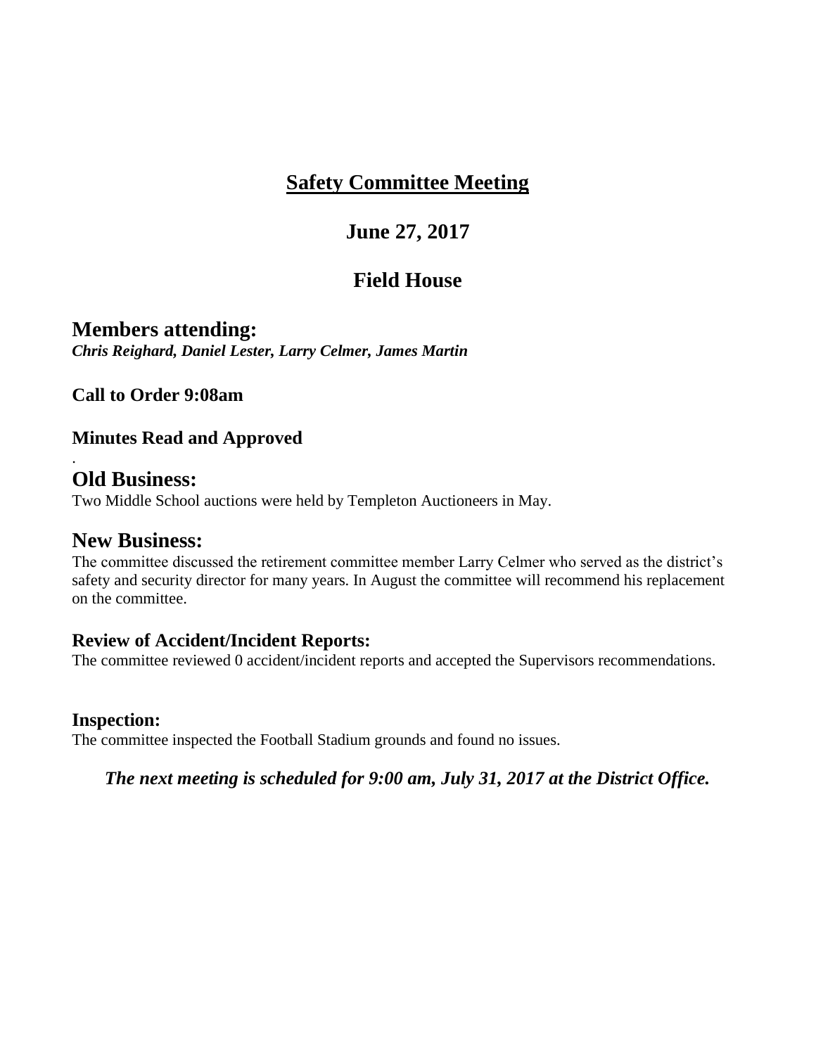# Safety Committee Meeting

## June 27, 2017

## Field House

## Members attending:

***Chris Reighard, Daniel Lester, Larry Celmer, James Martin***

### Call to Order 9:08am

### Minutes Read and Approved

.

## Old Business:

Two Middle School auctions were held by Templeton Auctioneers in May.

## New Business:

The committee discussed the retirement committee member Larry Celmer who served as the district's safety and security director for many years. In August the committee will recommend his replacement on the committee.

### Review of Accident/Incident Reports:

The committee reviewed 0 accident/incident reports and accepted the Supervisors recommendations.

### Inspection:

The committee inspected the Football Stadium grounds and found no issues.

***The next meeting is scheduled for 9:00 am, July 31, 2017 at the District Office.***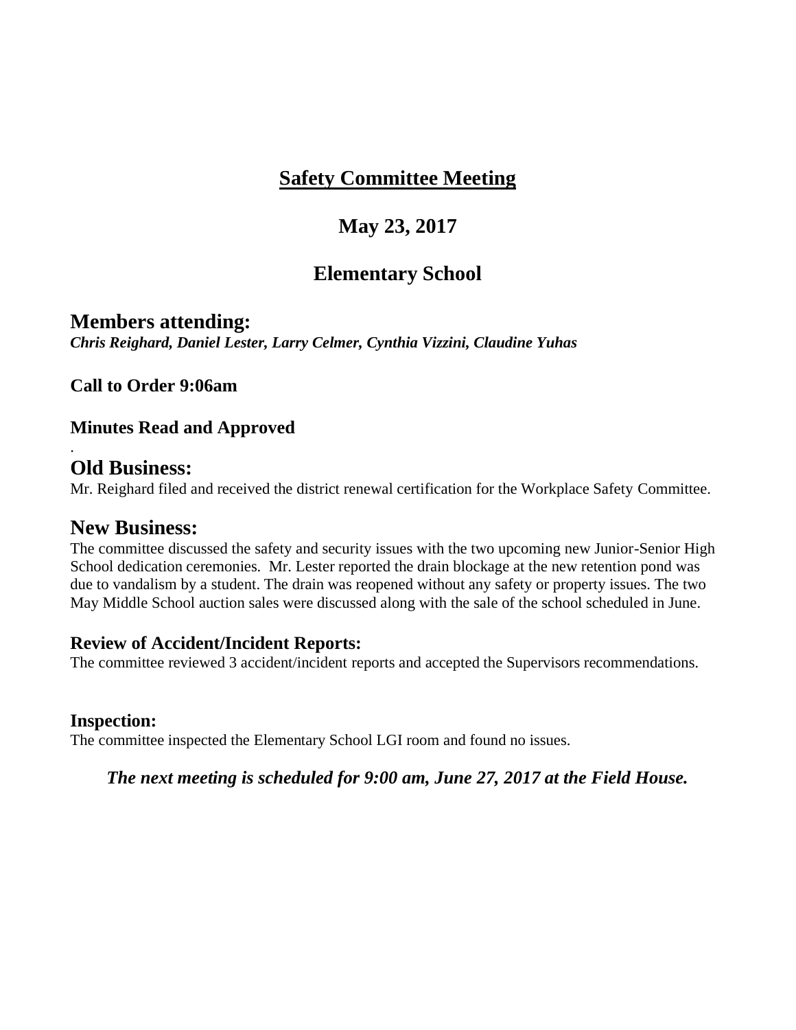# Safety Committee Meeting

## May 23, 2017

## Elementary School

## Members attending:

***Chris Reighard, Daniel Lester, Larry Celmer, Cynthia Vizzini, Claudine Yuhas***

**Call to Order 9:06am**

**Minutes Read and Approved**

.

## Old Business:

Mr. Reighard filed and received the district renewal certification for the Workplace Safety Committee.

## New Business:

The committee discussed the safety and security issues with the two upcoming new Junior-Senior High School dedication ceremonies. Mr. Lester reported the drain blockage at the new retention pond was due to vandalism by a student. The drain was reopened without any safety or property issues. The two May Middle School auction sales were discussed along with the sale of the school scheduled in June.

### Review of Accident/Incident Reports:

The committee reviewed 3 accident/incident reports and accepted the Supervisors recommendations.

### Inspection:

The committee inspected the Elementary School LGI room and found no issues.

***The next meeting is scheduled for 9:00 am, June 27, 2017 at the Field House.***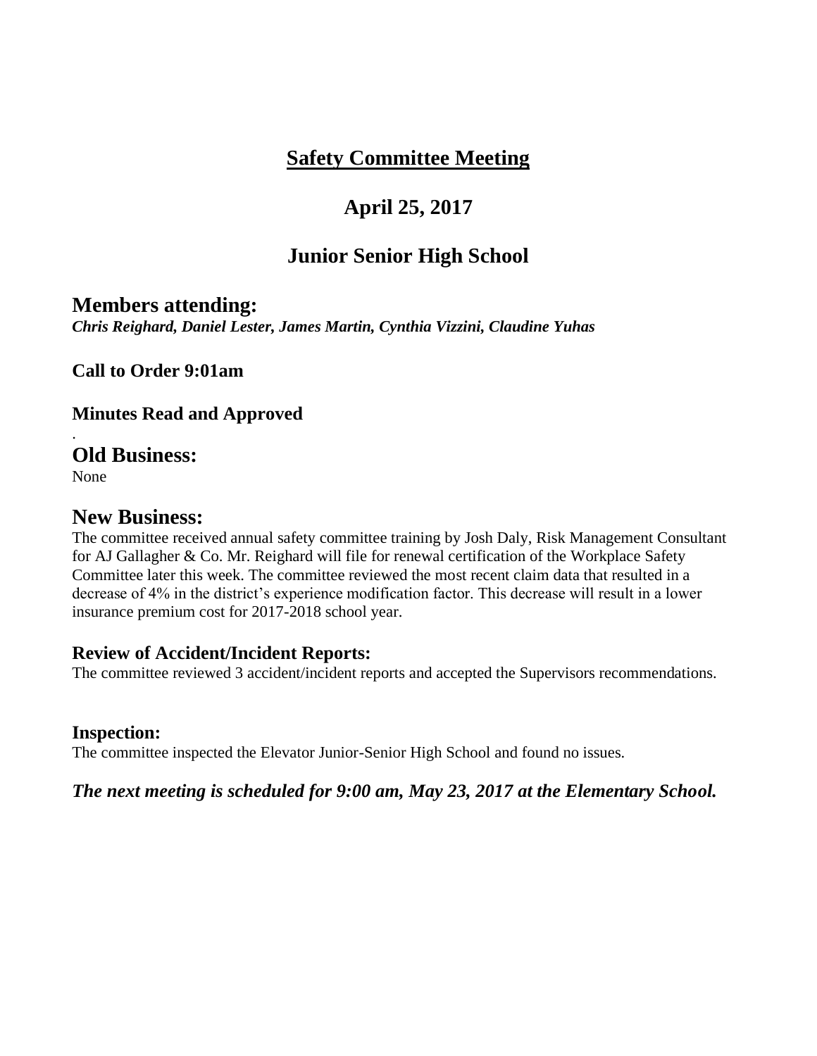# Safety Committee Meeting

## April 25, 2017

## Junior Senior High School

## Members attending:

***Chris Reighard, Daniel Lester, James Martin, Cynthia Vizzini, Claudine Yuhas***

**Call to Order 9:01am**

**Minutes Read and Approved**

.

## Old Business:

None

## New Business:

The committee received annual safety committee training by Josh Daly, Risk Management Consultant for AJ Gallagher & Co. Mr. Reighard will file for renewal certification of the Workplace Safety Committee later this week. The committee reviewed the most recent claim data that resulted in a decrease of 4% in the district's experience modification factor. This decrease will result in a lower insurance premium cost for 2017-2018 school year.

### Review of Accident/Incident Reports:

The committee reviewed 3 accident/incident reports and accepted the Supervisors recommendations.

### Inspection:

The committee inspected the Elevator Junior-Senior High School and found no issues.

***The next meeting is scheduled for 9:00 am, May 23, 2017 at the Elementary School.***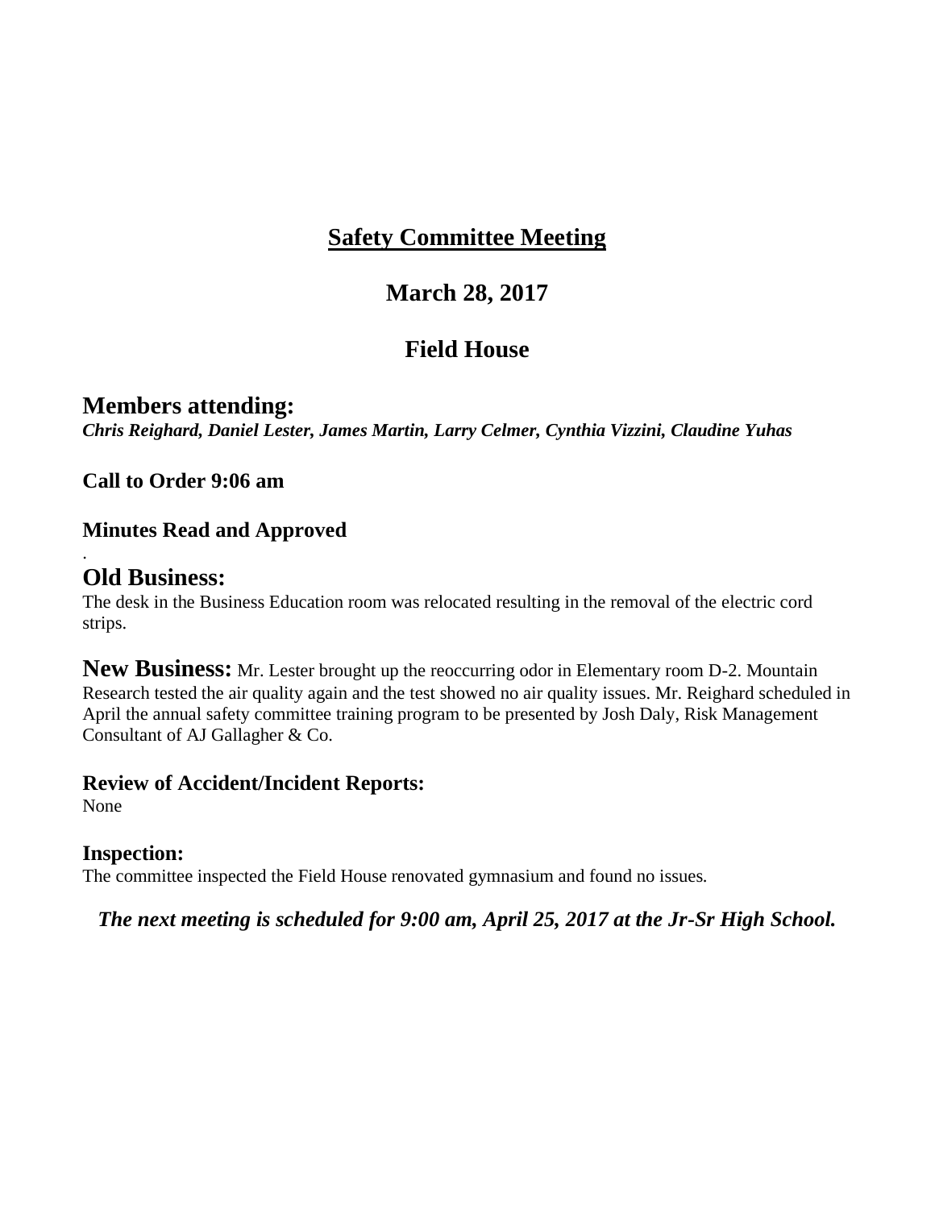# Safety Committee Meeting

## March 28, 2017

## Field House

## Members attending:

***Chris Reighard, Daniel Lester, James Martin, Larry Celmer, Cynthia Vizzini, Claudine Yuhas***

**Call to Order 9:06 am**

**Minutes Read and Approved**

.

## Old Business:

The desk in the Business Education room was relocated resulting in the removal of the electric cord strips.

**New Business:** Mr. Lester brought up the reoccurring odor in Elementary room D-2. Mountain Research tested the air quality again and the test showed no air quality issues. Mr. Reighard scheduled in April the annual safety committee training program to be presented by Josh Daly, Risk Management Consultant of AJ Gallagher & Co.

### Review of Accident/Incident Reports:

None

### Inspection:

The committee inspected the Field House renovated gymnasium and found no issues.

***The next meeting is scheduled for 9:00 am, April 25, 2017 at the Jr-Sr High School.***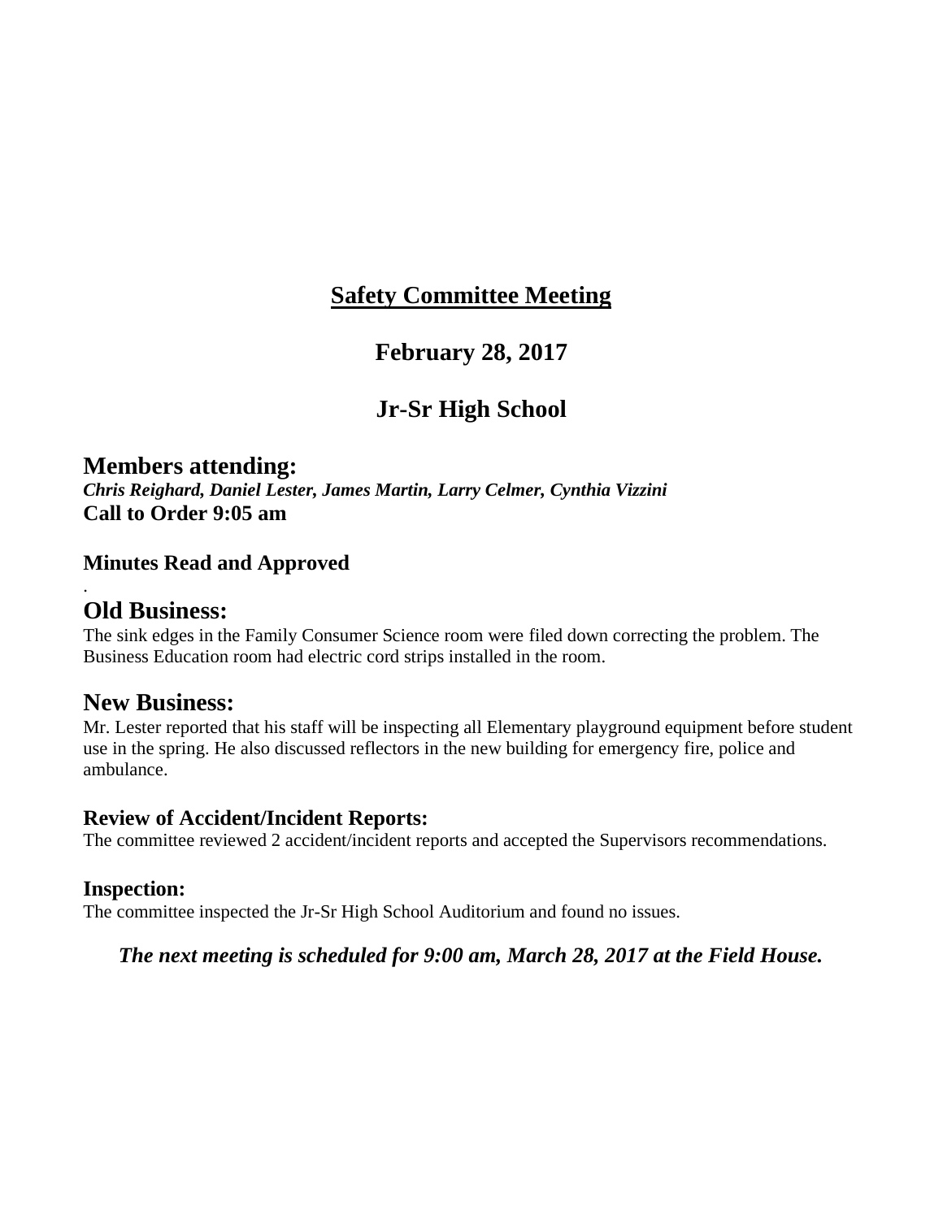# Safety Committee Meeting

## February 28, 2017

## Jr-Sr High School

## Members attending:

***Chris Reighard, Daniel Lester, James Martin, Larry Celmer, Cynthia Vizzini***

**Call to Order 9:05 am**

### Minutes Read and Approved

.

## Old Business:

The sink edges in the Family Consumer Science room were filed down correcting the problem. The Business Education room had electric cord strips installed in the room.

## New Business:

Mr. Lester reported that his staff will be inspecting all Elementary playground equipment before student use in the spring. He also discussed reflectors in the new building for emergency fire, police and ambulance.

### Review of Accident/Incident Reports:

The committee reviewed 2 accident/incident reports and accepted the Supervisors recommendations.

### Inspection:

The committee inspected the Jr-Sr High School Auditorium and found no issues.

***The next meeting is scheduled for 9:00 am, March 28, 2017 at the Field House.***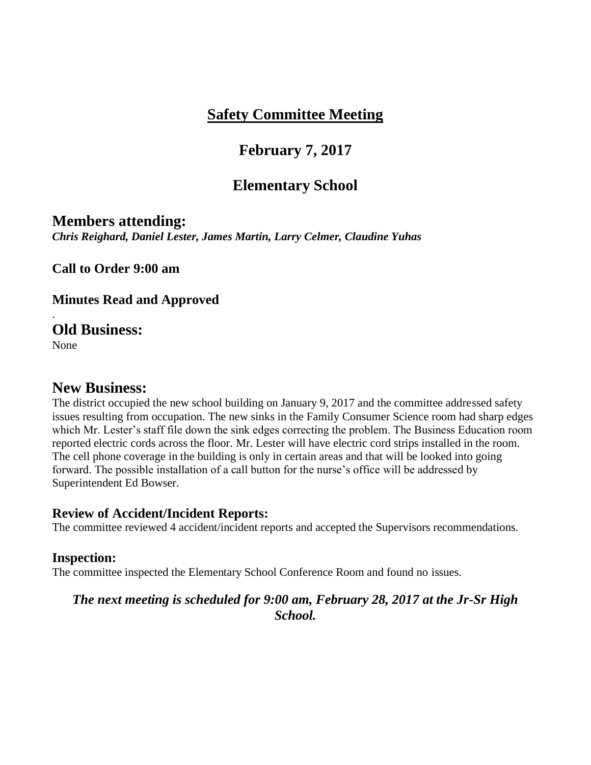# Safety Committee Meeting

## February 7, 2017

## Elementary School

### Members attending:

***Chris Reighard, Daniel Lester, James Martin, Larry Celmer, Claudine Yuhas***

**Call to Order 9:00 am**

**Minutes Read and Approved**

.

### Old Business:

None

### New Business:

The district occupied the new school building on January 9, 2017 and the committee addressed safety issues resulting from occupation. The new sinks in the Family Consumer Science room had sharp edges which Mr. Lester's staff file down the sink edges correcting the problem. The Business Education room reported electric cords across the floor. Mr. Lester will have electric cord strips installed in the room. The cell phone coverage in the building is only in certain areas and that will be looked into going forward. The possible installation of a call button for the nurse's office will be addressed by Superintendent Ed Bowser.

#### Review of Accident/Incident Reports:

The committee reviewed 4 accident/incident reports and accepted the Supervisors recommendations.

#### Inspection:

The committee inspected the Elementary School Conference Room and found no issues.

***The next meeting is scheduled for 9:00 am, February 28, 2017 at the Jr-Sr High School.***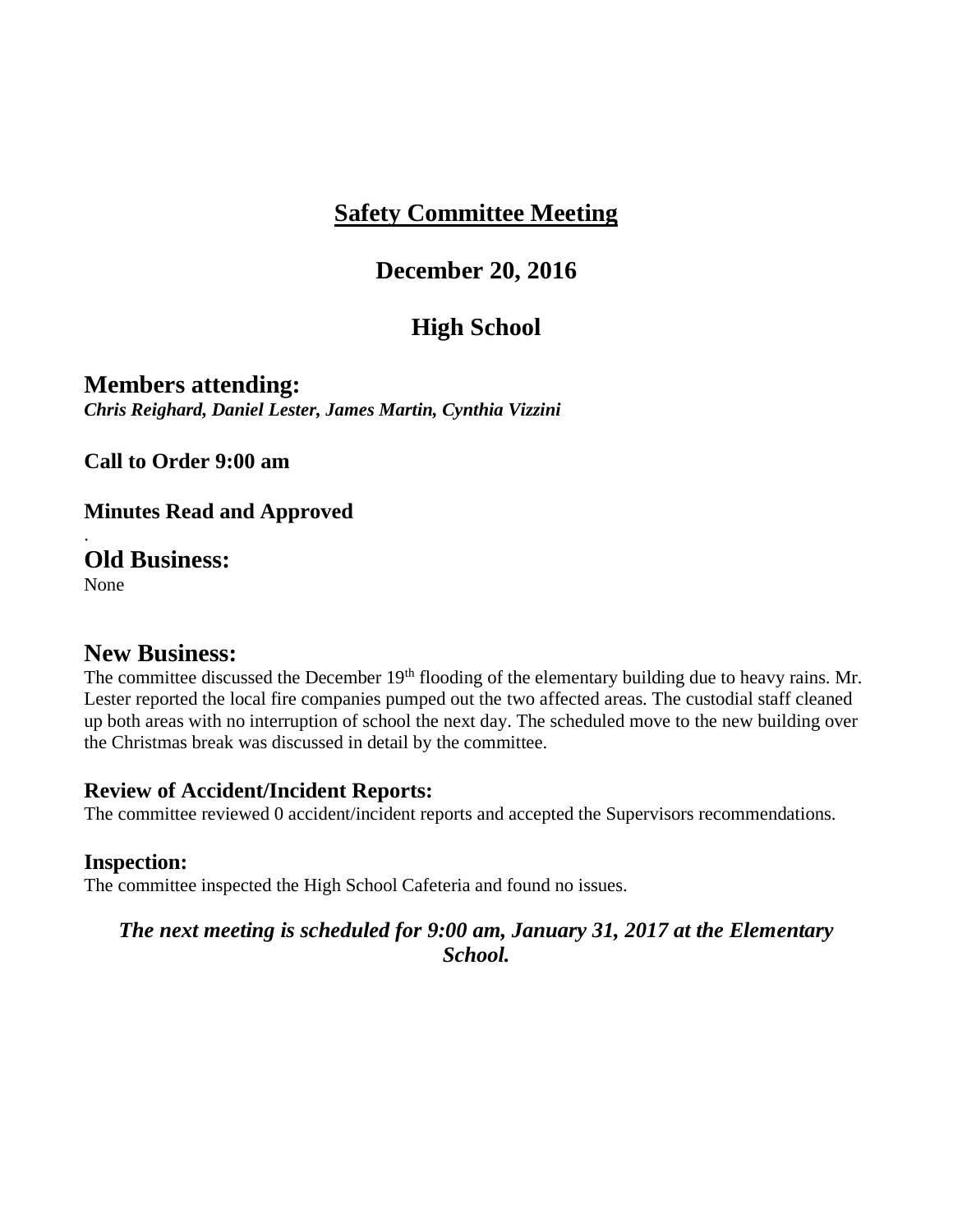# Safety Committee Meeting

## December 20, 2016

## High School

## Members attending:

***Chris Reighard, Daniel Lester, James Martin, Cynthia Vizzini***

**Call to Order 9:00 am**

**Minutes Read and Approved**

.

## Old Business:

None

## New Business:

The committee discussed the December 19th flooding of the elementary building due to heavy rains. Mr. Lester reported the local fire companies pumped out the two affected areas. The custodial staff cleaned up both areas with no interruption of school the next day. The scheduled move to the new building over the Christmas break was discussed in detail by the committee.

### Review of Accident/Incident Reports:

The committee reviewed 0 accident/incident reports and accepted the Supervisors recommendations.

### Inspection:

The committee inspected the High School Cafeteria and found no issues.

***The next meeting is scheduled for 9:00 am, January 31, 2017 at the Elementary School.***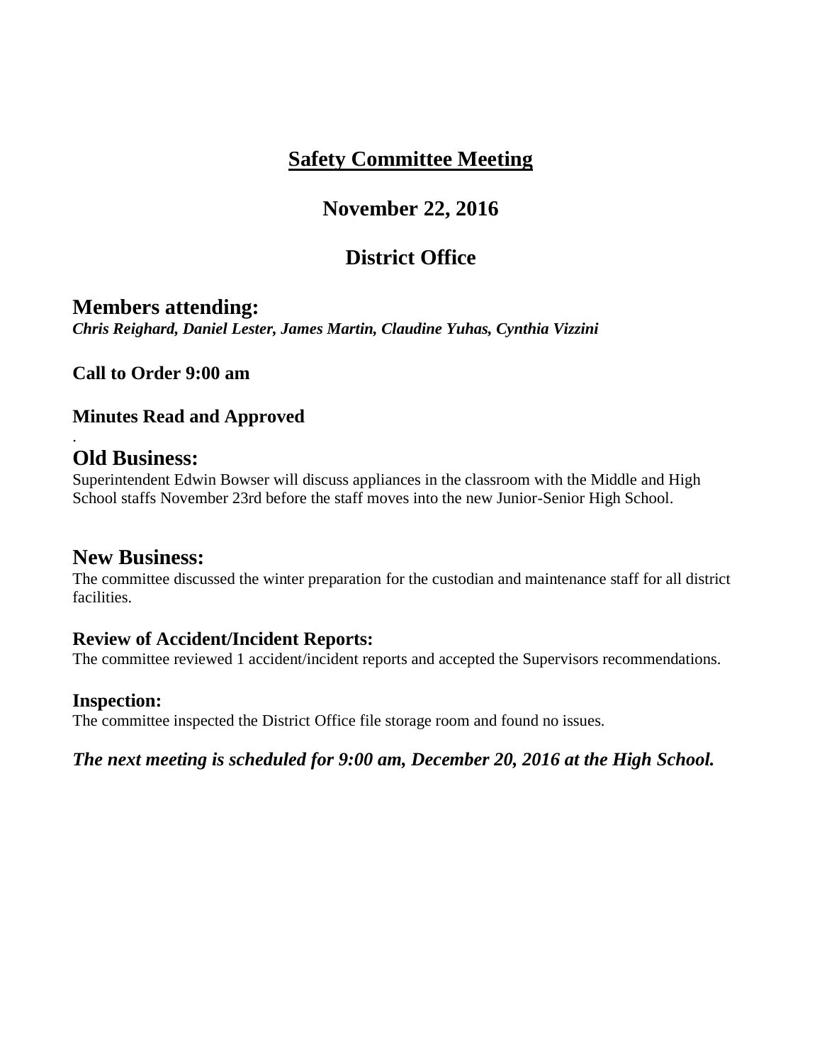# Safety Committee Meeting

## November 22, 2016

## District Office

## Members attending:

***Chris Reighard, Daniel Lester, James Martin, Claudine Yuhas, Cynthia Vizzini***

### Call to Order 9:00 am

### Minutes Read and Approved

.

## Old Business:

Superintendent Edwin Bowser will discuss appliances in the classroom with the Middle and High School staffs November 23rd before the staff moves into the new Junior-Senior High School.

## New Business:

The committee discussed the winter preparation for the custodian and maintenance staff for all district facilities.

### Review of Accident/Incident Reports:

The committee reviewed 1 accident/incident reports and accepted the Supervisors recommendations.

### Inspection:

The committee inspected the District Office file storage room and found no issues.

***The next meeting is scheduled for 9:00 am, December 20, 2016 at the High School.***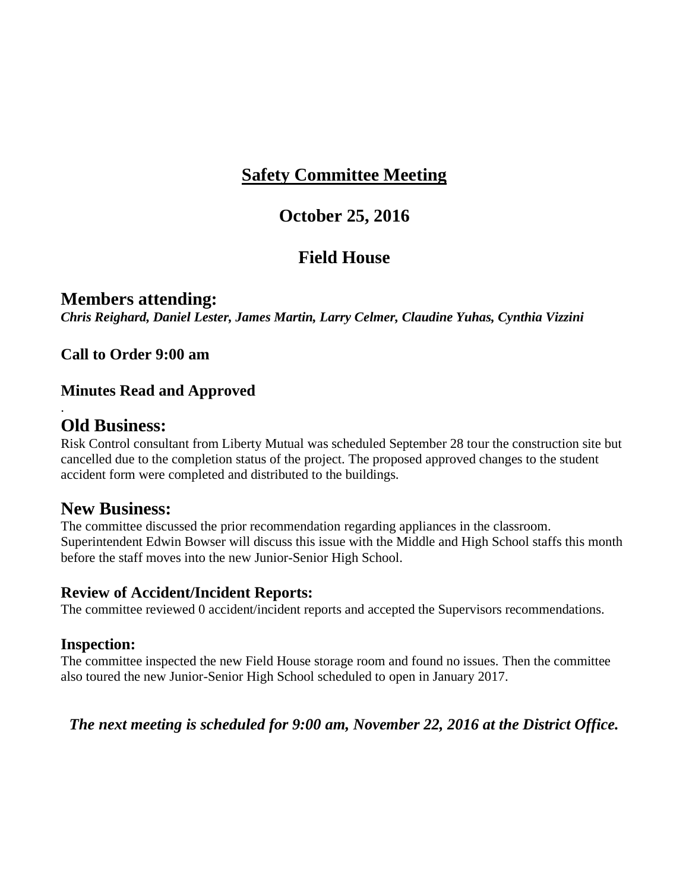# Safety Committee Meeting

## October 25, 2016

## Field House

## Members attending:

***Chris Reighard, Daniel Lester, James Martin, Larry Celmer, Claudine Yuhas, Cynthia Vizzini***

**Call to Order 9:00 am**

**Minutes Read and Approved**

.

## Old Business:

Risk Control consultant from Liberty Mutual was scheduled September 28 tour the construction site but cancelled due to the completion status of the project. The proposed approved changes to the student accident form were completed and distributed to the buildings.

## New Business:

The committee discussed the prior recommendation regarding appliances in the classroom. Superintendent Edwin Bowser will discuss this issue with the Middle and High School staffs this month before the staff moves into the new Junior-Senior High School.

### Review of Accident/Incident Reports:

The committee reviewed 0 accident/incident reports and accepted the Supervisors recommendations.

### Inspection:

The committee inspected the new Field House storage room and found no issues. Then the committee also toured the new Junior-Senior High School scheduled to open in January 2017.

***The next meeting is scheduled for 9:00 am, November 22, 2016 at the District Office.***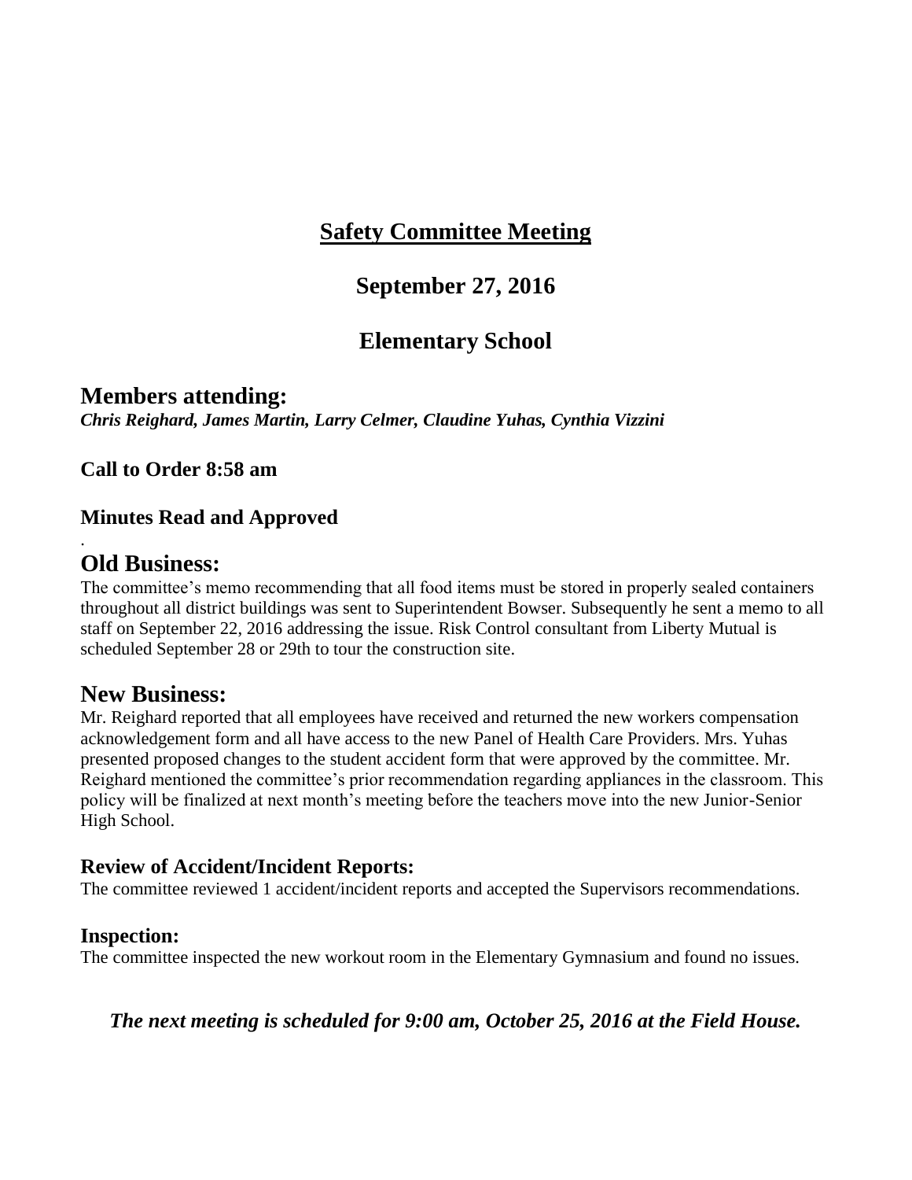# Safety Committee Meeting

## September 27, 2016

## Elementary School

## Members attending:

***Chris Reighard, James Martin, Larry Celmer, Claudine Yuhas, Cynthia Vizzini***

**Call to Order 8:58 am**

**Minutes Read and Approved**

.

## Old Business:

The committee's memo recommending that all food items must be stored in properly sealed containers throughout all district buildings was sent to Superintendent Bowser. Subsequently he sent a memo to all staff on September 22, 2016 addressing the issue. Risk Control consultant from Liberty Mutual is scheduled September 28 or 29th to tour the construction site.

## New Business:

Mr. Reighard reported that all employees have received and returned the new workers compensation acknowledgement form and all have access to the new Panel of Health Care Providers. Mrs. Yuhas presented proposed changes to the student accident form that were approved by the committee. Mr. Reighard mentioned the committee's prior recommendation regarding appliances in the classroom. This policy will be finalized at next month's meeting before the teachers move into the new Junior-Senior High School.

### Review of Accident/Incident Reports:

The committee reviewed 1 accident/incident reports and accepted the Supervisors recommendations.

### Inspection:

The committee inspected the new workout room in the Elementary Gymnasium and found no issues.

***The next meeting is scheduled for 9:00 am, October 25, 2016 at the Field House.***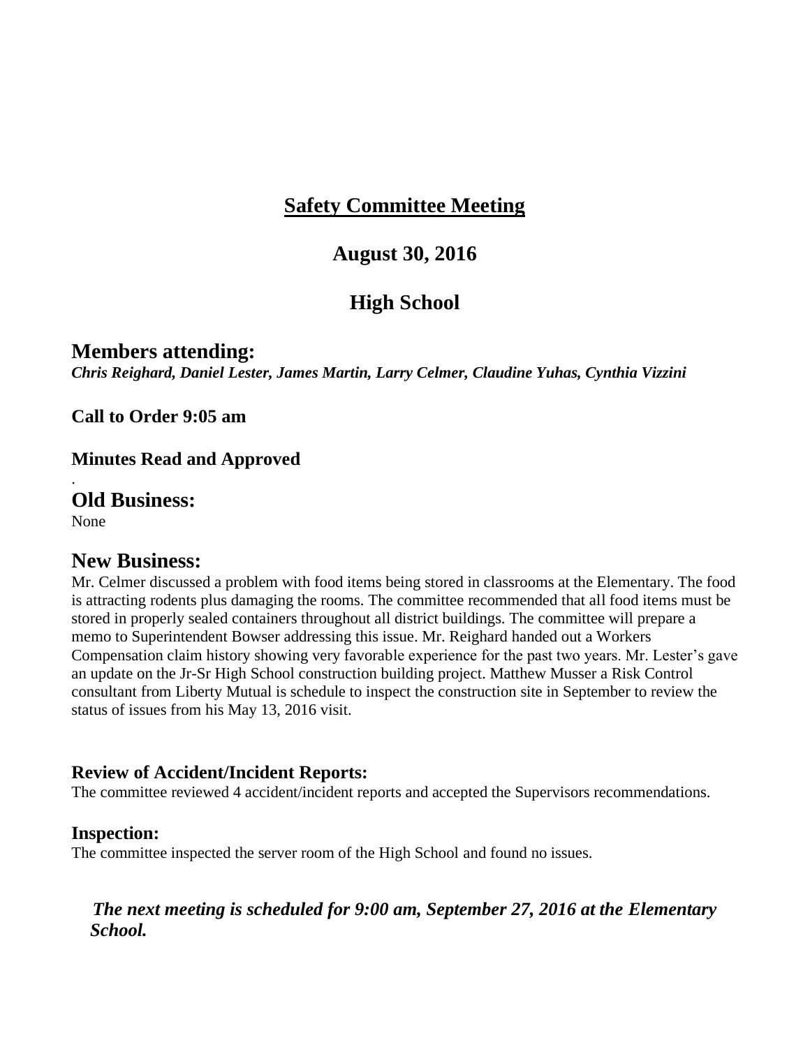# Safety Committee Meeting

## August 30, 2016

## High School

### Members attending:

***Chris Reighard, Daniel Lester, James Martin, Larry Celmer, Claudine Yuhas, Cynthia Vizzini***

**Call to Order 9:05 am**

**Minutes Read and Approved**

.

### Old Business:

None

### New Business:

Mr. Celmer discussed a problem with food items being stored in classrooms at the Elementary. The food is attracting rodents plus damaging the rooms. The committee recommended that all food items must be stored in properly sealed containers throughout all district buildings. The committee will prepare a memo to Superintendent Bowser addressing this issue. Mr. Reighard handed out a Workers Compensation claim history showing very favorable experience for the past two years. Mr. Lester's gave an update on the Jr-Sr High School construction building project. Matthew Musser a Risk Control consultant from Liberty Mutual is schedule to inspect the construction site in September to review the status of issues from his May 13, 2016 visit.

**Review of Accident/Incident Reports:**

The committee reviewed 4 accident/incident reports and accepted the Supervisors recommendations.

**Inspection:**

The committee inspected the server room of the High School and found no issues.

***The next meeting is scheduled for 9:00 am, September 27, 2016 at the Elementary School.***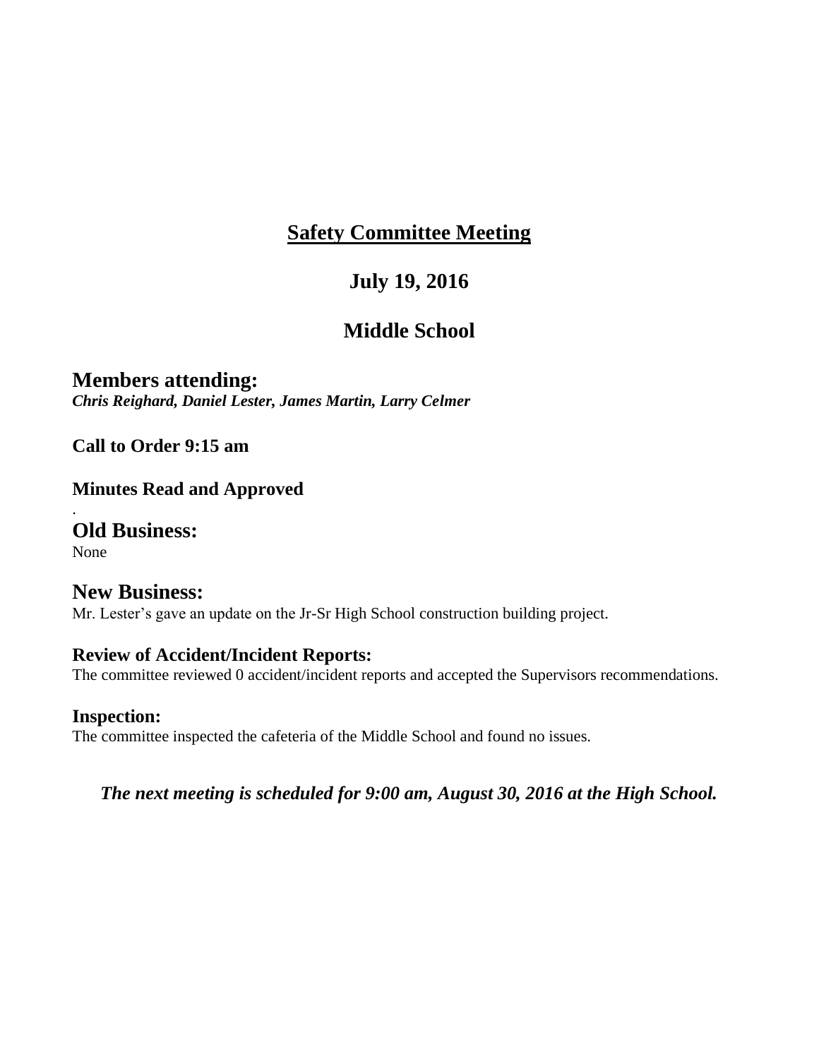# Safety Committee Meeting

## July 19, 2016

## Middle School

## Members attending:

***Chris Reighard, Daniel Lester, James Martin, Larry Celmer***

**Call to Order 9:15 am**

**Minutes Read and Approved**

.

## Old Business:

None

## New Business:

Mr. Lester's gave an update on the Jr-Sr High School construction building project.

### Review of Accident/Incident Reports:

The committee reviewed 0 accident/incident reports and accepted the Supervisors recommendations.

### Inspection:

The committee inspected the cafeteria of the Middle School and found no issues.

***The next meeting is scheduled for 9:00 am, August 30, 2016 at the High School.***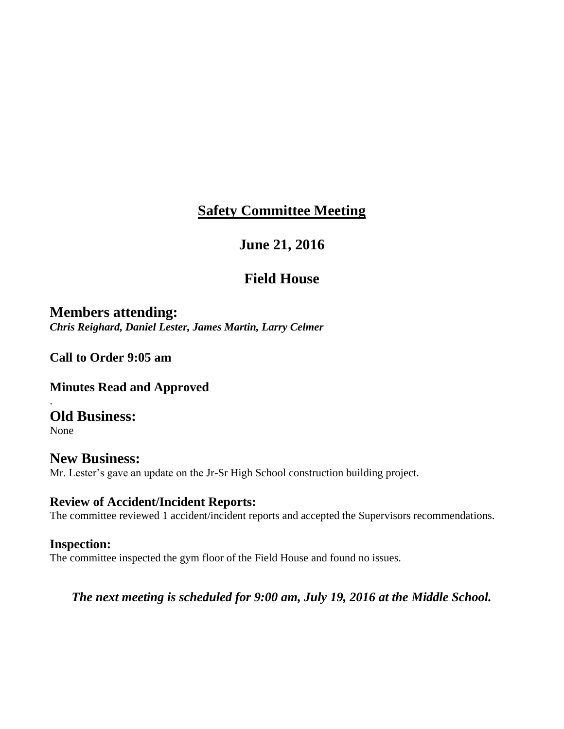# Safety Committee Meeting

## June 21, 2016

## Field House

## Members attending:

***Chris Reighard, Daniel Lester, James Martin, Larry Celmer***

**Call to Order 9:05 am**

**Minutes Read and Approved**

.

## Old Business:

None

## New Business:

Mr. Lester's gave an update on the Jr-Sr High School construction building project.

### Review of Accident/Incident Reports:

The committee reviewed 1 accident/incident reports and accepted the Supervisors recommendations.

### Inspection:

The committee inspected the gym floor of the Field House and found no issues.

***The next meeting is scheduled for 9:00 am, July 19, 2016 at the Middle School.***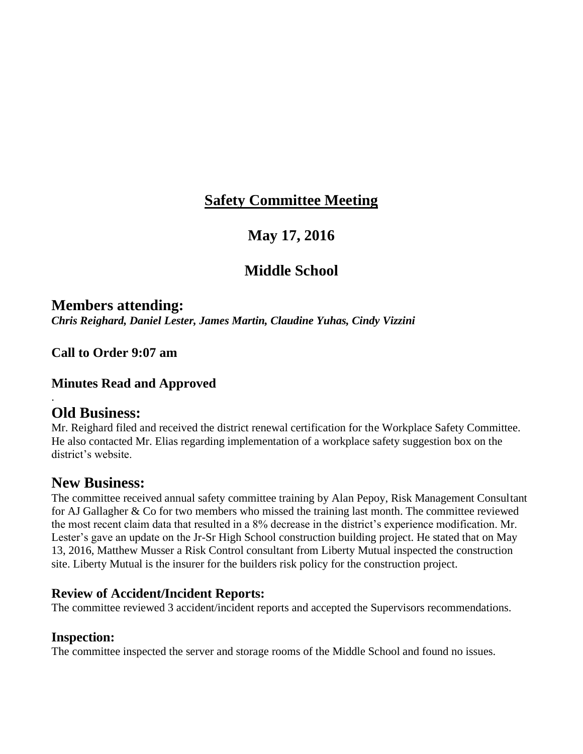# Safety Committee Meeting

## May 17, 2016

## Middle School

## Members attending:

***Chris Reighard, Daniel Lester, James Martin, Claudine Yuhas, Cindy Vizzini***

### Call to Order 9:07 am

### Minutes Read and Approved

.

## Old Business:

Mr. Reighard filed and received the district renewal certification for the Workplace Safety Committee. He also contacted Mr. Elias regarding implementation of a workplace safety suggestion box on the district's website.

## New Business:

The committee received annual safety committee training by Alan Pepoy, Risk Management Consultant for AJ Gallagher & Co for two members who missed the training last month. The committee reviewed the most recent claim data that resulted in a 8% decrease in the district's experience modification. Mr. Lester's gave an update on the Jr-Sr High School construction building project. He stated that on May 13, 2016, Matthew Musser a Risk Control consultant from Liberty Mutual inspected the construction site. Liberty Mutual is the insurer for the builders risk policy for the construction project.

### Review of Accident/Incident Reports:

The committee reviewed 3 accident/incident reports and accepted the Supervisors recommendations.

### Inspection:

The committee inspected the server and storage rooms of the Middle School and found no issues.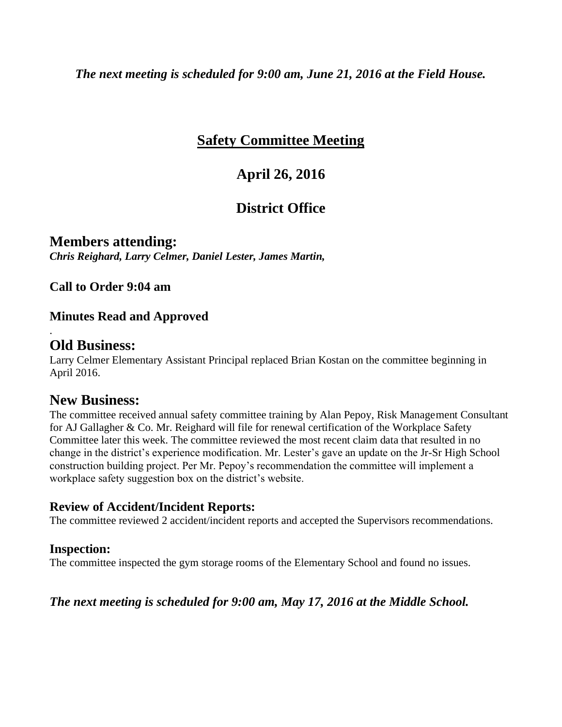*The next meeting is scheduled for 9:00 am, June 21, 2016 at the Field House.*

# Safety Committee Meeting

## April 26, 2016

## District Office

## Members attending:

***Chris Reighard, Larry Celmer, Daniel Lester, James Martin,***

**Call to Order 9:04 am**

**Minutes Read and Approved**

.

## Old Business:

Larry Celmer Elementary Assistant Principal replaced Brian Kostan on the committee beginning in April 2016.

## New Business:

The committee received annual safety committee training by Alan Pepoy, Risk Management Consultant for AJ Gallagher & Co. Mr. Reighard will file for renewal certification of the Workplace Safety Committee later this week. The committee reviewed the most recent claim data that resulted in no change in the district's experience modification. Mr. Lester's gave an update on the Jr-Sr High School construction building project. Per Mr. Pepoy's recommendation the committee will implement a workplace safety suggestion box on the district's website.

### Review of Accident/Incident Reports:

The committee reviewed 2 accident/incident reports and accepted the Supervisors recommendations.

### Inspection:

The committee inspected the gym storage rooms of the Elementary School and found no issues.

***The next meeting is scheduled for 9:00 am, May 17, 2016 at the Middle School.***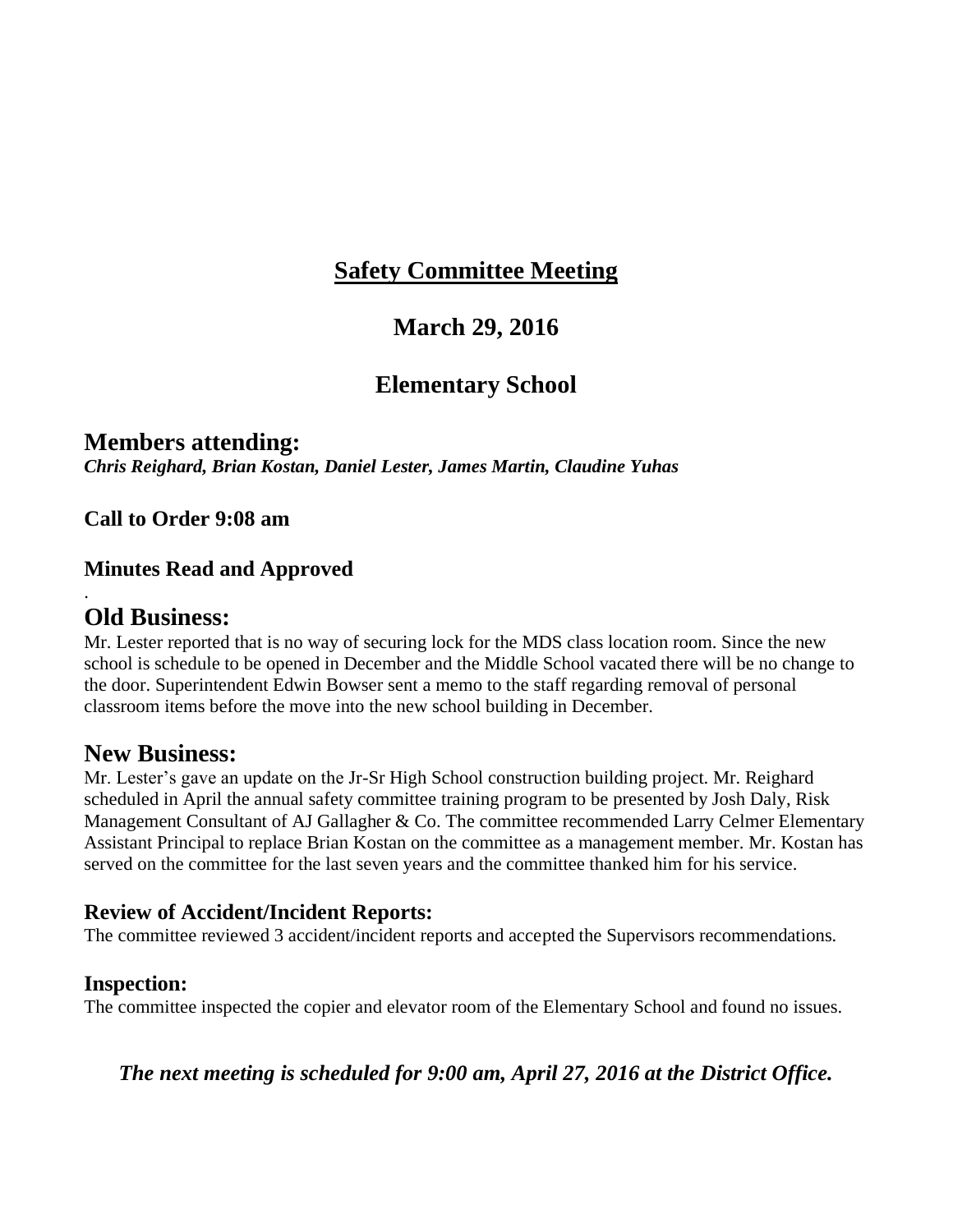# **Safety Committee Meeting**

## March 29, 2016

## Elementary School

## Members attending:

***Chris Reighard, Brian Kostan, Daniel Lester, James Martin, Claudine Yuhas***

**Call to Order 9:08 am**

**Minutes Read and Approved**

.

## Old Business:

Mr. Lester reported that is no way of securing lock for the MDS class location room. Since the new school is schedule to be opened in December and the Middle School vacated there will be no change to the door. Superintendent Edwin Bowser sent a memo to the staff regarding removal of personal classroom items before the move into the new school building in December.

## New Business:

Mr. Lester's gave an update on the Jr-Sr High School construction building project. Mr. Reighard scheduled in April the annual safety committee training program to be presented by Josh Daly, Risk Management Consultant of AJ Gallagher & Co. The committee recommended Larry Celmer Elementary Assistant Principal to replace Brian Kostan on the committee as a management member. Mr. Kostan has served on the committee for the last seven years and the committee thanked him for his service.

### Review of Accident/Incident Reports:

The committee reviewed 3 accident/incident reports and accepted the Supervisors recommendations.

### Inspection:

The committee inspected the copier and elevator room of the Elementary School and found no issues.

***The next meeting is scheduled for 9:00 am, April 27, 2016 at the District Office.***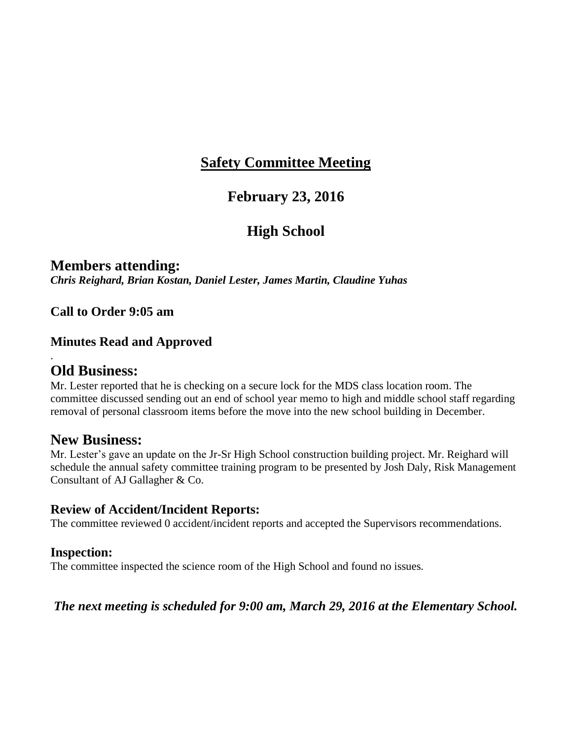# Safety Committee Meeting

## February 23, 2016

## High School

## Members attending:

***Chris Reighard, Brian Kostan, Daniel Lester, James Martin, Claudine Yuhas***

**Call to Order 9:05 am**

**Minutes Read and Approved**

.

## Old Business:

Mr. Lester reported that he is checking on a secure lock for the MDS class location room. The committee discussed sending out an end of school year memo to high and middle school staff regarding removal of personal classroom items before the move into the new school building in December.

## New Business:

Mr. Lester's gave an update on the Jr-Sr High School construction building project. Mr. Reighard will schedule the annual safety committee training program to be presented by Josh Daly, Risk Management Consultant of AJ Gallagher & Co.

### Review of Accident/Incident Reports:

The committee reviewed 0 accident/incident reports and accepted the Supervisors recommendations.

### Inspection:

The committee inspected the science room of the High School and found no issues.

***The next meeting is scheduled for 9:00 am, March 29, 2016 at the Elementary School.***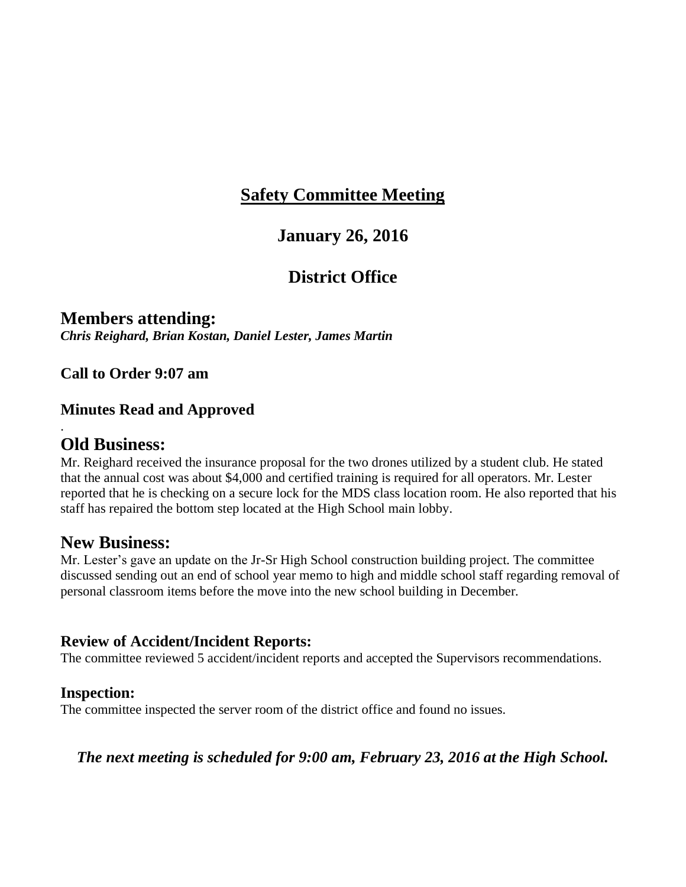# Safety Committee Meeting

## January 26, 2016

## District Office

## Members attending:

***Chris Reighard, Brian Kostan, Daniel Lester, James Martin***

**Call to Order 9:07 am**

**Minutes Read and Approved**

.

## Old Business:

Mr. Reighard received the insurance proposal for the two drones utilized by a student club. He stated that the annual cost was about $4,000 and certified training is required for all operators. Mr. Lester reported that he is checking on a secure lock for the MDS class location room. He also reported that his staff has repaired the bottom step located at the High School main lobby.

## New Business:

Mr. Lester's gave an update on the Jr-Sr High School construction building project. The committee discussed sending out an end of school year memo to high and middle school staff regarding removal of personal classroom items before the move into the new school building in December.

### Review of Accident/Incident Reports:

The committee reviewed 5 accident/incident reports and accepted the Supervisors recommendations.

### Inspection:

The committee inspected the server room of the district office and found no issues.

***The next meeting is scheduled for 9:00 am, February 23, 2016 at the High School.***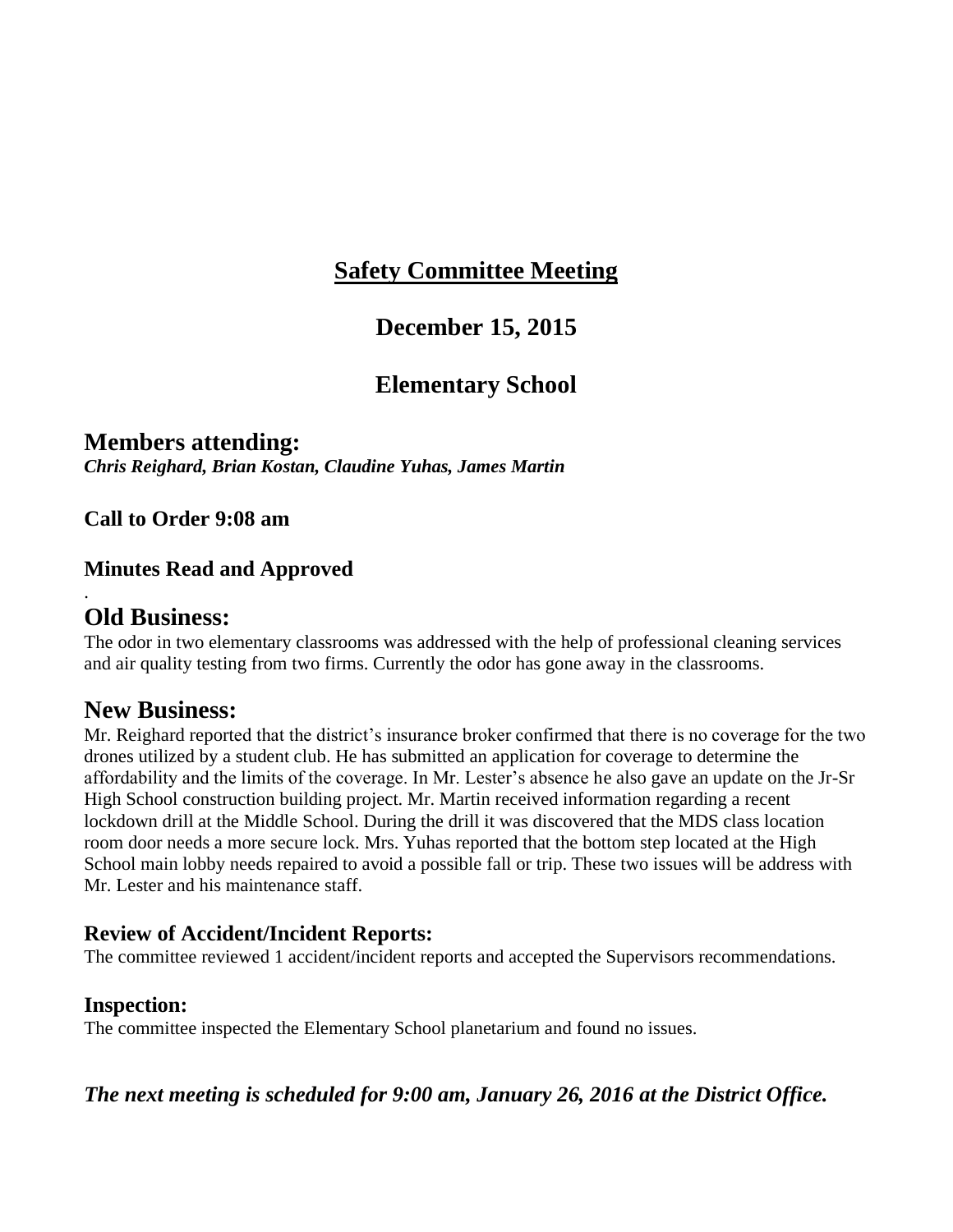# Safety Committee Meeting

## December 15, 2015

## Elementary School

## Members attending:

***Chris Reighard, Brian Kostan, Claudine Yuhas, James Martin***

**Call to Order 9:08 am**

**Minutes Read and Approved**

.

## Old Business:

The odor in two elementary classrooms was addressed with the help of professional cleaning services and air quality testing from two firms. Currently the odor has gone away in the classrooms.

## New Business:

Mr. Reighard reported that the district's insurance broker confirmed that there is no coverage for the two drones utilized by a student club. He has submitted an application for coverage to determine the affordability and the limits of the coverage. In Mr. Lester's absence he also gave an update on the Jr-Sr High School construction building project. Mr. Martin received information regarding a recent lockdown drill at the Middle School. During the drill it was discovered that the MDS class location room door needs a more secure lock. Mrs. Yuhas reported that the bottom step located at the High School main lobby needs repaired to avoid a possible fall or trip. These two issues will be address with Mr. Lester and his maintenance staff.

### Review of Accident/Incident Reports:

The committee reviewed 1 accident/incident reports and accepted the Supervisors recommendations.

### Inspection:

The committee inspected the Elementary School planetarium and found no issues.

***The next meeting is scheduled for 9:00 am, January 26, 2016 at the District Office.***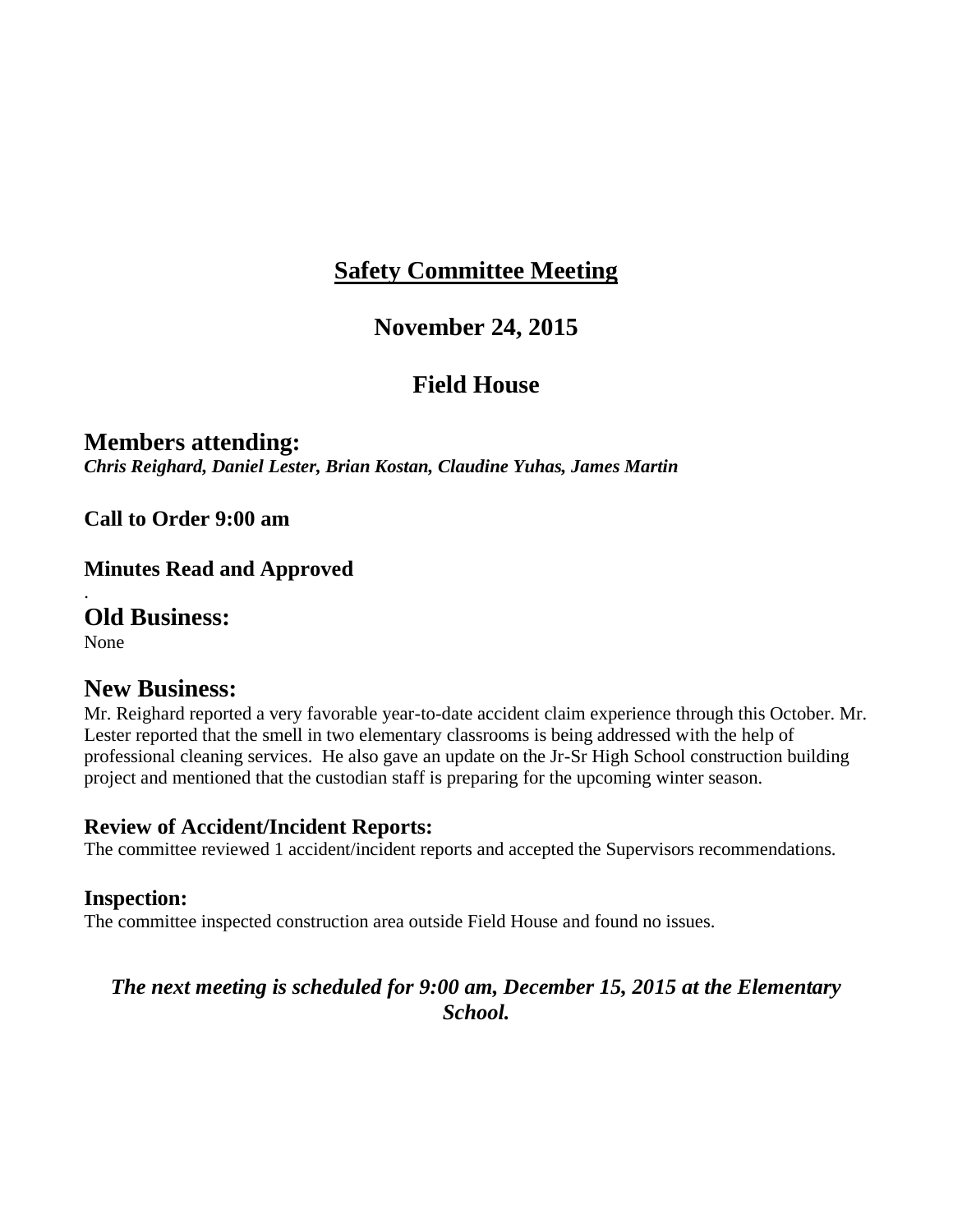# Safety Committee Meeting

## November 24, 2015

## Field House

## Members attending:

***Chris Reighard, Daniel Lester, Brian Kostan, Claudine Yuhas, James Martin***

**Call to Order 9:00 am**

**Minutes Read and Approved**

.

## Old Business:

None

## New Business:

Mr. Reighard reported a very favorable year-to-date accident claim experience through this October. Mr. Lester reported that the smell in two elementary classrooms is being addressed with the help of professional cleaning services. He also gave an update on the Jr-Sr High School construction building project and mentioned that the custodian staff is preparing for the upcoming winter season.

### Review of Accident/Incident Reports:

The committee reviewed 1 accident/incident reports and accepted the Supervisors recommendations.

### Inspection:

The committee inspected construction area outside Field House and found no issues.

***The next meeting is scheduled for 9:00 am, December 15, 2015 at the Elementary School.***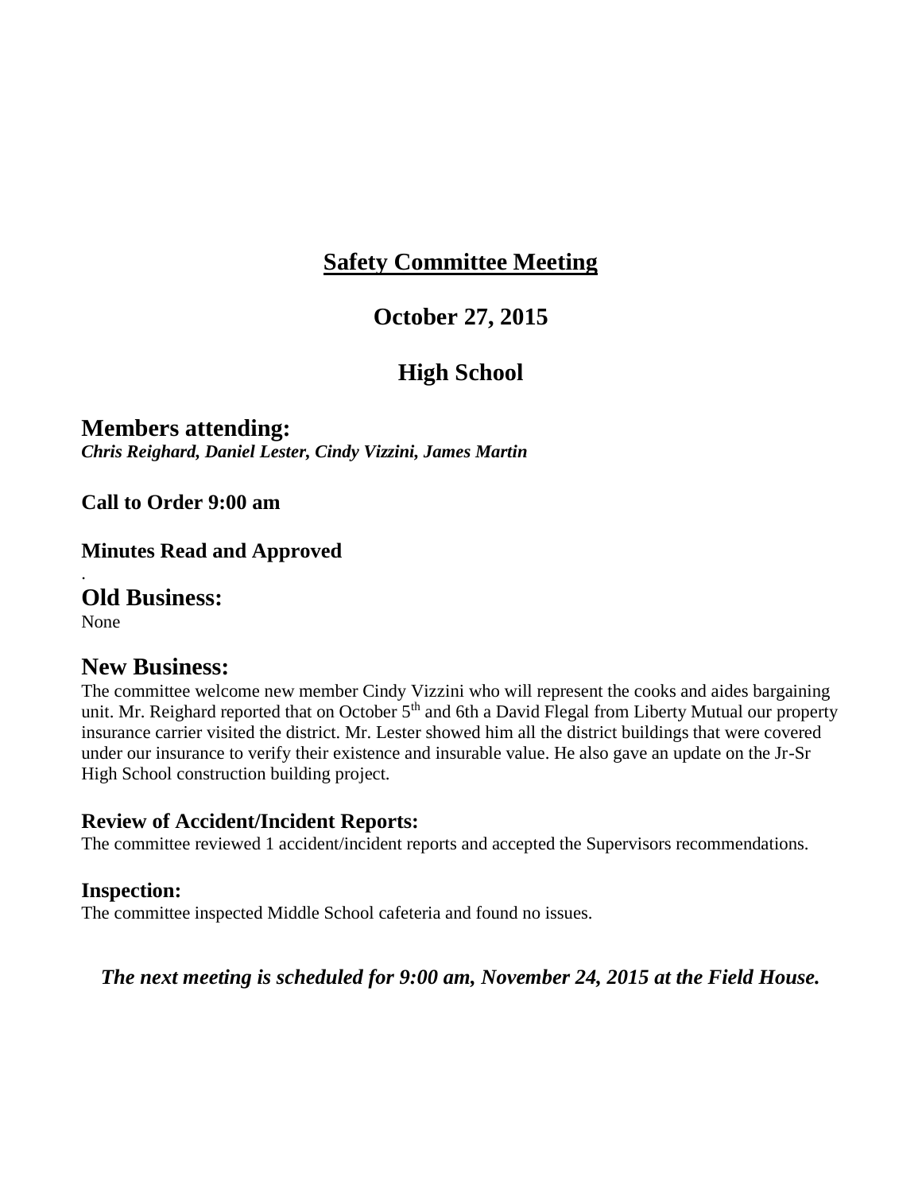# Safety Committee Meeting

## October 27, 2015

## High School

### Members attending:

***Chris Reighard, Daniel Lester, Cindy Vizzini, James Martin***

**Call to Order 9:00 am**

**Minutes Read and Approved**

.

### Old Business:

None

### New Business:

The committee welcome new member Cindy Vizzini who will represent the cooks and aides bargaining unit. Mr. Reighard reported that on October 5th and 6th a David Flegal from Liberty Mutual our property insurance carrier visited the district. Mr. Lester showed him all the district buildings that were covered under our insurance to verify their existence and insurable value. He also gave an update on the Jr-Sr High School construction building project.

**Review of Accident/Incident Reports:**

The committee reviewed 1 accident/incident reports and accepted the Supervisors recommendations.

**Inspection:**

The committee inspected Middle School cafeteria and found no issues.

***The next meeting is scheduled for 9:00 am, November 24, 2015 at the Field House.***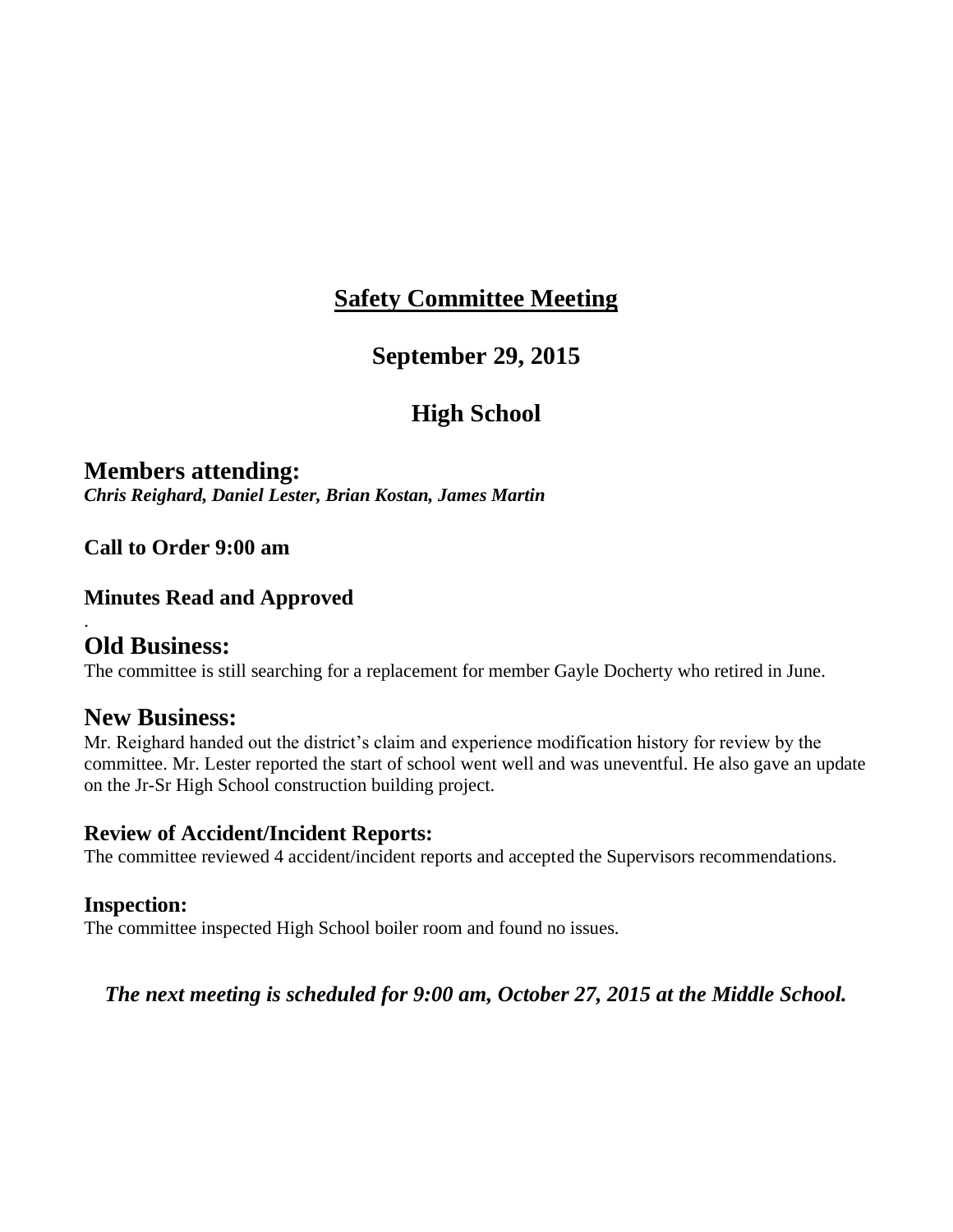# Safety Committee Meeting

## September 29, 2015

## High School

### Members attending:

***Chris Reighard, Daniel Lester, Brian Kostan, James Martin***

**Call to Order 9:00 am**

**Minutes Read and Approved**

.

### Old Business:

The committee is still searching for a replacement for member Gayle Docherty who retired in June.

### New Business:

Mr. Reighard handed out the district's claim and experience modification history for review by the committee. Mr. Lester reported the start of school went well and was uneventful. He also gave an update on the Jr-Sr High School construction building project.

**Review of Accident/Incident Reports:**

The committee reviewed 4 accident/incident reports and accepted the Supervisors recommendations.

**Inspection:**

The committee inspected High School boiler room and found no issues.

***The next meeting is scheduled for 9:00 am, October 27, 2015 at the Middle School.***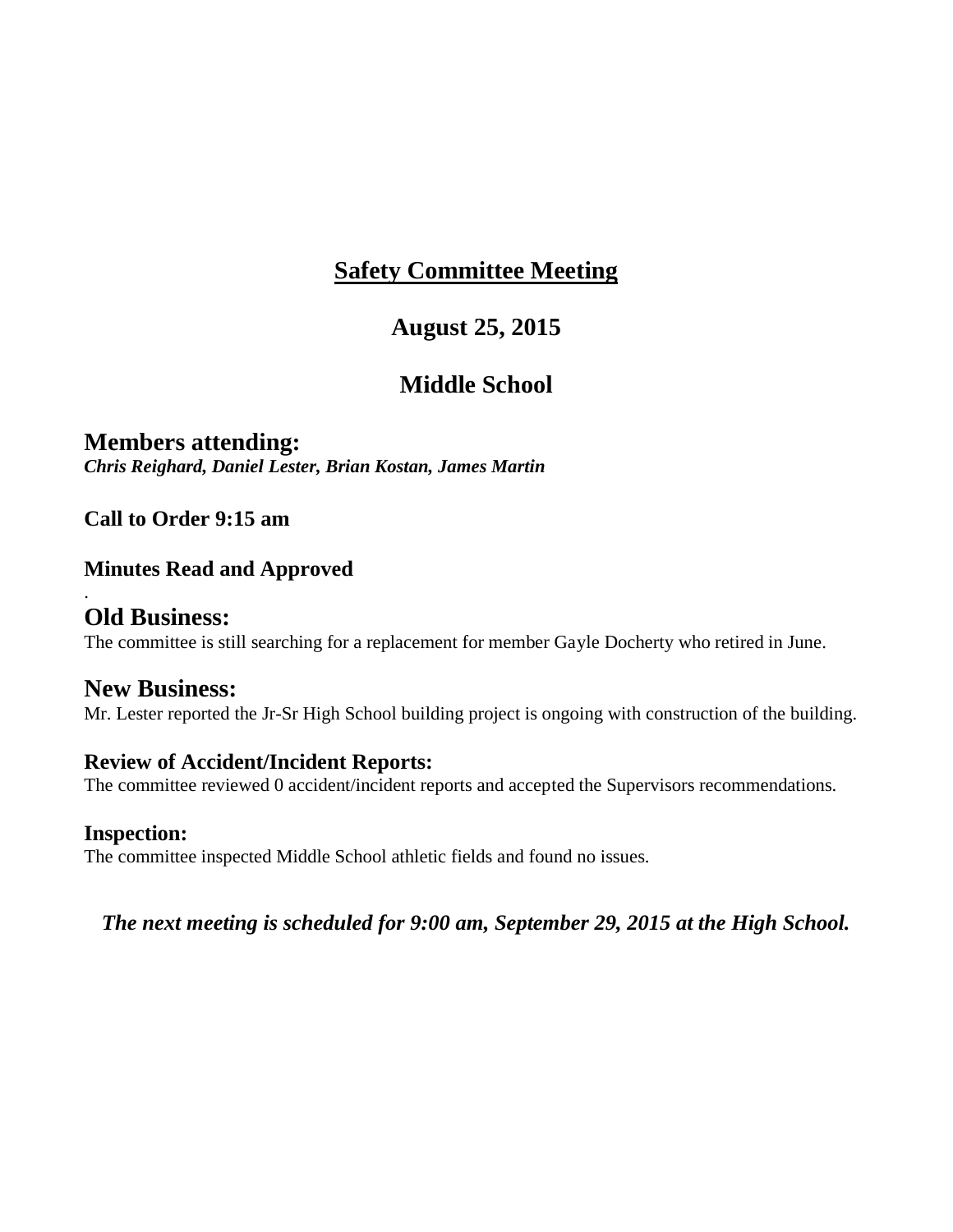# Safety Committee Meeting

## August 25, 2015

## Middle School

## Members attending:

***Chris Reighard, Daniel Lester, Brian Kostan, James Martin***

**Call to Order 9:15 am**

**Minutes Read and Approved**

.

## Old Business:

The committee is still searching for a replacement for member Gayle Docherty who retired in June.

## New Business:

Mr. Lester reported the Jr-Sr High School building project is ongoing with construction of the building.

### Review of Accident/Incident Reports:

The committee reviewed 0 accident/incident reports and accepted the Supervisors recommendations.

### Inspection:

The committee inspected Middle School athletic fields and found no issues.

***The next meeting is scheduled for 9:00 am, September 29, 2015 at the High School.***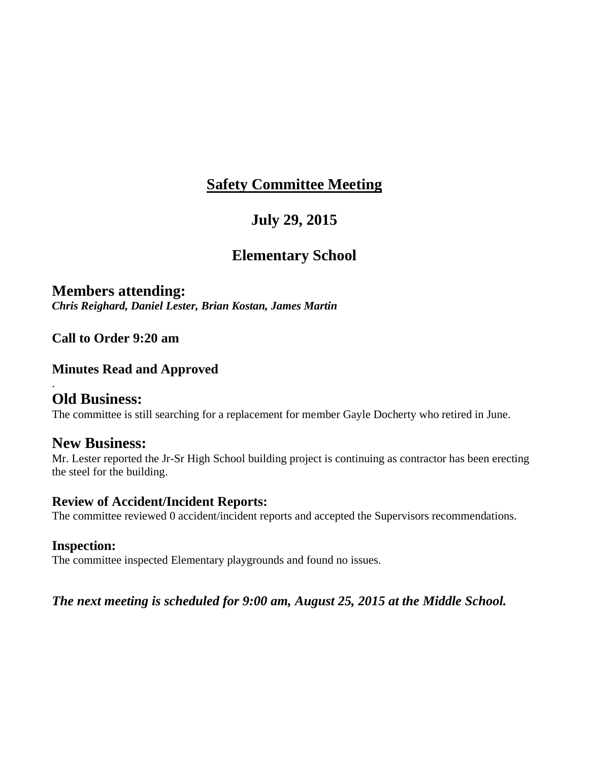# Safety Committee Meeting

## July 29, 2015

## Elementary School

## Members attending:

***Chris Reighard, Daniel Lester, Brian Kostan, James Martin***

**Call to Order 9:20 am**

**Minutes Read and Approved**

.

## Old Business:

The committee is still searching for a replacement for member Gayle Docherty who retired in June.

## New Business:

Mr. Lester reported the Jr-Sr High School building project is continuing as contractor has been erecting the steel for the building.

### Review of Accident/Incident Reports:

The committee reviewed 0 accident/incident reports and accepted the Supervisors recommendations.

### Inspection:

The committee inspected Elementary playgrounds and found no issues.

***The next meeting is scheduled for 9:00 am, August 25, 2015 at the Middle School.***